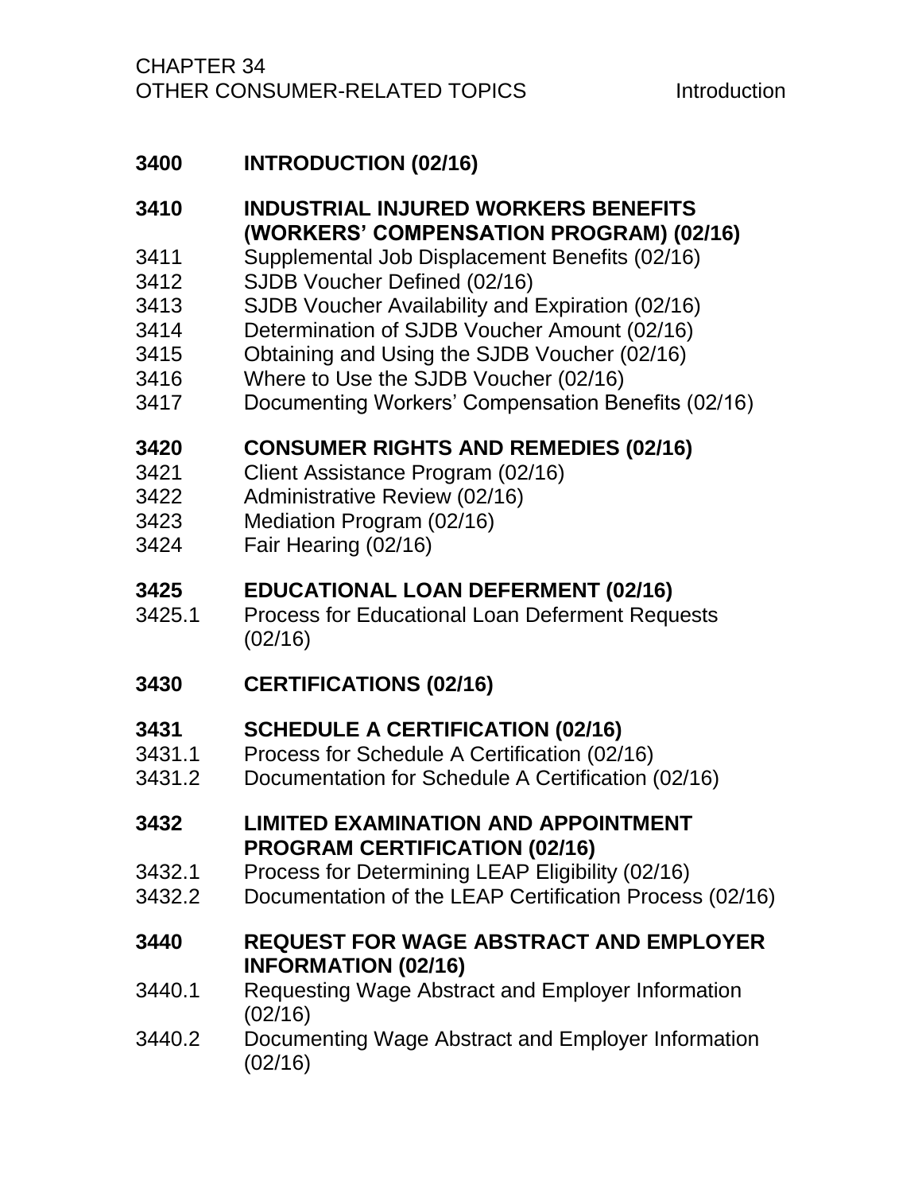# CHAPTER 34
# OTHER CONSUMER-RELATED TOPICS

Introduction

**3400 INTRODUCTION (02/16)**

**3410 INDUSTRIAL INJURED WORKERS BENEFITS (WORKERS' COMPENSATION PROGRAM) (02/16)**

3411 Supplemental Job Displacement Benefits (02/16)
3412 SJDB Voucher Defined (02/16)
3413 SJDB Voucher Availability and Expiration (02/16)
3414 Determination of SJDB Voucher Amount (02/16)
3415 Obtaining and Using the SJDB Voucher (02/16)
3416 Where to Use the SJDB Voucher (02/16)
3417 Documenting Workers' Compensation Benefits (02/16)

**3420 CONSUMER RIGHTS AND REMEDIES (02/16)**

3421 Client Assistance Program (02/16)
3422 Administrative Review (02/16)
3423 Mediation Program (02/16)
3424 Fair Hearing (02/16)

**3425 EDUCATIONAL LOAN DEFERMENT (02/16)**

3425.1 Process for Educational Loan Deferment Requests (02/16)

**3430 CERTIFICATIONS (02/16)**

**3431 SCHEDULE A CERTIFICATION (02/16)**

3431.1 Process for Schedule A Certification (02/16)
3431.2 Documentation for Schedule A Certification (02/16)

**3432 LIMITED EXAMINATION AND APPOINTMENT PROGRAM CERTIFICATION (02/16)**

3432.1 Process for Determining LEAP Eligibility (02/16)
3432.2 Documentation of the LEAP Certification Process (02/16)

**3440 REQUEST FOR WAGE ABSTRACT AND EMPLOYER INFORMATION (02/16)**

3440.1 Requesting Wage Abstract and Employer Information (02/16)
3440.2 Documenting Wage Abstract and Employer Information (02/16)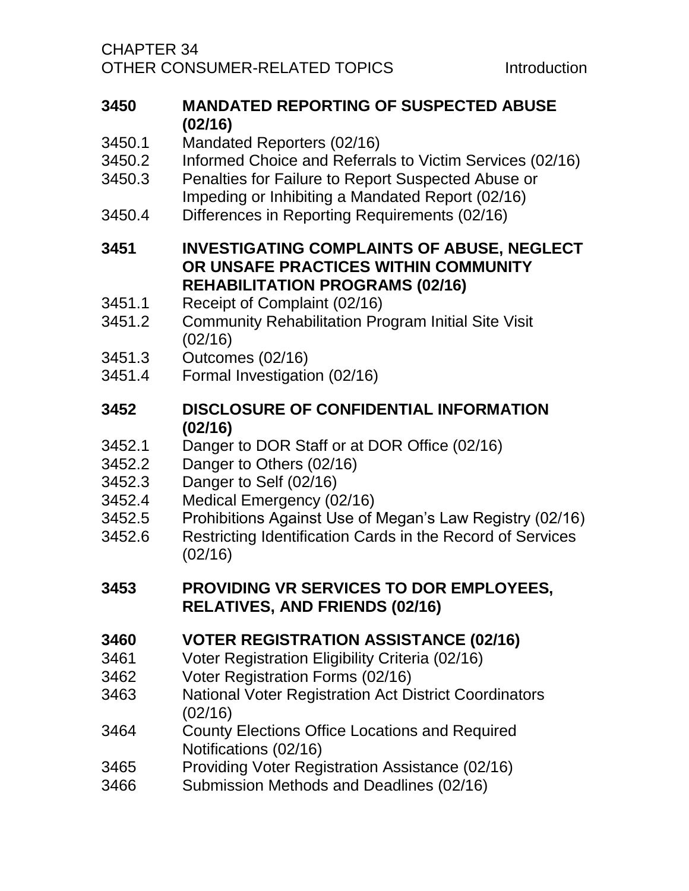**3450 MANDATED REPORTING OF SUSPECTED ABUSE (02/16)**

3450.1 Mandated Reporters (02/16)
3450.2 Informed Choice and Referrals to Victim Services (02/16)
3450.3 Penalties for Failure to Report Suspected Abuse or Impeding or Inhibiting a Mandated Report (02/16)
3450.4 Differences in Reporting Requirements (02/16)

**3451 INVESTIGATING COMPLAINTS OF ABUSE, NEGLECT OR UNSAFE PRACTICES WITHIN COMMUNITY REHABILITATION PROGRAMS (02/16)**

3451.1 Receipt of Complaint (02/16)
3451.2 Community Rehabilitation Program Initial Site Visit (02/16)
3451.3 Outcomes (02/16)
3451.4 Formal Investigation (02/16)

**3452 DISCLOSURE OF CONFIDENTIAL INFORMATION (02/16)**

3452.1 Danger to DOR Staff or at DOR Office (02/16)
3452.2 Danger to Others (02/16)
3452.3 Danger to Self (02/16)
3452.4 Medical Emergency (02/16)
3452.5 Prohibitions Against Use of Megan's Law Registry (02/16)
3452.6 Restricting Identification Cards in the Record of Services (02/16)

**3453 PROVIDING VR SERVICES TO DOR EMPLOYEES, RELATIVES, AND FRIENDS (02/16)**

**3460 VOTER REGISTRATION ASSISTANCE (02/16)**

3461 Voter Registration Eligibility Criteria (02/16)
3462 Voter Registration Forms (02/16)
3463 National Voter Registration Act District Coordinators (02/16)
3464 County Elections Office Locations and Required Notifications (02/16)
3465 Providing Voter Registration Assistance (02/16)
3466 Submission Methods and Deadlines (02/16)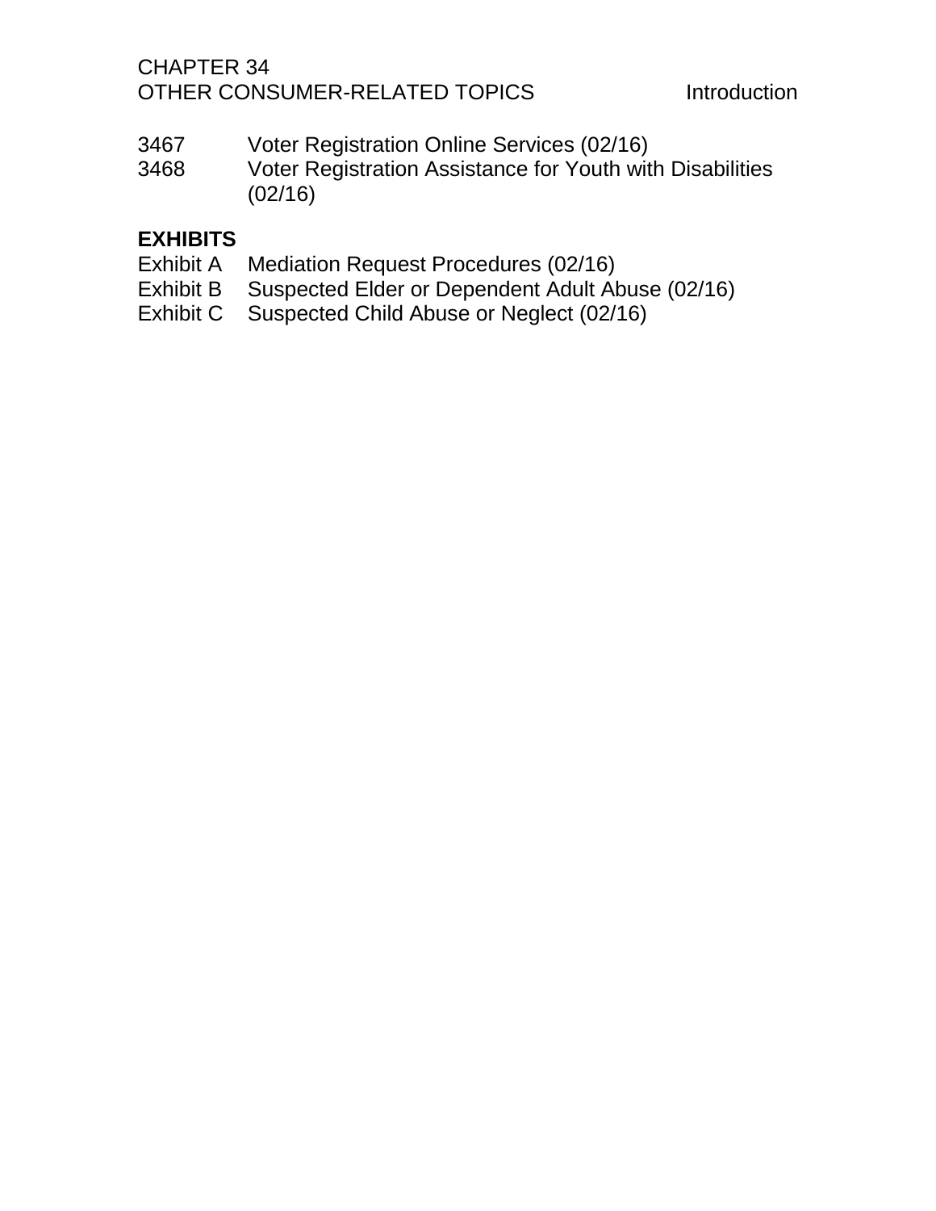| | |
|---|---|
| 3467 | Voter Registration Online Services (02/16) |
| 3468 | Voter Registration Assistance for Youth with Disabilities (02/16) |

**EXHIBITS**

| | |
|---|---|
| Exhibit A | Mediation Request Procedures (02/16) |
| Exhibit B | Suspected Elder or Dependent Adult Abuse (02/16) |
| Exhibit C | Suspected Child Abuse or Neglect (02/16) |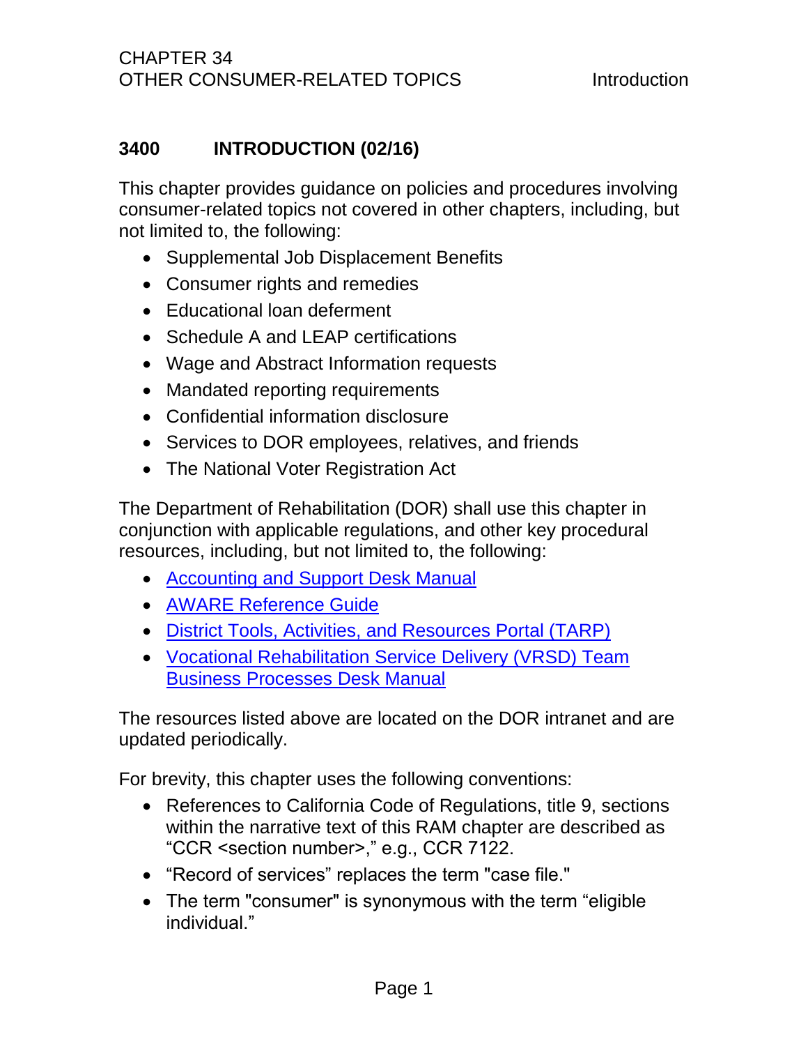## 3400 INTRODUCTION (02/16)

This chapter provides guidance on policies and procedures involving consumer-related topics not covered in other chapters, including, but not limited to, the following:

- Supplemental Job Displacement Benefits
- Consumer rights and remedies
- Educational loan deferment
- Schedule A and LEAP certifications
- Wage and Abstract Information requests
- Mandated reporting requirements
- Confidential information disclosure
- Services to DOR employees, relatives, and friends
- The National Voter Registration Act

The Department of Rehabilitation (DOR) shall use this chapter in conjunction with applicable regulations, and other key procedural resources, including, but not limited to, the following:

- Accounting and Support Desk Manual
- AWARE Reference Guide
- District Tools, Activities, and Resources Portal (TARP)
- Vocational Rehabilitation Service Delivery (VRSD) Team Business Processes Desk Manual

The resources listed above are located on the DOR intranet and are updated periodically.

For brevity, this chapter uses the following conventions:

- References to California Code of Regulations, title 9, sections within the narrative text of this RAM chapter are described as "CCR <section number>," e.g., CCR 7122.
- "Record of services" replaces the term "case file."
- The term "consumer" is synonymous with the term "eligible individual."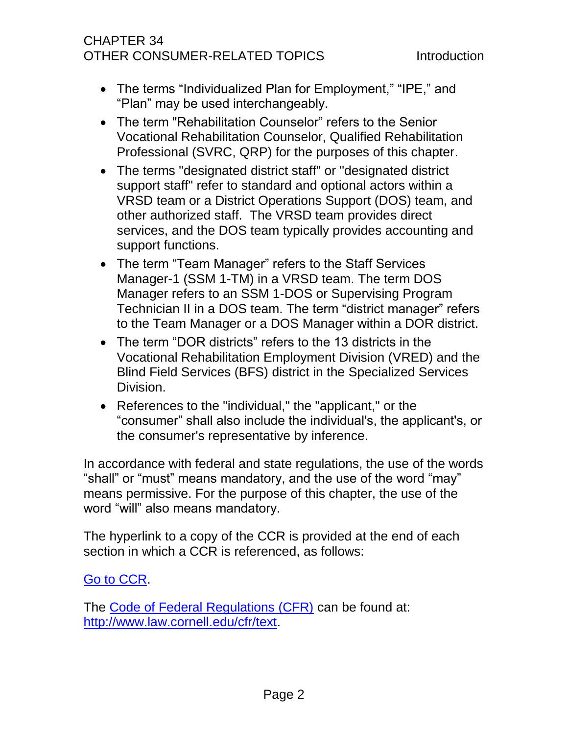- The terms “Individualized Plan for Employment,” “IPE,” and “Plan” may be used interchangeably.
- The term "Rehabilitation Counselor” refers to the Senior Vocational Rehabilitation Counselor, Qualified Rehabilitation Professional (SVRC, QRP) for the purposes of this chapter.
- The terms "designated district staff" or "designated district support staff" refer to standard and optional actors within a VRSD team or a District Operations Support (DOS) team, and other authorized staff. The VRSD team provides direct services, and the DOS team typically provides accounting and support functions.
- The term “Team Manager” refers to the Staff Services Manager-1 (SSM 1-TM) in a VRSD team. The term DOS Manager refers to an SSM 1-DOS or Supervising Program Technician II in a DOS team. The term “district manager” refers to the Team Manager or a DOS Manager within a DOR district.
- The term “DOR districts” refers to the 13 districts in the Vocational Rehabilitation Employment Division (VRED) and the Blind Field Services (BFS) district in the Specialized Services Division.
- References to the "individual," the "applicant," or the “consumer” shall also include the individual's, the applicant's, or the consumer's representative by inference.

In accordance with federal and state regulations, the use of the words “shall” or “must” means mandatory, and the use of the word “may” means permissive. For the purpose of this chapter, the use of the word “will” also means mandatory.

The hyperlink to a copy of the CCR is provided at the end of each section in which a CCR is referenced, as follows:

Go to CCR.

The Code of Federal Regulations (CFR) can be found at: http://www.law.cornell.edu/cfr/text.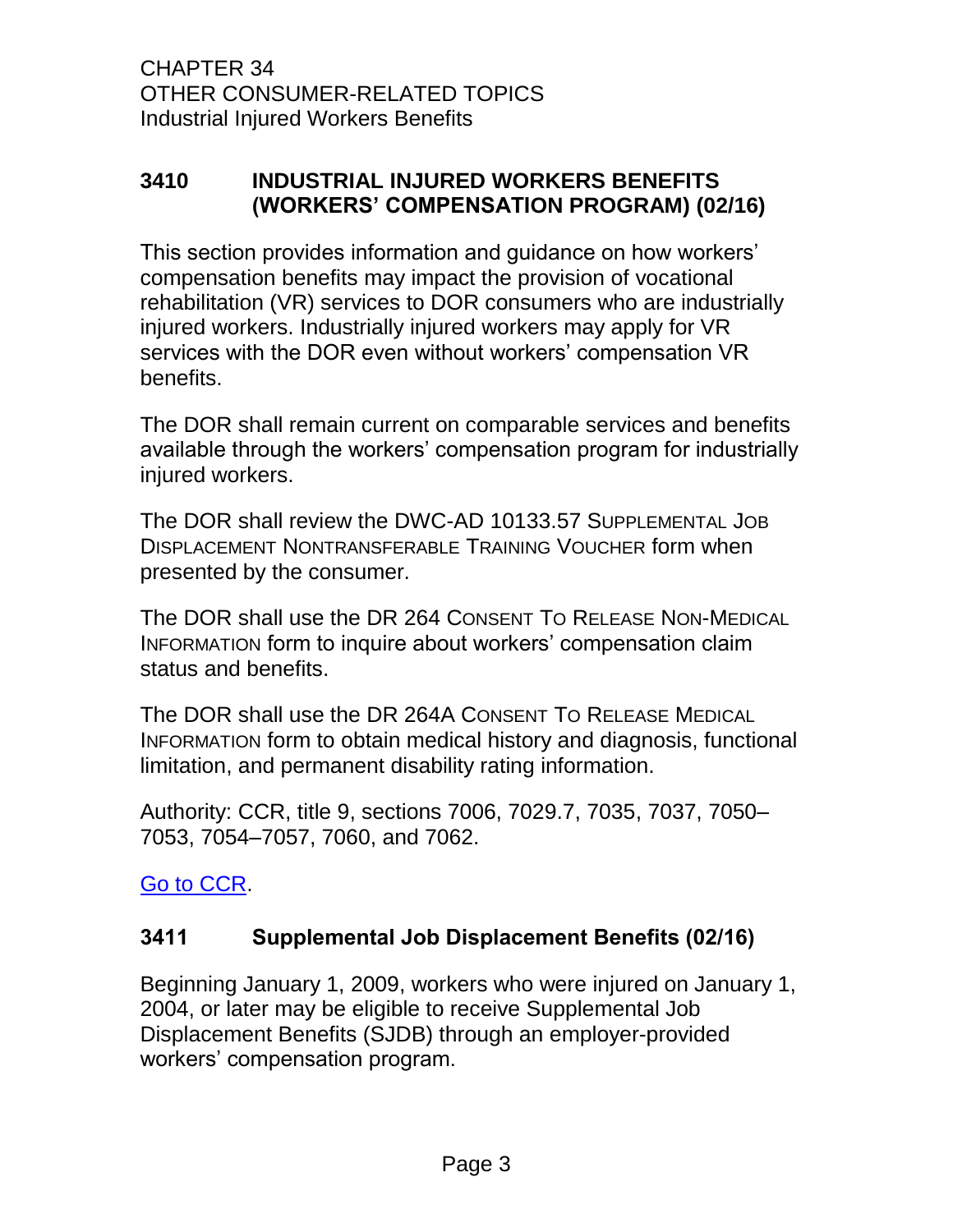## 3410 INDUSTRIAL INJURED WORKERS BENEFITS (WORKERS' COMPENSATION PROGRAM) (02/16)

This section provides information and guidance on how workers' compensation benefits may impact the provision of vocational rehabilitation (VR) services to DOR consumers who are industrially injured workers. Industrially injured workers may apply for VR services with the DOR even without workers' compensation VR benefits.

The DOR shall remain current on comparable services and benefits available through the workers' compensation program for industrially injured workers.

The DOR shall review the DWC-AD 10133.57 SUPPLEMENTAL JOB DISPLACEMENT NONTRANSFERABLE TRAINING VOUCHER form when presented by the consumer.

The DOR shall use the DR 264 CONSENT TO RELEASE NON-MEDICAL INFORMATION form to inquire about workers' compensation claim status and benefits.

The DOR shall use the DR 264A CONSENT TO RELEASE MEDICAL INFORMATION form to obtain medical history and diagnosis, functional limitation, and permanent disability rating information.

Authority: CCR, title 9, sections 7006, 7029.7, 7035, 7037, 7050–7053, 7054–7057, 7060, and 7062.

[Go to CCR](#).

## 3411 Supplemental Job Displacement Benefits (02/16)

Beginning January 1, 2009, workers who were injured on January 1, 2004, or later may be eligible to receive Supplemental Job Displacement Benefits (SJDB) through an employer-provided workers' compensation program.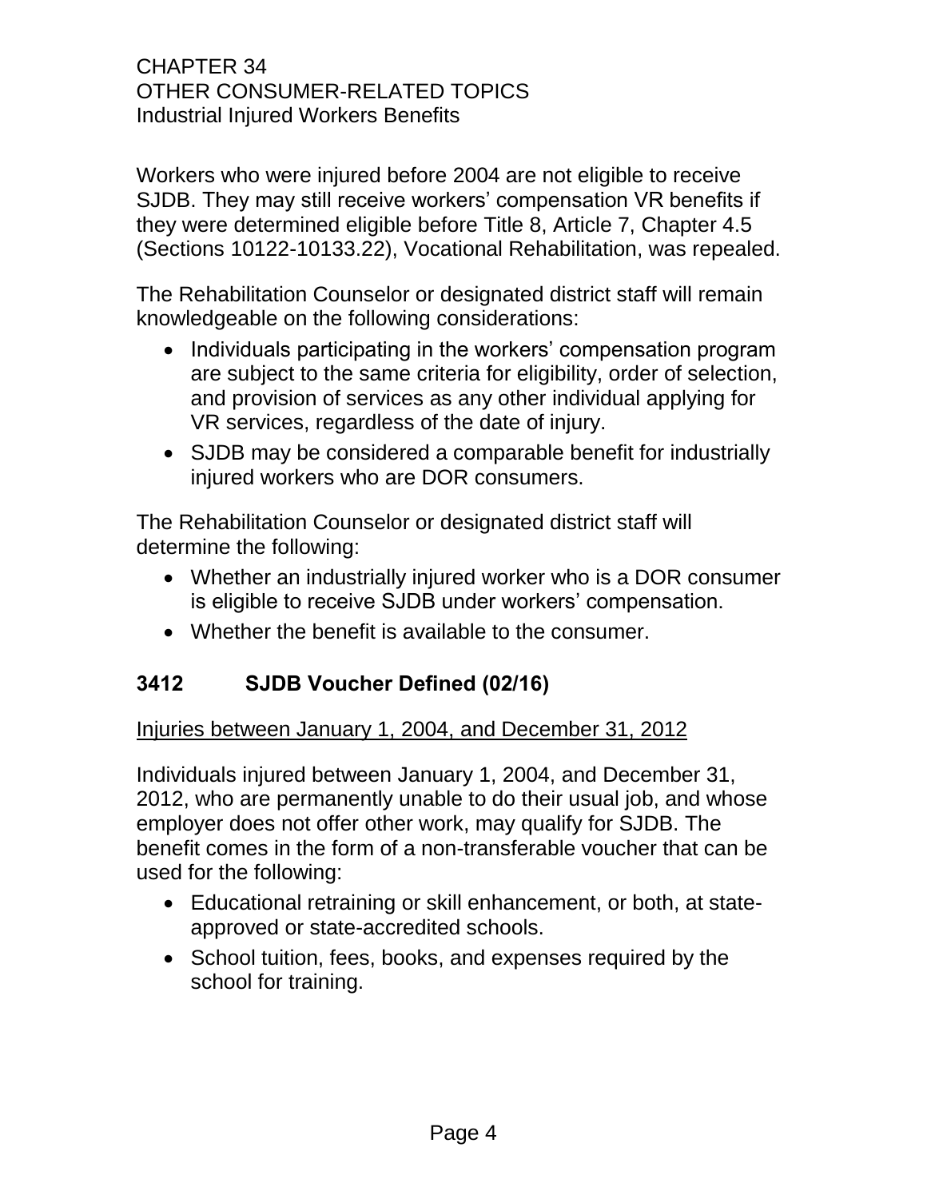Workers who were injured before 2004 are not eligible to receive SJDB. They may still receive workers' compensation VR benefits if they were determined eligible before Title 8, Article 7, Chapter 4.5 (Sections 10122-10133.22), Vocational Rehabilitation, was repealed.

The Rehabilitation Counselor or designated district staff will remain knowledgeable on the following considerations:

- Individuals participating in the workers' compensation program are subject to the same criteria for eligibility, order of selection, and provision of services as any other individual applying for VR services, regardless of the date of injury.
- SJDB may be considered a comparable benefit for industrially injured workers who are DOR consumers.

The Rehabilitation Counselor or designated district staff will determine the following:

- Whether an industrially injured worker who is a DOR consumer is eligible to receive SJDB under workers' compensation.
- Whether the benefit is available to the consumer.

## 3412 SJDB Voucher Defined (02/16)

Injuries between January 1, 2004, and December 31, 2012

Individuals injured between January 1, 2004, and December 31, 2012, who are permanently unable to do their usual job, and whose employer does not offer other work, may qualify for SJDB. The benefit comes in the form of a non-transferable voucher that can be used for the following:

- Educational retraining or skill enhancement, or both, at state-approved or state-accredited schools.
- School tuition, fees, books, and expenses required by the school for training.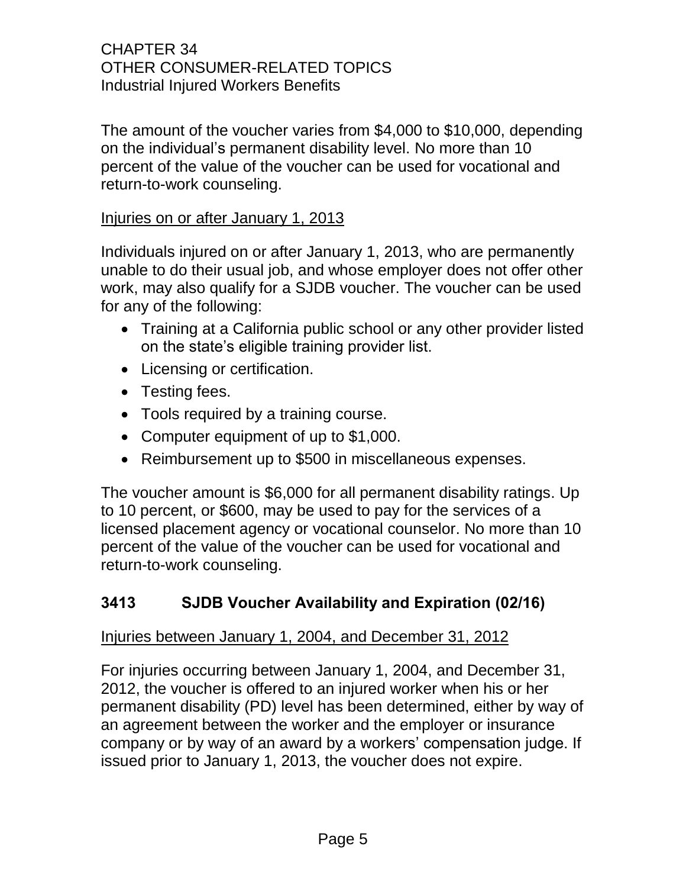The amount of the voucher varies from $4,000 to $10,000, depending on the individual's permanent disability level. No more than 10 percent of the value of the voucher can be used for vocational and return-to-work counseling.

Injuries on or after January 1, 2013

Individuals injured on or after January 1, 2013, who are permanently unable to do their usual job, and whose employer does not offer other work, may also qualify for a SJDB voucher. The voucher can be used for any of the following:

- Training at a California public school or any other provider listed on the state's eligible training provider list.
- Licensing or certification.
- Testing fees.
- Tools required by a training course.
- Computer equipment of up to $1,000.
- Reimbursement up to $500 in miscellaneous expenses.

The voucher amount is $6,000 for all permanent disability ratings. Up to 10 percent, or $600, may be used to pay for the services of a licensed placement agency or vocational counselor. No more than 10 percent of the value of the voucher can be used for vocational and return-to-work counseling.

## 3413 SJDB Voucher Availability and Expiration (02/16)

Injuries between January 1, 2004, and December 31, 2012

For injuries occurring between January 1, 2004, and December 31, 2012, the voucher is offered to an injured worker when his or her permanent disability (PD) level has been determined, either by way of an agreement between the worker and the employer or insurance company or by way of an award by a workers' compensation judge. If issued prior to January 1, 2013, the voucher does not expire.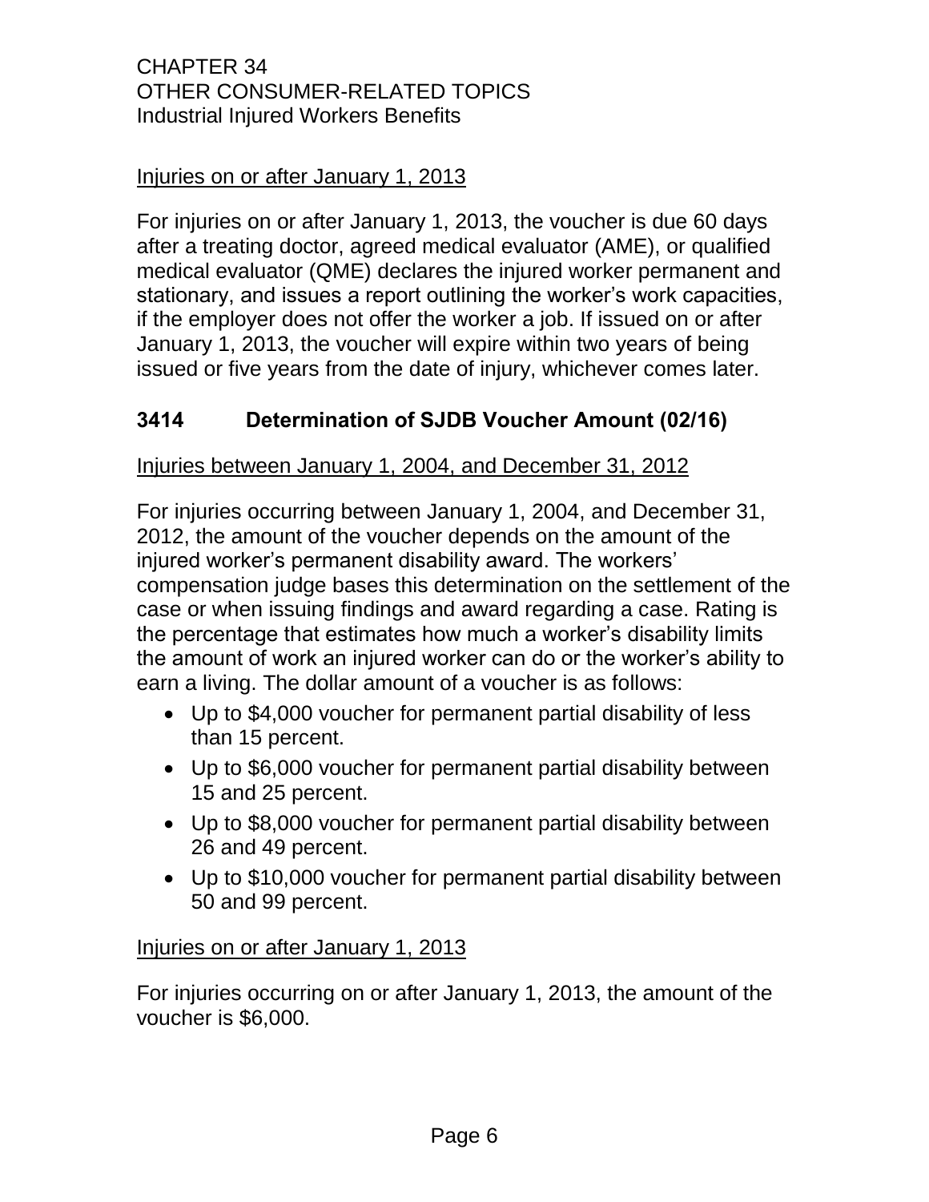Injries on or after January 1, 2013

For injuries on or after January 1, 2013, the voucher is due 60 days after a treating doctor, agreed medical evaluator (AME), or qualified medical evaluator (QME) declares the injured worker permanent and stationary, and issues a report outlining the worker's work capacities, if the employer does not offer the worker a job. If issued on or after January 1, 2013, the voucher will expire within two years of being issued or five years from the date of injury, whichever comes later.

## 3414 Determination of SJDB Voucher Amount (02/16)

Injuries between January 1, 2004, and December 31, 2012

For injuries occurring between January 1, 2004, and December 31, 2012, the amount of the voucher depends on the amount of the injured worker's permanent disability award. The workers' compensation judge bases this determination on the settlement of the case or when issuing findings and award regarding a case. Rating is the percentage that estimates how much a worker's disability limits the amount of work an injured worker can do or the worker's ability to earn a living. The dollar amount of a voucher is as follows:

- Up to $4,000 voucher for permanent partial disability of less than 15 percent.
- Up to $6,000 voucher for permanent partial disability between 15 and 25 percent.
- Up to $8,000 voucher for permanent partial disability between 26 and 49 percent.
- Up to $10,000 voucher for permanent partial disability between 50 and 99 percent.

Injuries on or after January 1, 2013

For injuries occurring on or after January 1, 2013, the amount of the voucher is $6,000.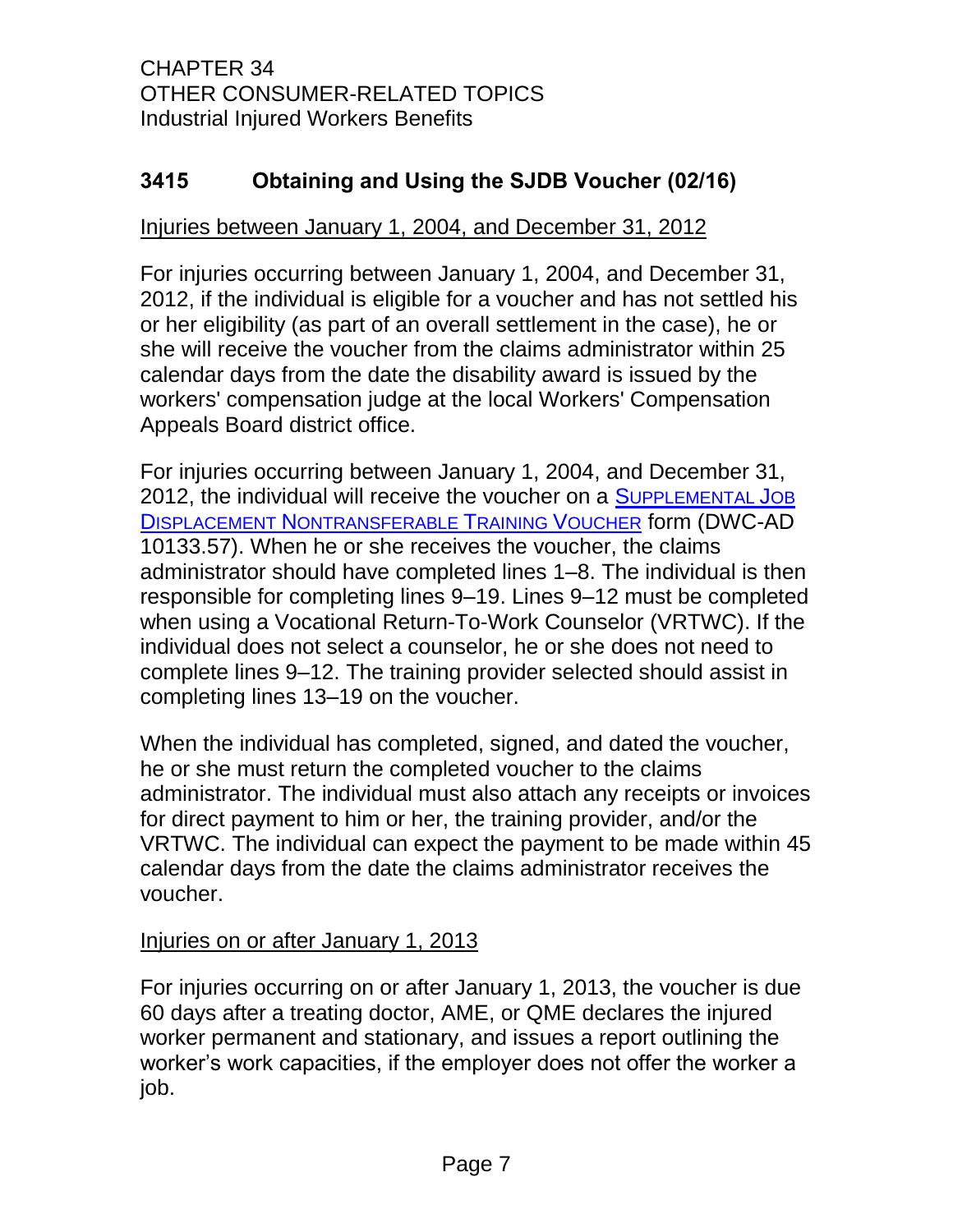## 3415 Obtaining and Using the SJDB Voucher (02/16)

Injuries between January 1, 2004, and December 31, 2012

For injuries occurring between January 1, 2004, and December 31, 2012, if the individual is eligible for a voucher and has not settled his or her eligibility (as part of an overall settlement in the case), he or she will receive the voucher from the claims administrator within 25 calendar days from the date the disability award is issued by the workers' compensation judge at the local Workers' Compensation Appeals Board district office.

For injuries occurring between January 1, 2004, and December 31, 2012, the individual will receive the voucher on a Supplemental Job Displacement Nontransferable Training Voucher form (DWC-AD 10133.57). When he or she receives the voucher, the claims administrator should have completed lines 1–8. The individual is then responsible for completing lines 9–19. Lines 9–12 must be completed when using a Vocational Return-To-Work Counselor (VRTWC). If the individual does not select a counselor, he or she does not need to complete lines 9–12. The training provider selected should assist in completing lines 13–19 on the voucher.

When the individual has completed, signed, and dated the voucher, he or she must return the completed voucher to the claims administrator. The individual must also attach any receipts or invoices for direct payment to him or her, the training provider, and/or the VRTWC. The individual can expect the payment to be made within 45 calendar days from the date the claims administrator receives the voucher.

Injuries on or after January 1, 2013

For injuries occurring on or after January 1, 2013, the voucher is due 60 days after a treating doctor, AME, or QME declares the injured worker permanent and stationary, and issues a report outlining the worker's work capacities, if the employer does not offer the worker a job.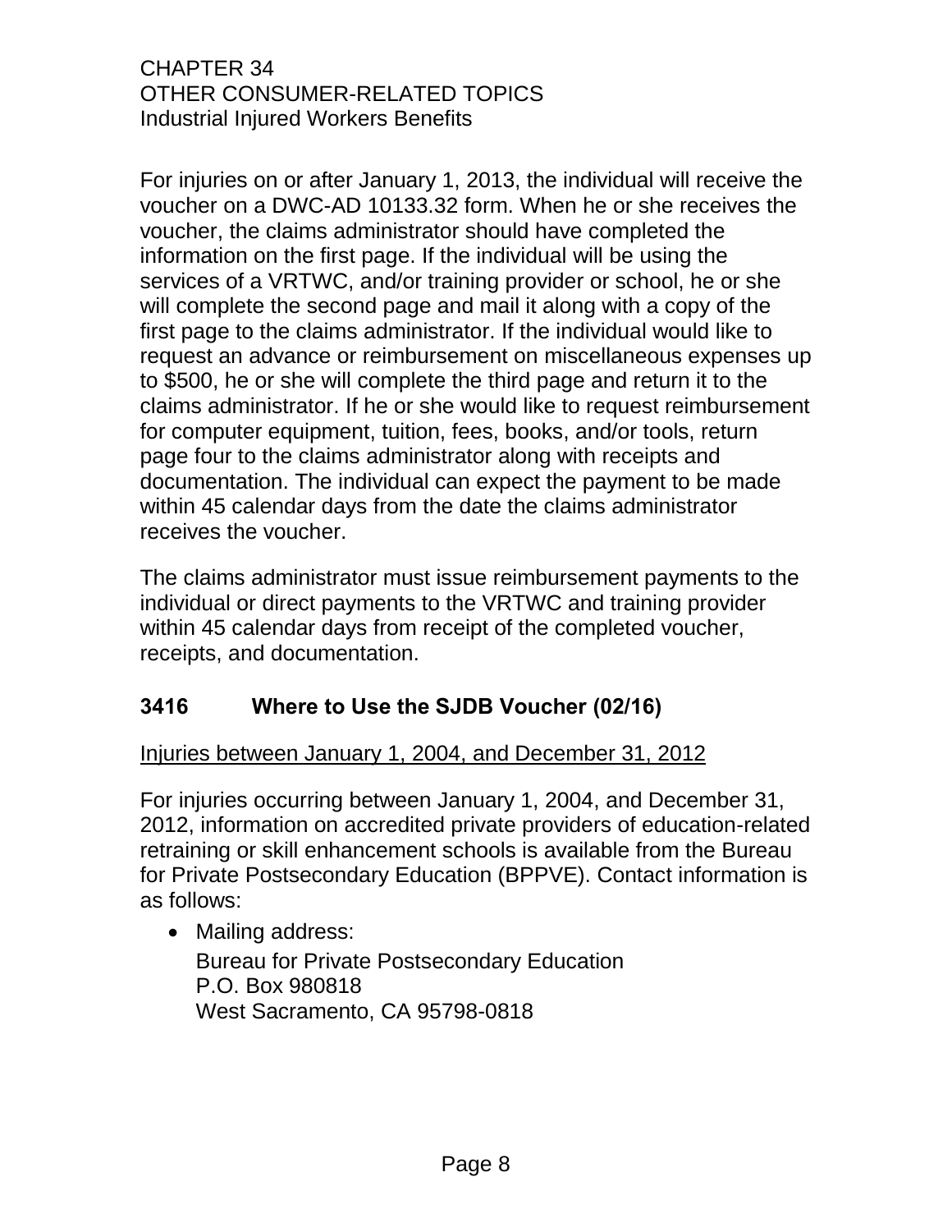For injuries on or after January 1, 2013, the individual will receive the voucher on a DWC-AD 10133.32 form. When he or she receives the voucher, the claims administrator should have completed the information on the first page. If the individual will be using the services of a VRTWC, and/or training provider or school, he or she will complete the second page and mail it along with a copy of the first page to the claims administrator. If the individual would like to request an advance or reimbursement on miscellaneous expenses up to $500, he or she will complete the third page and return it to the claims administrator. If he or she would like to request reimbursement for computer equipment, tuition, fees, books, and/or tools, return page four to the claims administrator along with receipts and documentation. The individual can expect the payment to be made within 45 calendar days from the date the claims administrator receives the voucher.

The claims administrator must issue reimbursement payments to the individual or direct payments to the VRTWC and training provider within 45 calendar days from receipt of the completed voucher, receipts, and documentation.

## 3416 Where to Use the SJDB Voucher (02/16)

Injuries between January 1, 2004, and December 31, 2012

For injuries occurring between January 1, 2004, and December 31, 2012, information on accredited private providers of education-related retraining or skill enhancement schools is available from the Bureau for Private Postsecondary Education (BPPVE). Contact information is as follows:

- Mailing address:
  Bureau for Private Postsecondary Education
  P.O. Box 980818
  West Sacramento, CA 95798-0818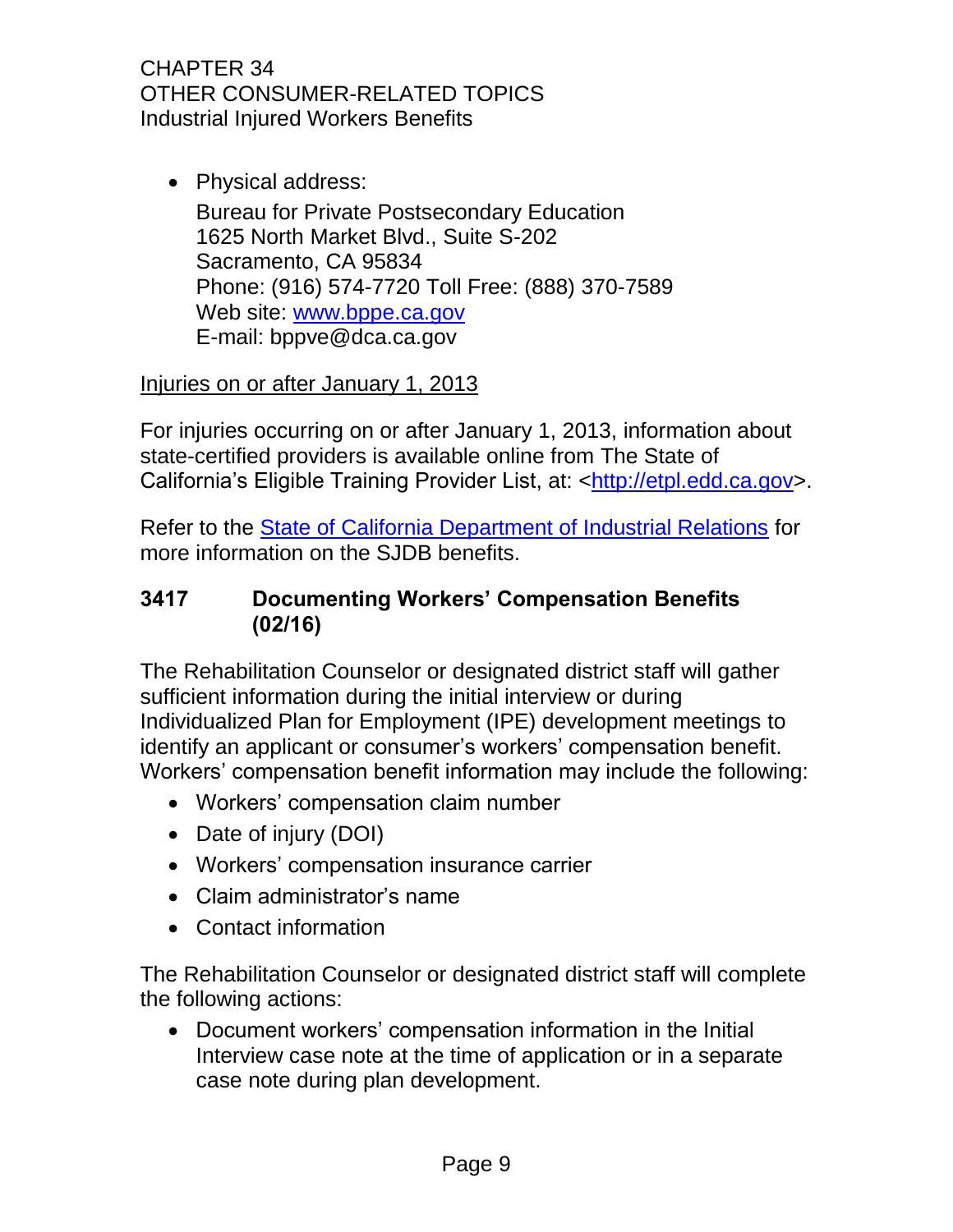- Physical address:

  Bureau for Private Postsecondary Education
  1625 North Market Blvd., Suite S-202
  Sacramento, CA 95834
  Phone: (916) 574-7720 Toll Free: (888) 370-7589
  Web site: [www.bppe.ca.gov](http://www.bppe.ca.gov)
  E-mail: bppve@dca.ca.gov

<u>Injuries on or after January 1, 2013</u>

For injuries occurring on or after January 1, 2013, information about state-certified providers is available online from The State of California's Eligible Training Provider List, at: <[http://etpl.edd.ca.gov](http://etpl.edd.ca.gov)>.

Refer to the [State of California Department of Industrial Relations]() for more information on the SJDB benefits.

### 3417 Documenting Workers' Compensation Benefits (02/16)

The Rehabilitation Counselor or designated district staff will gather sufficient information during the initial interview or during Individualized Plan for Employment (IPE) development meetings to identify an applicant or consumer's workers' compensation benefit. Workers' compensation benefit information may include the following:

- Workers' compensation claim number
- Date of injury (DOI)
- Workers' compensation insurance carrier
- Claim administrator's name
- Contact information

The Rehabilitation Counselor or designated district staff will complete the following actions:

- Document workers' compensation information in the Initial Interview case note at the time of application or in a separate case note during plan development.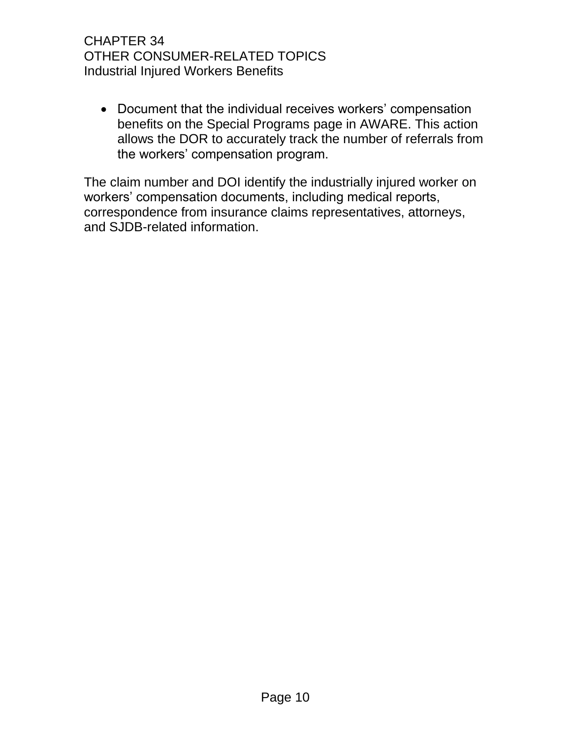- Document that the individual receives workers' compensation benefits on the Special Programs page in AWARE. This action allows the DOR to accurately track the number of referrals from the workers' compensation program.

The claim number and DOI identify the industrially injured worker on workers' compensation documents, including medical reports, correspondence from insurance claims representatives, attorneys, and SJDB-related information.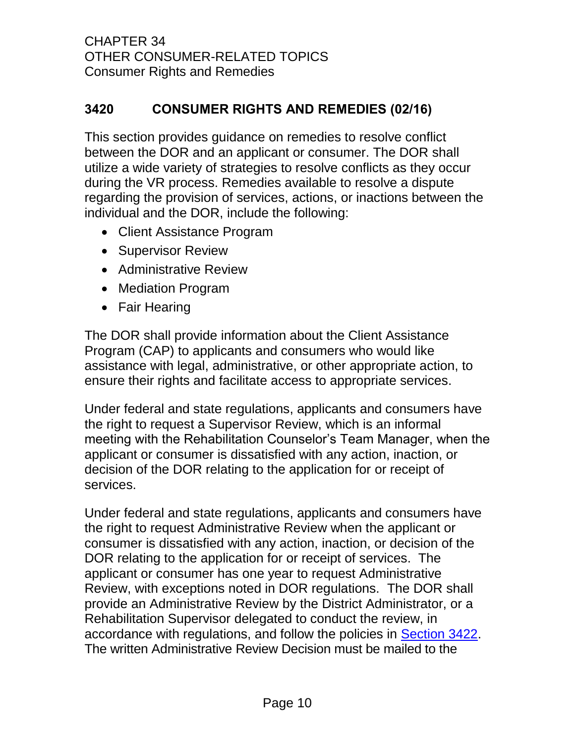## 3420 CONSUMER RIGHTS AND REMEDIES (02/16)

This section provides guidance on remedies to resolve conflict between the DOR and an applicant or consumer. The DOR shall utilize a wide variety of strategies to resolve conflicts as they occur during the VR process. Remedies available to resolve a dispute regarding the provision of services, actions, or inactions between the individual and the DOR, include the following:

- Client Assistance Program
- Supervisor Review
- Administrative Review
- Mediation Program
- Fair Hearing

The DOR shall provide information about the Client Assistance Program (CAP) to applicants and consumers who would like assistance with legal, administrative, or other appropriate action, to ensure their rights and facilitate access to appropriate services.

Under federal and state regulations, applicants and consumers have the right to request a Supervisor Review, which is an informal meeting with the Rehabilitation Counselor's Team Manager, when the applicant or consumer is dissatisfied with any action, inaction, or decision of the DOR relating to the application for or receipt of services.

Under federal and state regulations, applicants and consumers have the right to request Administrative Review when the applicant or consumer is dissatisfied with any action, inaction, or decision of the DOR relating to the application for or receipt of services. The applicant or consumer has one year to request Administrative Review, with exceptions noted in DOR regulations. The DOR shall provide an Administrative Review by the District Administrator, or a Rehabilitation Supervisor delegated to conduct the review, in accordance with regulations, and follow the policies in Section 3422. The written Administrative Review Decision must be mailed to the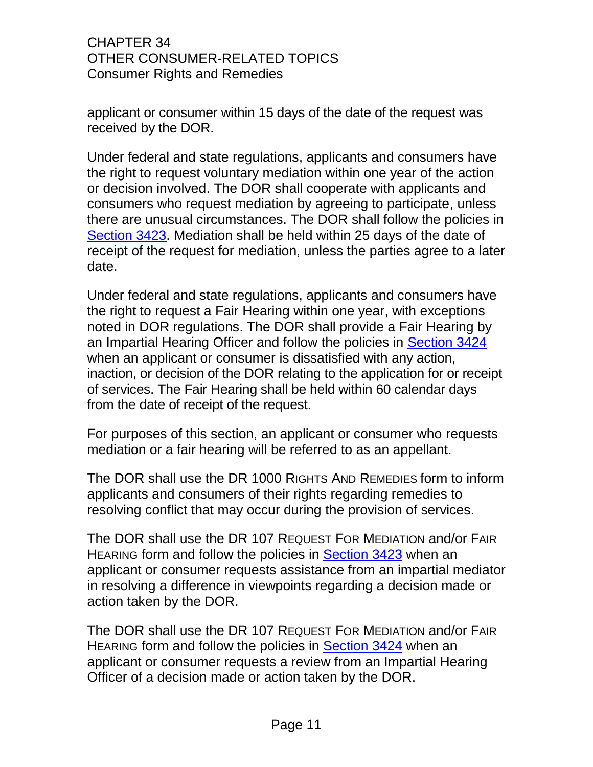applicant or consumer within 15 days of the date of the request was received by the DOR.

Under federal and state regulations, applicants and consumers have the right to request voluntary mediation within one year of the action or decision involved. The DOR shall cooperate with applicants and consumers who request mediation by agreeing to participate, unless there are unusual circumstances. The DOR shall follow the policies in Section 3423. Mediation shall be held within 25 days of the date of receipt of the request for mediation, unless the parties agree to a later date.

Under federal and state regulations, applicants and consumers have the right to request a Fair Hearing within one year, with exceptions noted in DOR regulations. The DOR shall provide a Fair Hearing by an Impartial Hearing Officer and follow the policies in Section 3424 when an applicant or consumer is dissatisfied with any action, inaction, or decision of the DOR relating to the application for or receipt of services. The Fair Hearing shall be held within 60 calendar days from the date of receipt of the request.

For purposes of this section, an applicant or consumer who requests mediation or a fair hearing will be referred to as an appellant.

The DOR shall use the DR 1000 RIGHTS AND REMEDIES form to inform applicants and consumers of their rights regarding remedies to resolving conflict that may occur during the provision of services.

The DOR shall use the DR 107 REQUEST FOR MEDIATION and/or FAIR HEARING form and follow the policies in Section 3423 when an applicant or consumer requests assistance from an impartial mediator in resolving a difference in viewpoints regarding a decision made or action taken by the DOR.

The DOR shall use the DR 107 REQUEST FOR MEDIATION and/or FAIR HEARING form and follow the policies in Section 3424 when an applicant or consumer requests a review from an Impartial Hearing Officer of a decision made or action taken by the DOR.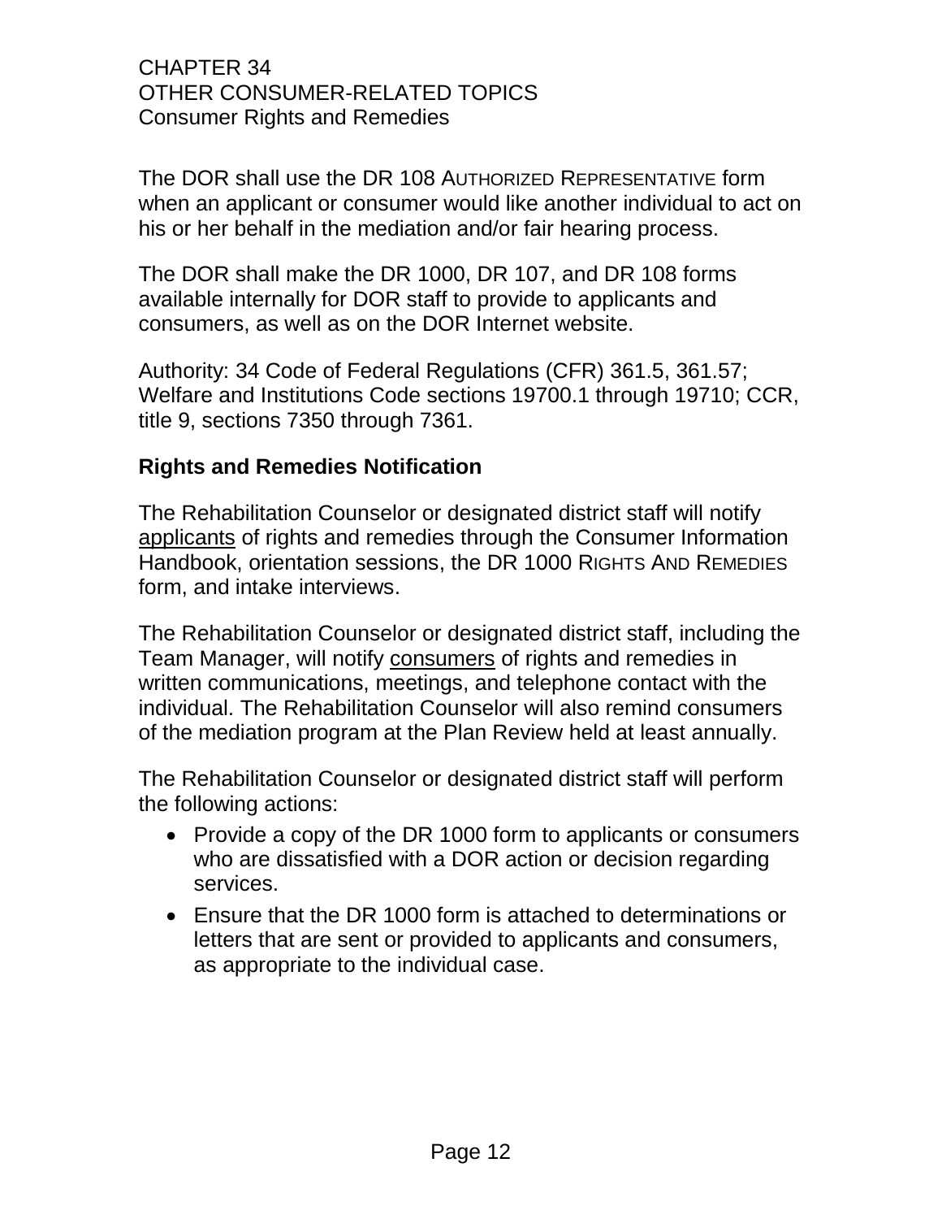The DOR shall use the DR 108 AUTHORIZED REPRESENTATIVE form when an applicant or consumer would like another individual to act on his or her behalf in the mediation and/or fair hearing process.

The DOR shall make the DR 1000, DR 107, and DR 108 forms available internally for DOR staff to provide to applicants and consumers, as well as on the DOR Internet website.

Authority: 34 Code of Federal Regulations (CFR) 361.5, 361.57; Welfare and Institutions Code sections 19700.1 through 19710; CCR, title 9, sections 7350 through 7361.

### Rights and Remedies Notification

The Rehabilitation Counselor or designated district staff will notify applicants of rights and remedies through the Consumer Information Handbook, orientation sessions, the DR 1000 RIGHTS AND REMEDIES form, and intake interviews.

The Rehabilitation Counselor or designated district staff, including the Team Manager, will notify consumers of rights and remedies in written communications, meetings, and telephone contact with the individual. The Rehabilitation Counselor will also remind consumers of the mediation program at the Plan Review held at least annually.

The Rehabilitation Counselor or designated district staff will perform the following actions:

- Provide a copy of the DR 1000 form to applicants or consumers who are dissatisfied with a DOR action or decision regarding services.
- Ensure that the DR 1000 form is attached to determinations or letters that are sent or provided to applicants and consumers, as appropriate to the individual case.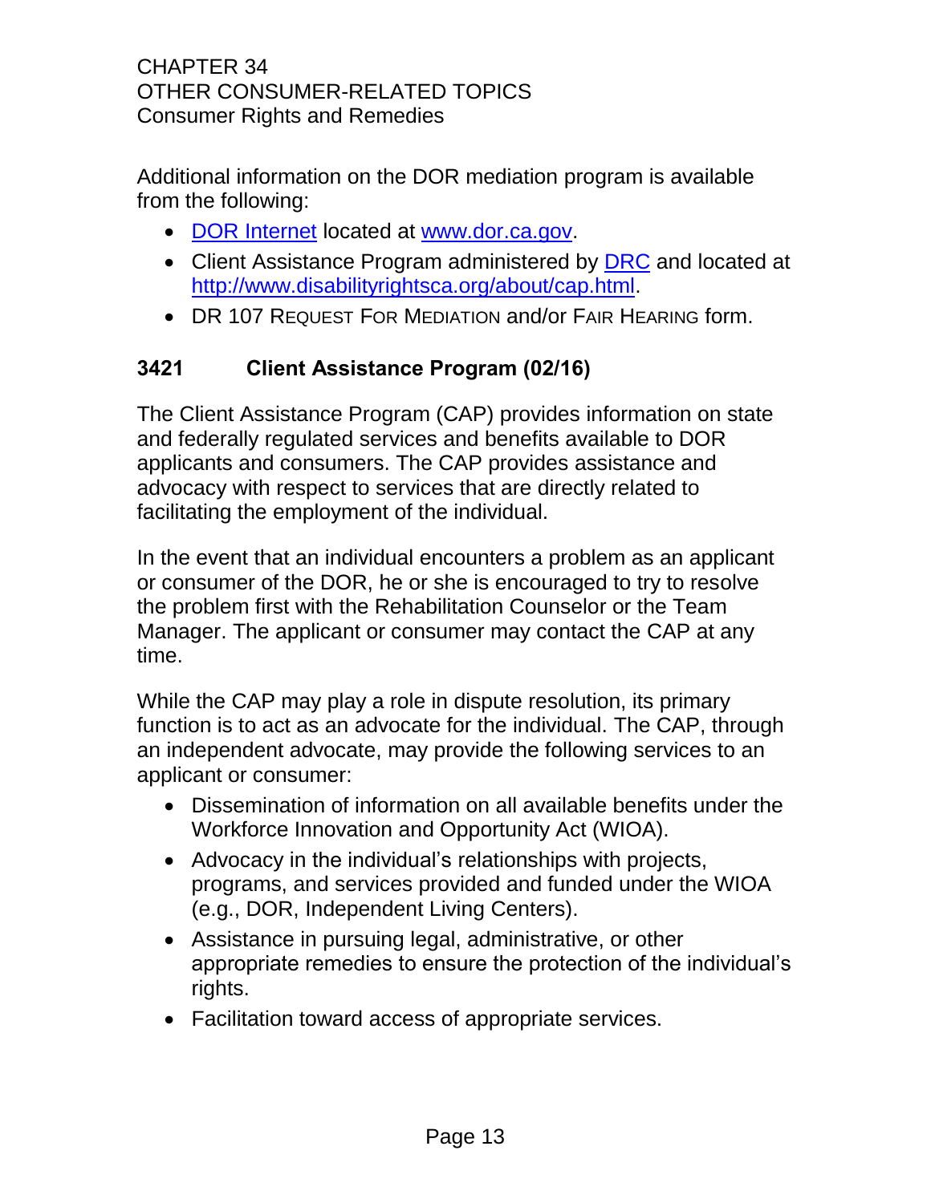Additional information on the DOR mediation program is available from the following:

- [DOR Internet](www.dor.ca.gov) located at [www.dor.ca.gov](www.dor.ca.gov).
- Client Assistance Program administered by [DRC](http://www.disabilityrightsca.org/about/cap.html) and located at [http://www.disabilityrightsca.org/about/cap.html](http://www.disabilityrightsca.org/about/cap.html).
- DR 107 REQUEST FOR MEDIATION and/or FAIR HEARING form.

### 3421 Client Assistance Program (02/16)

The Client Assistance Program (CAP) provides information on state and federally regulated services and benefits available to DOR applicants and consumers. The CAP provides assistance and advocacy with respect to services that are directly related to facilitating the employment of the individual.

In the event that an individual encounters a problem as an applicant or consumer of the DOR, he or she is encouraged to try to resolve the problem first with the Rehabilitation Counselor or the Team Manager. The applicant or consumer may contact the CAP at any time.

While the CAP may play a role in dispute resolution, its primary function is to act as an advocate for the individual. The CAP, through an independent advocate, may provide the following services to an applicant or consumer:

- Dissemination of information on all available benefits under the Workforce Innovation and Opportunity Act (WIOA).
- Advocacy in the individual's relationships with projects, programs, and services provided and funded under the WIOA (e.g., DOR, Independent Living Centers).
- Assistance in pursuing legal, administrative, or other appropriate remedies to ensure the protection of the individual's rights.
- Facilitation toward access of appropriate services.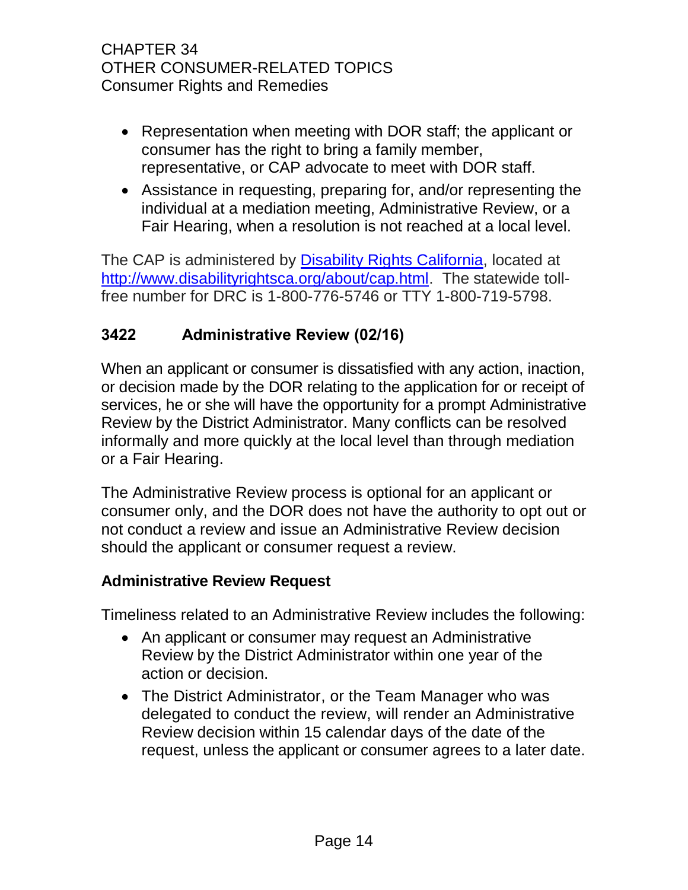- Representation when meeting with DOR staff; the applicant or consumer has the right to bring a family member, representative, or CAP advocate to meet with DOR staff.
- Assistance in requesting, preparing for, and/or representing the individual at a mediation meeting, Administrative Review, or a Fair Hearing, when a resolution is not reached at a local level.

The CAP is administered by [Disability Rights California](http://www.disabilityrightsca.org/about/cap.html), located at [http://www.disabilityrightsca.org/about/cap.html](http://www.disabilityrightsca.org/about/cap.html). The statewide toll-free number for DRC is 1-800-776-5746 or TTY 1-800-719-5798.

## 3422 Administrative Review (02/16)

When an applicant or consumer is dissatisfied with any action, inaction, or decision made by the DOR relating to the application for or receipt of services, he or she will have the opportunity for a prompt Administrative Review by the District Administrator. Many conflicts can be resolved informally and more quickly at the local level than through mediation or a Fair Hearing.

The Administrative Review process is optional for an applicant or consumer only, and the DOR does not have the authority to opt out or not conduct a review and issue an Administrative Review decision should the applicant or consumer request a review.

### Administrative Review Request

Timeliness related to an Administrative Review includes the following:

- An applicant or consumer may request an Administrative Review by the District Administrator within one year of the action or decision.
- The District Administrator, or the Team Manager who was delegated to conduct the review, will render an Administrative Review decision within 15 calendar days of the date of the request, unless the applicant or consumer agrees to a later date.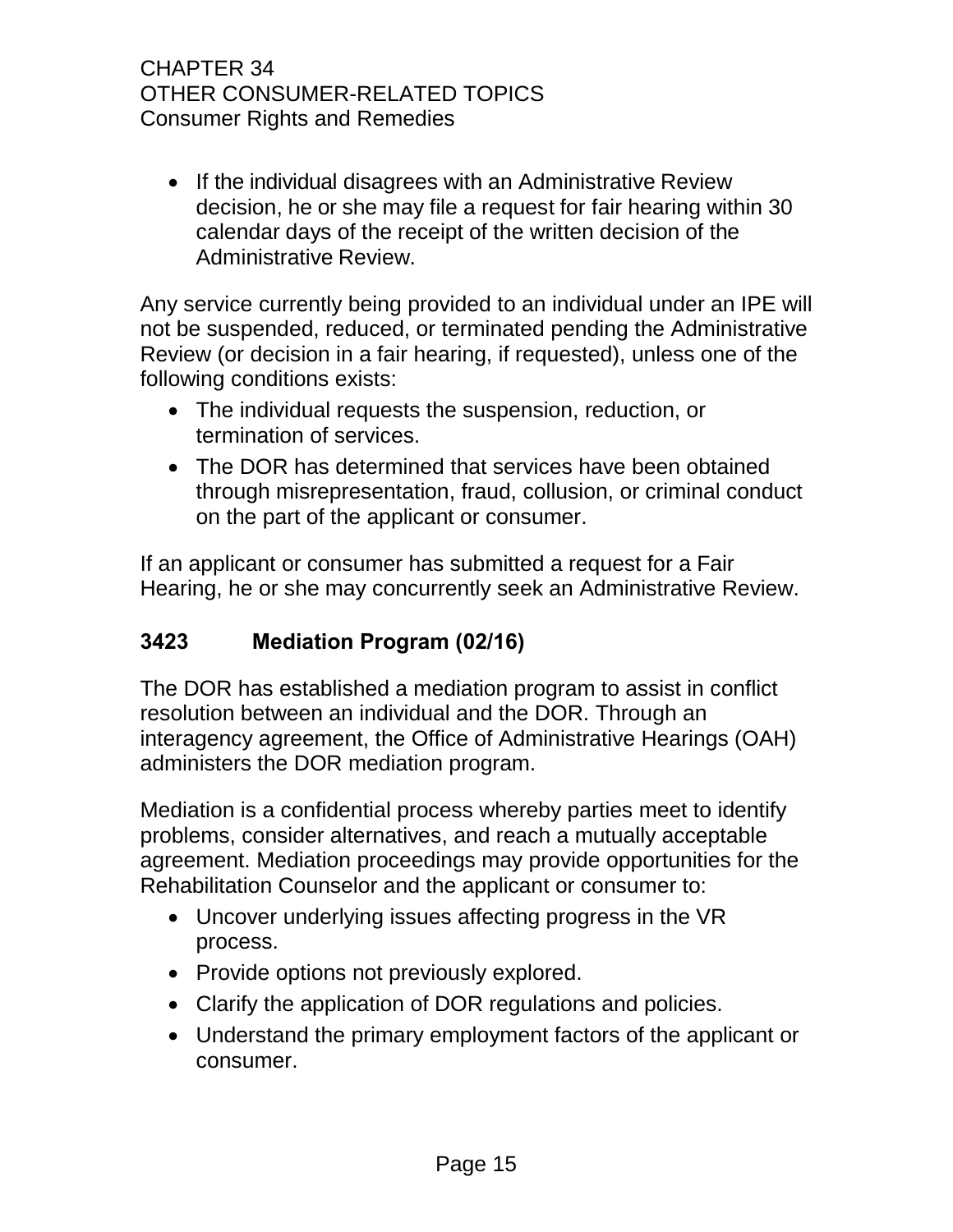- If the individual disagrees with an Administrative Review decision, he or she may file a request for fair hearing within 30 calendar days of the receipt of the written decision of the Administrative Review.

Any service currently being provided to an individual under an IPE will not be suspended, reduced, or terminated pending the Administrative Review (or decision in a fair hearing, if requested), unless one of the following conditions exists:

- The individual requests the suspension, reduction, or termination of services.
- The DOR has determined that services have been obtained through misrepresentation, fraud, collusion, or criminal conduct on the part of the applicant or consumer.

If an applicant or consumer has submitted a request for a Fair Hearing, he or she may concurrently seek an Administrative Review.

### 3423 Mediation Program (02/16)

The DOR has established a mediation program to assist in conflict resolution between an individual and the DOR. Through an interagency agreement, the Office of Administrative Hearings (OAH) administers the DOR mediation program.

Mediation is a confidential process whereby parties meet to identify problems, consider alternatives, and reach a mutually acceptable agreement. Mediation proceedings may provide opportunities for the Rehabilitation Counselor and the applicant or consumer to:

- Uncover underlying issues affecting progress in the VR process.
- Provide options not previously explored.
- Clarify the application of DOR regulations and policies.
- Understand the primary employment factors of the applicant or consumer.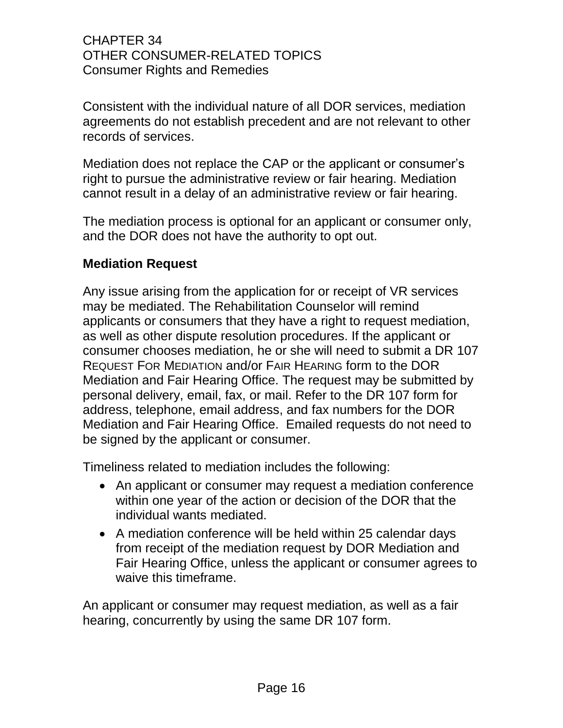Consistent with the individual nature of all DOR services, mediation agreements do not establish precedent and are not relevant to other records of services.

Mediation does not replace the CAP or the applicant or consumer's right to pursue the administrative review or fair hearing. Mediation cannot result in a delay of an administrative review or fair hearing.

The mediation process is optional for an applicant or consumer only, and the DOR does not have the authority to opt out.

**Mediation Request**

Any issue arising from the application for or receipt of VR services may be mediated. The Rehabilitation Counselor will remind applicants or consumers that they have a right to request mediation, as well as other dispute resolution procedures. If the applicant or consumer chooses mediation, he or she will need to submit a DR 107 REQUEST FOR MEDIATION and/or FAIR HEARING form to the DOR Mediation and Fair Hearing Office. The request may be submitted by personal delivery, email, fax, or mail. Refer to the DR 107 form for address, telephone, email address, and fax numbers for the DOR Mediation and Fair Hearing Office. Emailed requests do not need to be signed by the applicant or consumer.

Timeliness related to mediation includes the following:

- An applicant or consumer may request a mediation conference within one year of the action or decision of the DOR that the individual wants mediated.
- A mediation conference will be held within 25 calendar days from receipt of the mediation request by DOR Mediation and Fair Hearing Office, unless the applicant or consumer agrees to waive this timeframe.

An applicant or consumer may request mediation, as well as a fair hearing, concurrently by using the same DR 107 form.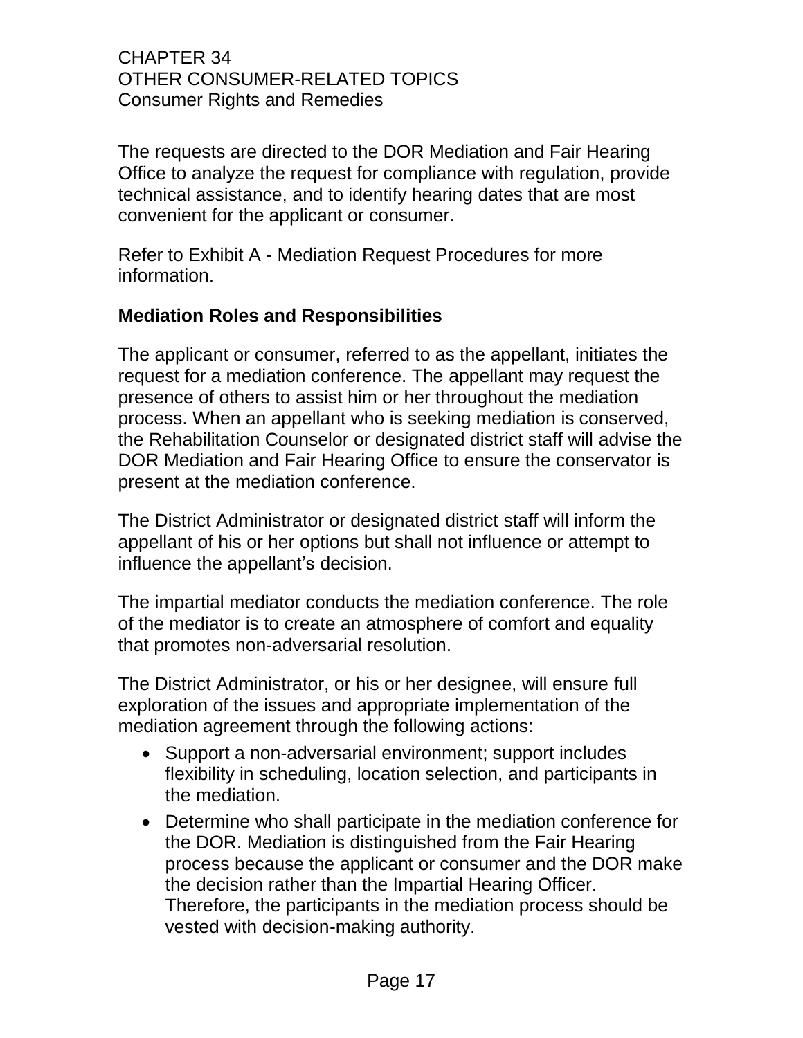The requests are directed to the DOR Mediation and Fair Hearing Office to analyze the request for compliance with regulation, provide technical assistance, and to identify hearing dates that are most convenient for the applicant or consumer.

Refer to Exhibit A - Mediation Request Procedures for more information.

**Mediation Roles and Responsibilities**

The applicant or consumer, referred to as the appellant, initiates the request for a mediation conference. The appellant may request the presence of others to assist him or her throughout the mediation process. When an appellant who is seeking mediation is conserved, the Rehabilitation Counselor or designated district staff will advise the DOR Mediation and Fair Hearing Office to ensure the conservator is present at the mediation conference.

The District Administrator or designated district staff will inform the appellant of his or her options but shall not influence or attempt to influence the appellant's decision.

The impartial mediator conducts the mediation conference. The role of the mediator is to create an atmosphere of comfort and equality that promotes non-adversarial resolution.

The District Administrator, or his or her designee, will ensure full exploration of the issues and appropriate implementation of the mediation agreement through the following actions:

- Support a non-adversarial environment; support includes flexibility in scheduling, location selection, and participants in the mediation.
- Determine who shall participate in the mediation conference for the DOR. Mediation is distinguished from the Fair Hearing process because the applicant or consumer and the DOR make the decision rather than the Impartial Hearing Officer. Therefore, the participants in the mediation process should be vested with decision-making authority.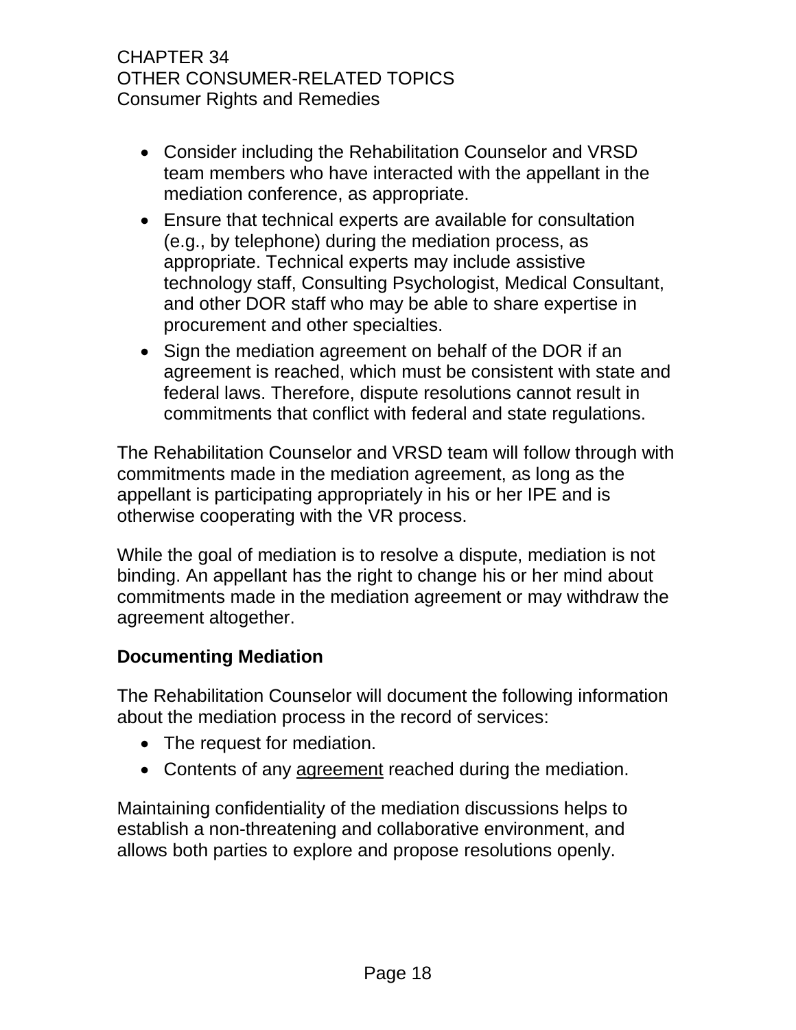- Consider including the Rehabilitation Counselor and VRSD team members who have interacted with the appellant in the mediation conference, as appropriate.
- Ensure that technical experts are available for consultation (e.g., by telephone) during the mediation process, as appropriate. Technical experts may include assistive technology staff, Consulting Psychologist, Medical Consultant, and other DOR staff who may be able to share expertise in procurement and other specialties.
- Sign the mediation agreement on behalf of the DOR if an agreement is reached, which must be consistent with state and federal laws. Therefore, dispute resolutions cannot result in commitments that conflict with federal and state regulations.

The Rehabilitation Counselor and VRSD team will follow through with commitments made in the mediation agreement, as long as the appellant is participating appropriately in his or her IPE and is otherwise cooperating with the VR process.

While the goal of mediation is to resolve a dispute, mediation is not binding. An appellant has the right to change his or her mind about commitments made in the mediation agreement or may withdraw the agreement altogether.

### Documenting Mediation

The Rehabilitation Counselor will document the following information about the mediation process in the record of services:

- The request for mediation.
- Contents of any agreement reached during the mediation.

Maintaining confidentiality of the mediation discussions helps to establish a non-threatening and collaborative environment, and allows both parties to explore and propose resolutions openly.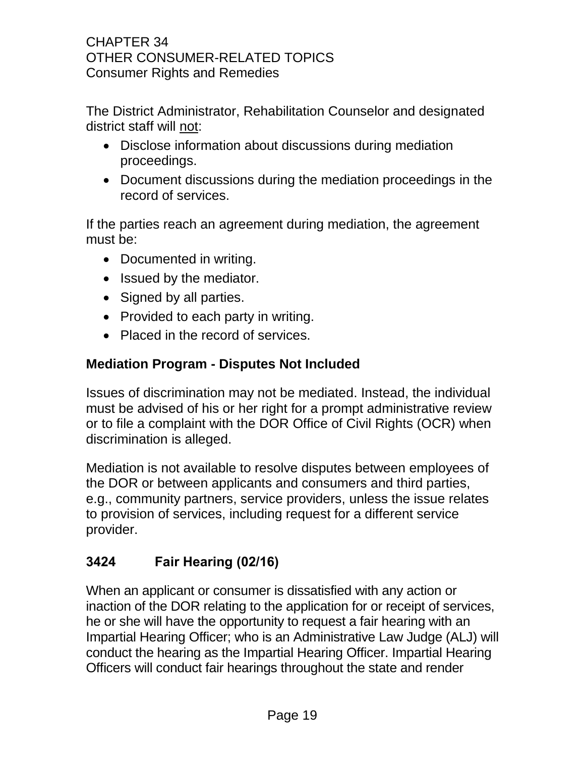The District Administrator, Rehabilitation Counselor and designated district staff will not:

- Disclose information about discussions during mediation proceedings.
- Document discussions during the mediation proceedings in the record of services.

If the parties reach an agreement during mediation, the agreement must be:

- Documented in writing.
- Issued by the mediator.
- Signed by all parties.
- Provided to each party in writing.
- Placed in the record of services.

### Mediation Program - Disputes Not Included

Issues of discrimination may not be mediated. Instead, the individual must be advised of his or her right for a prompt administrative review or to file a complaint with the DOR Office of Civil Rights (OCR) when discrimination is alleged.

Mediation is not available to resolve disputes between employees of the DOR or between applicants and consumers and third parties, e.g., community partners, service providers, unless the issue relates to provision of services, including request for a different service provider.

## 3424 Fair Hearing (02/16)

When an applicant or consumer is dissatisfied with any action or inaction of the DOR relating to the application for or receipt of services, he or she will have the opportunity to request a fair hearing with an Impartial Hearing Officer; who is an Administrative Law Judge (ALJ) will conduct the hearing as the Impartial Hearing Officer. Impartial Hearing Officers will conduct fair hearings throughout the state and render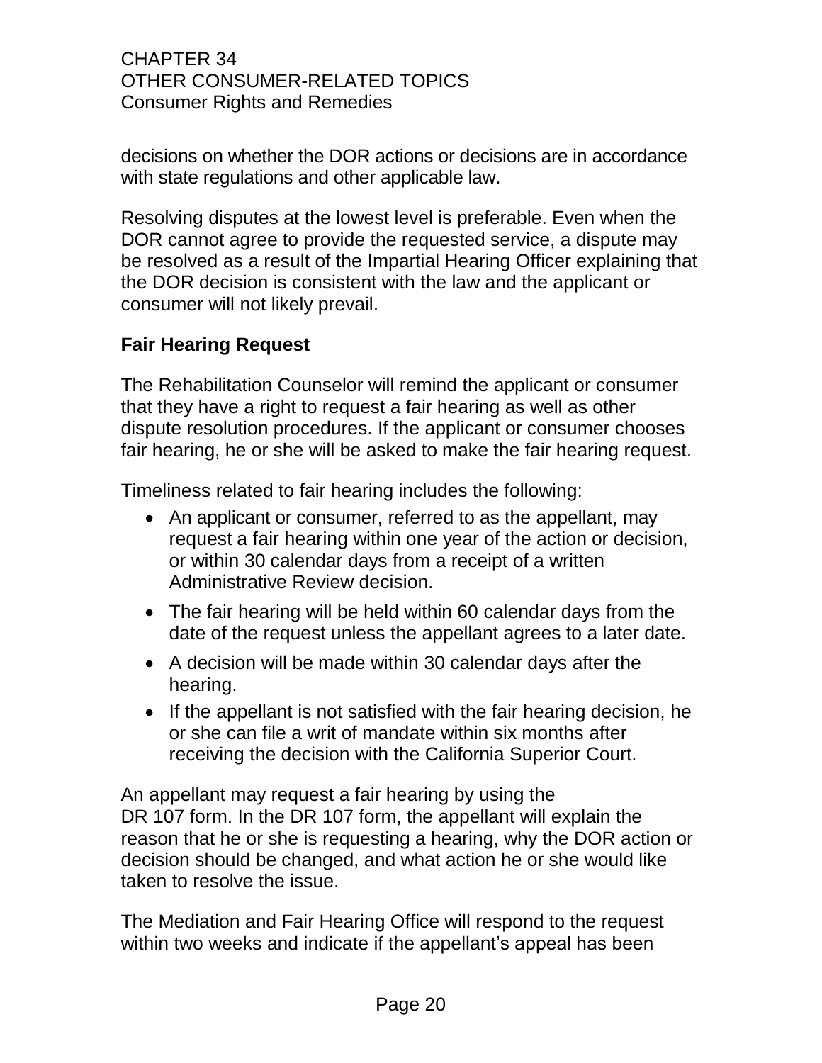decisions on whether the DOR actions or decisions are in accordance with state regulations and other applicable law.

Resolving disputes at the lowest level is preferable. Even when the DOR cannot agree to provide the requested service, a dispute may be resolved as a result of the Impartial Hearing Officer explaining that the DOR decision is consistent with the law and the applicant or consumer will not likely prevail.

**Fair Hearing Request**

The Rehabilitation Counselor will remind the applicant or consumer that they have a right to request a fair hearing as well as other dispute resolution procedures. If the applicant or consumer chooses fair hearing, he or she will be asked to make the fair hearing request.

Timeliness related to fair hearing includes the following:

- An applicant or consumer, referred to as the appellant, may request a fair hearing within one year of the action or decision, or within 30 calendar days from a receipt of a written Administrative Review decision.
- The fair hearing will be held within 60 calendar days from the date of the request unless the appellant agrees to a later date.
- A decision will be made within 30 calendar days after the hearing.
- If the appellant is not satisfied with the fair hearing decision, he or she can file a writ of mandate within six months after receiving the decision with the California Superior Court.

An appellant may request a fair hearing by using the DR 107 form. In the DR 107 form, the appellant will explain the reason that he or she is requesting a hearing, why the DOR action or decision should be changed, and what action he or she would like taken to resolve the issue.

The Mediation and Fair Hearing Office will respond to the request within two weeks and indicate if the appellant's appeal has been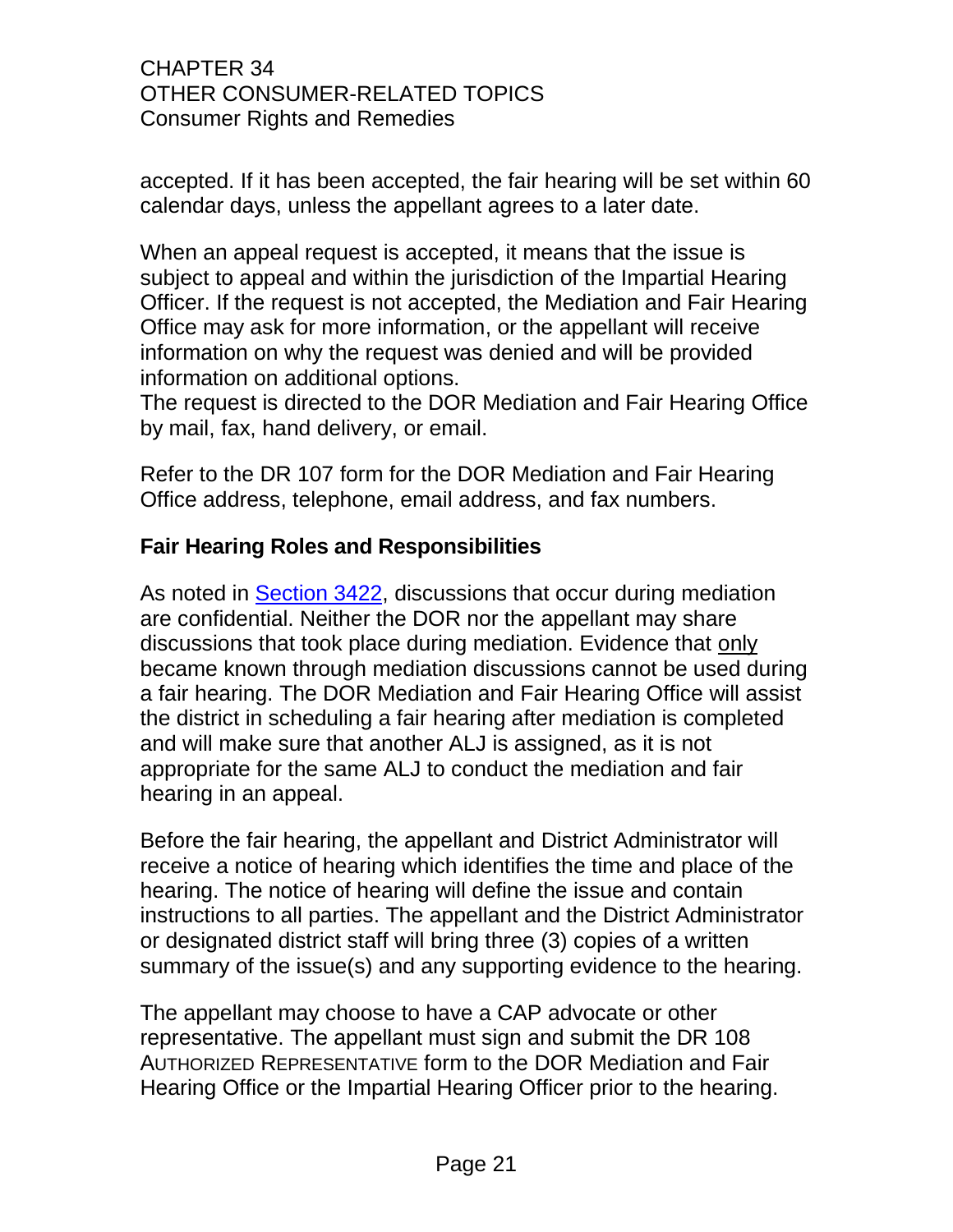accepted. If it has been accepted, the fair hearing will be set within 60 calendar days, unless the appellant agrees to a later date.

When an appeal request is accepted, it means that the issue is subject to appeal and within the jurisdiction of the Impartial Hearing Officer. If the request is not accepted, the Mediation and Fair Hearing Office may ask for more information, or the appellant will receive information on why the request was denied and will be provided information on additional options.
The request is directed to the DOR Mediation and Fair Hearing Office by mail, fax, hand delivery, or email.

Refer to the DR 107 form for the DOR Mediation and Fair Hearing Office address, telephone, email address, and fax numbers.

### Fair Hearing Roles and Responsibilities

As noted in Section 3422, discussions that occur during mediation are confidential. Neither the DOR nor the appellant may share discussions that took place during mediation. Evidence that only became known through mediation discussions cannot be used during a fair hearing. The DOR Mediation and Fair Hearing Office will assist the district in scheduling a fair hearing after mediation is completed and will make sure that another ALJ is assigned, as it is not appropriate for the same ALJ to conduct the mediation and fair hearing in an appeal.

Before the fair hearing, the appellant and District Administrator will receive a notice of hearing which identifies the time and place of the hearing. The notice of hearing will define the issue and contain instructions to all parties. The appellant and the District Administrator or designated district staff will bring three (3) copies of a written summary of the issue(s) and any supporting evidence to the hearing.

The appellant may choose to have a CAP advocate or other representative. The appellant must sign and submit the DR 108 AUTHORIZED REPRESENTATIVE form to the DOR Mediation and Fair Hearing Office or the Impartial Hearing Officer prior to the hearing.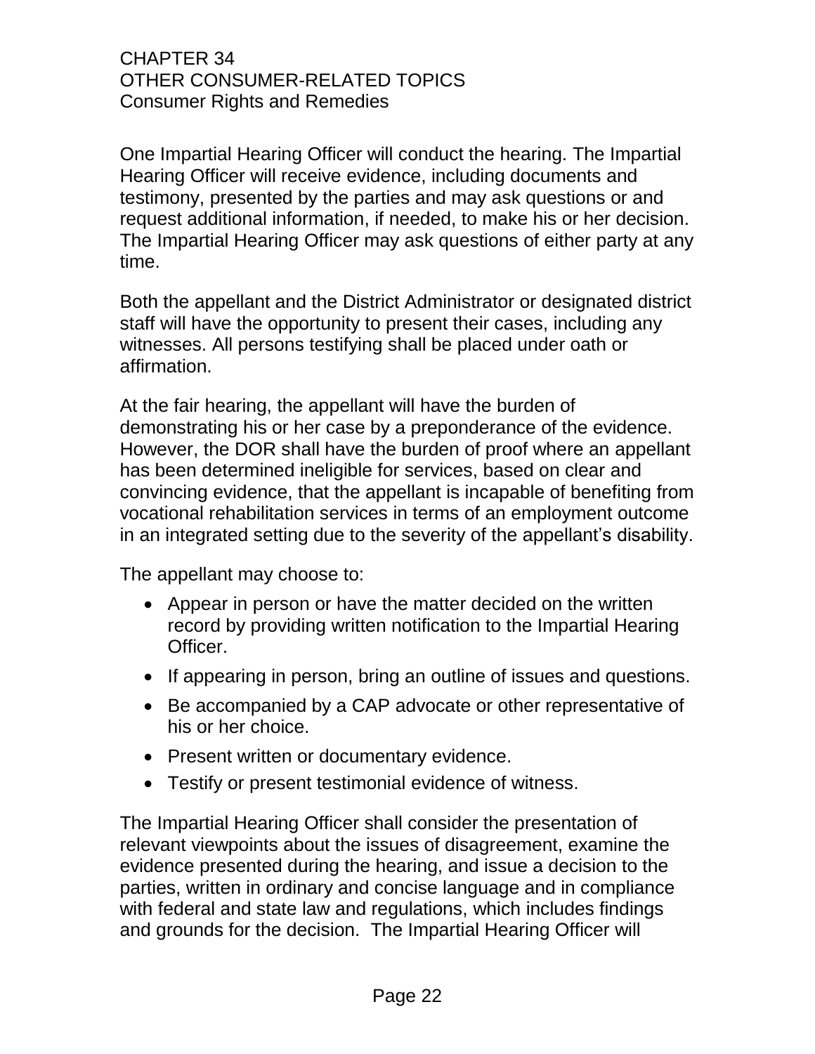One Impartial Hearing Officer will conduct the hearing. The Impartial Hearing Officer will receive evidence, including documents and testimony, presented by the parties and may ask questions or and request additional information, if needed, to make his or her decision. The Impartial Hearing Officer may ask questions of either party at any time.

Both the appellant and the District Administrator or designated district staff will have the opportunity to present their cases, including any witnesses. All persons testifying shall be placed under oath or affirmation.

At the fair hearing, the appellant will have the burden of demonstrating his or her case by a preponderance of the evidence. However, the DOR shall have the burden of proof where an appellant has been determined ineligible for services, based on clear and convincing evidence, that the appellant is incapable of benefiting from vocational rehabilitation services in terms of an employment outcome in an integrated setting due to the severity of the appellant's disability.

The appellant may choose to:

- Appear in person or have the matter decided on the written record by providing written notification to the Impartial Hearing Officer.
- If appearing in person, bring an outline of issues and questions.
- Be accompanied by a CAP advocate or other representative of his or her choice.
- Present written or documentary evidence.
- Testify or present testimonial evidence of witness.

The Impartial Hearing Officer shall consider the presentation of relevant viewpoints about the issues of disagreement, examine the evidence presented during the hearing, and issue a decision to the parties, written in ordinary and concise language and in compliance with federal and state law and regulations, which includes findings and grounds for the decision. The Impartial Hearing Officer will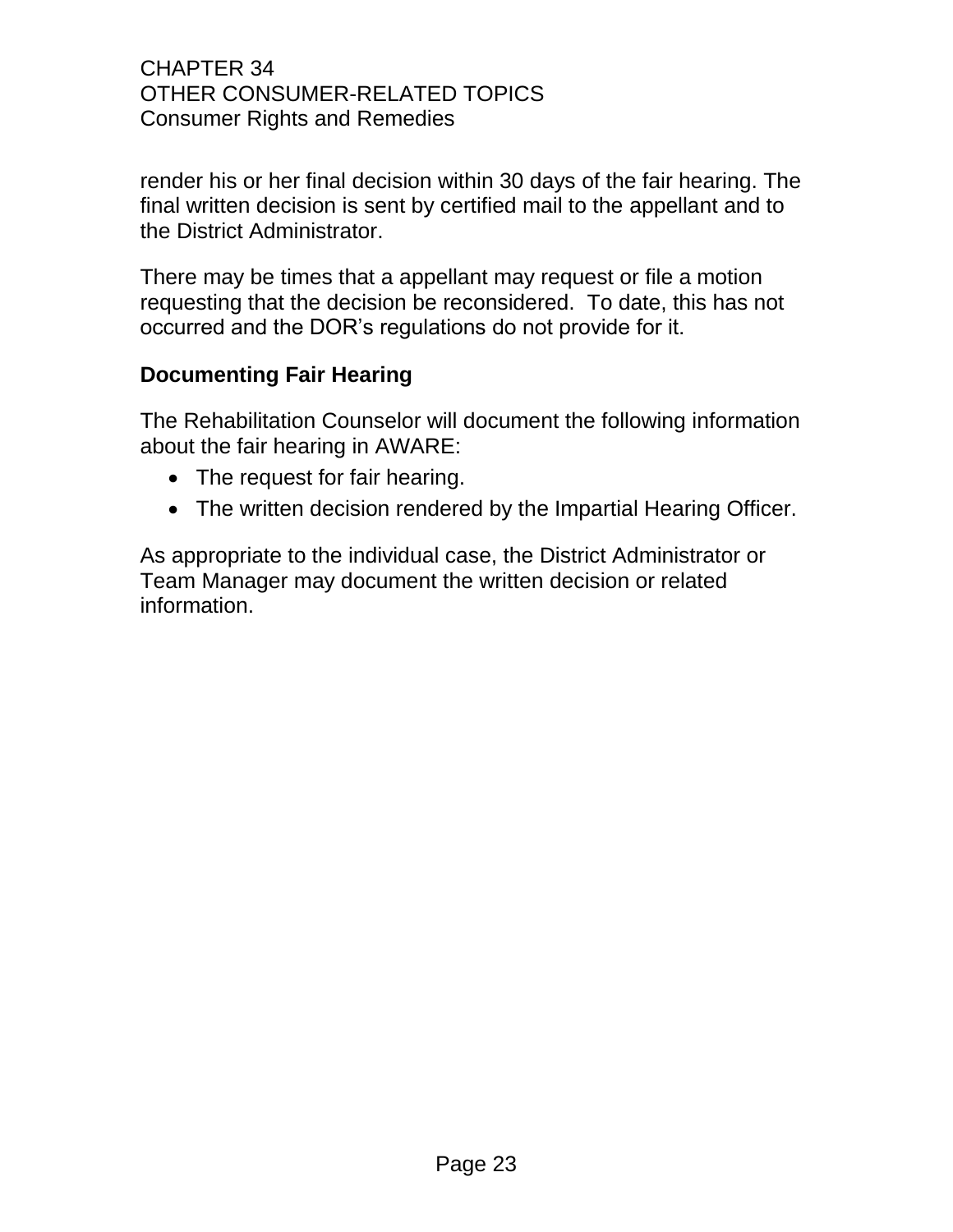render his or her final decision within 30 days of the fair hearing. The final written decision is sent by certified mail to the appellant and to the District Administrator.

There may be times that a appellant may request or file a motion requesting that the decision be reconsidered. To date, this has not occurred and the DOR's regulations do not provide for it.

### Documenting Fair Hearing

The Rehabilitation Counselor will document the following information about the fair hearing in AWARE:

- The request for fair hearing.
- The written decision rendered by the Impartial Hearing Officer.

As appropriate to the individual case, the District Administrator or Team Manager may document the written decision or related information.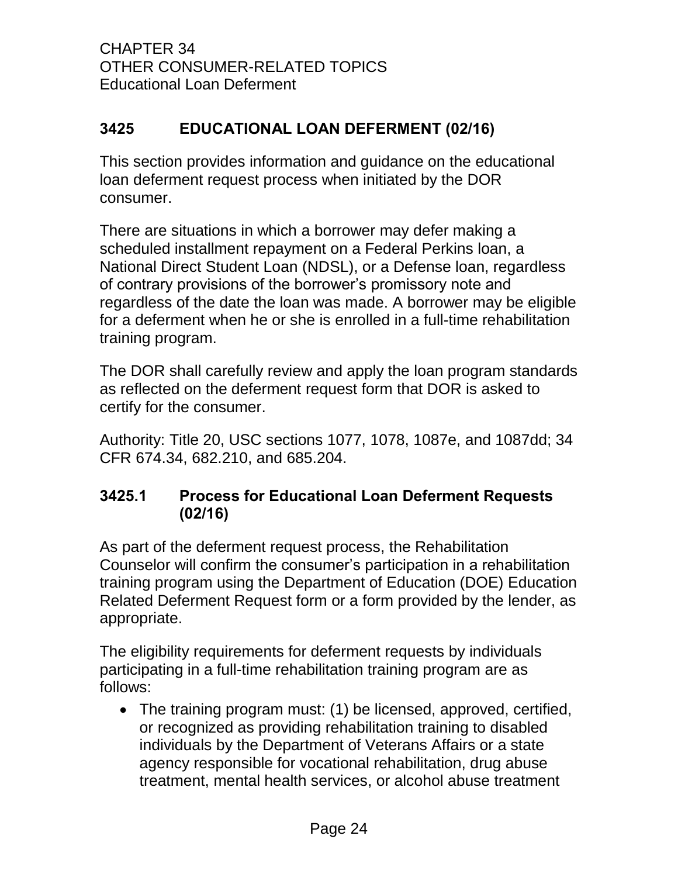## 3425 EDUCATIONAL LOAN DEFERMENT (02/16)

This section provides information and guidance on the educational loan deferment request process when initiated by the DOR consumer.

There are situations in which a borrower may defer making a scheduled installment repayment on a Federal Perkins loan, a National Direct Student Loan (NDSL), or a Defense loan, regardless of contrary provisions of the borrower's promissory note and regardless of the date the loan was made. A borrower may be eligible for a deferment when he or she is enrolled in a full-time rehabilitation training program.

The DOR shall carefully review and apply the loan program standards as reflected on the deferment request form that DOR is asked to certify for the consumer.

Authority: Title 20, USC sections 1077, 1078, 1087e, and 1087dd; 34 CFR 674.34, 682.210, and 685.204.

### 3425.1 Process for Educational Loan Deferment Requests (02/16)

As part of the deferment request process, the Rehabilitation Counselor will confirm the consumer's participation in a rehabilitation training program using the Department of Education (DOE) Education Related Deferment Request form or a form provided by the lender, as appropriate.

The eligibility requirements for deferment requests by individuals participating in a full-time rehabilitation training program are as follows:

- The training program must: (1) be licensed, approved, certified, or recognized as providing rehabilitation training to disabled individuals by the Department of Veterans Affairs or a state agency responsible for vocational rehabilitation, drug abuse treatment, mental health services, or alcohol abuse treatment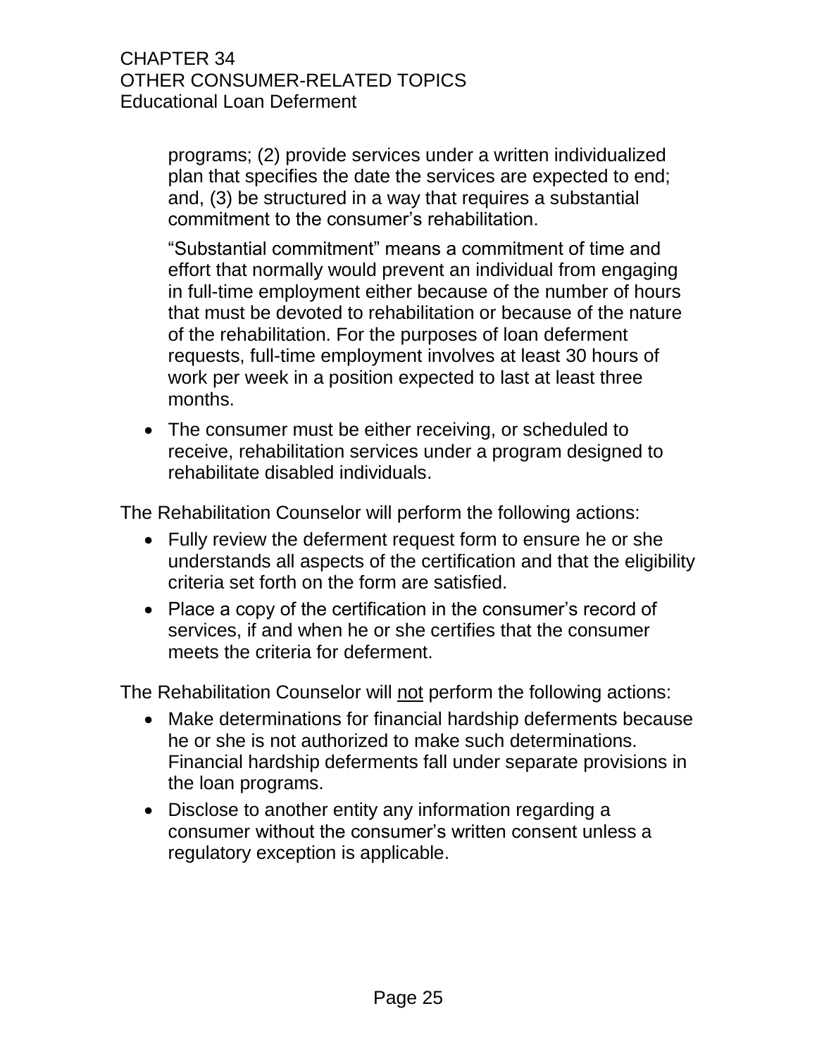programs; (2) provide services under a written individualized plan that specifies the date the services are expected to end; and, (3) be structured in a way that requires a substantial commitment to the consumer's rehabilitation.

"Substantial commitment" means a commitment of time and effort that normally would prevent an individual from engaging in full-time employment either because of the number of hours that must be devoted to rehabilitation or because of the nature of the rehabilitation. For the purposes of loan deferment requests, full-time employment involves at least 30 hours of work per week in a position expected to last at least three months.

- The consumer must be either receiving, or scheduled to receive, rehabilitation services under a program designed to rehabilitate disabled individuals.

The Rehabilitation Counselor will perform the following actions:

- Fully review the deferment request form to ensure he or she understands all aspects of the certification and that the eligibility criteria set forth on the form are satisfied.
- Place a copy of the certification in the consumer's record of services, if and when he or she certifies that the consumer meets the criteria for deferment.

The Rehabilitation Counselor will <u>not</u> perform the following actions:

- Make determinations for financial hardship deferments because he or she is not authorized to make such determinations. Financial hardship deferments fall under separate provisions in the loan programs.
- Disclose to another entity any information regarding a consumer without the consumer's written consent unless a regulatory exception is applicable.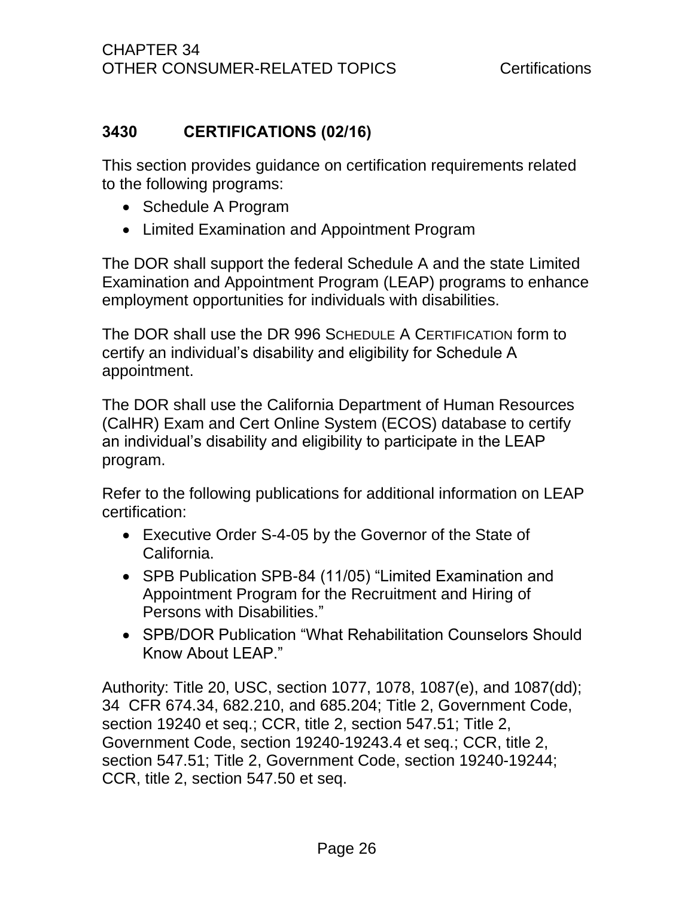## 3430 CERTIFICATIONS (02/16)

This section provides guidance on certification requirements related to the following programs:

- Schedule A Program
- Limited Examination and Appointment Program

The DOR shall support the federal Schedule A and the state Limited Examination and Appointment Program (LEAP) programs to enhance employment opportunities for individuals with disabilities.

The DOR shall use the DR 996 SCHEDULE A CERTIFICATION form to certify an individual's disability and eligibility for Schedule A appointment.

The DOR shall use the California Department of Human Resources (CalHR) Exam and Cert Online System (ECOS) database to certify an individual's disability and eligibility to participate in the LEAP program.

Refer to the following publications for additional information on LEAP certification:

- Executive Order S-4-05 by the Governor of the State of California.
- SPB Publication SPB-84 (11/05) "Limited Examination and Appointment Program for the Recruitment and Hiring of Persons with Disabilities."
- SPB/DOR Publication "What Rehabilitation Counselors Should Know About LEAP."

Authority: Title 20, USC, section 1077, 1078, 1087(e), and 1087(dd); 34 CFR 674.34, 682.210, and 685.204; Title 2, Government Code, section 19240 et seq.; CCR, title 2, section 547.51; Title 2, Government Code, section 19240-19243.4 et seq.; CCR, title 2, section 547.51; Title 2, Government Code, section 19240-19244; CCR, title 2, section 547.50 et seq.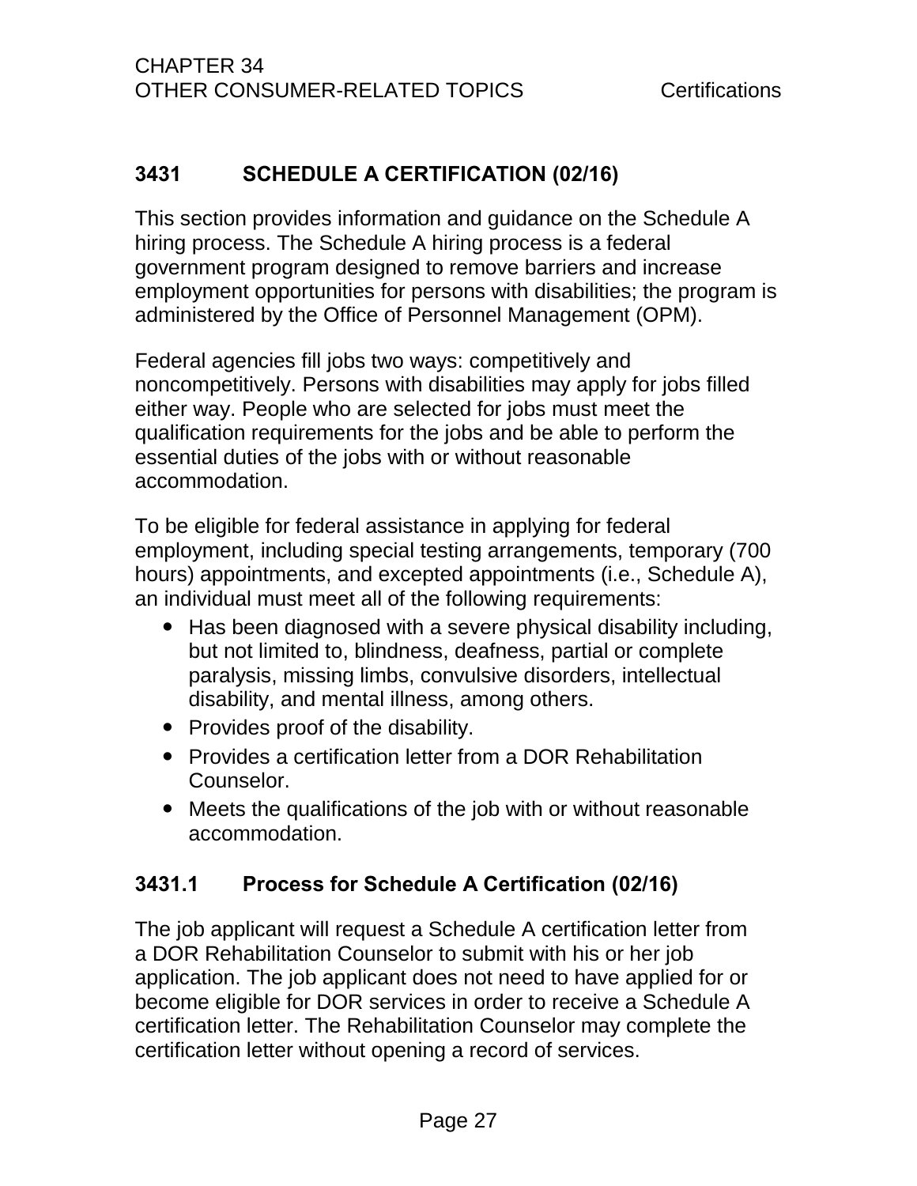### 3431 SCHEDULE A CERTIFICATION (02/16)

This section provides information and guidance on the Schedule A hiring process. The Schedule A hiring process is a federal government program designed to remove barriers and increase employment opportunities for persons with disabilities; the program is administered by the Office of Personnel Management (OPM).

Federal agencies fill jobs two ways: competitively and noncompetitively. Persons with disabilities may apply for jobs filled either way. People who are selected for jobs must meet the qualification requirements for the jobs and be able to perform the essential duties of the jobs with or without reasonable accommodation.

To be eligible for federal assistance in applying for federal employment, including special testing arrangements, temporary (700 hours) appointments, and excepted appointments (i.e., Schedule A), an individual must meet all of the following requirements:

- Has been diagnosed with a severe physical disability including, but not limited to, blindness, deafness, partial or complete paralysis, missing limbs, convulsive disorders, intellectual disability, and mental illness, among others.
- Provides proof of the disability.
- Provides a certification letter from a DOR Rehabilitation Counselor.
- Meets the qualifications of the job with or without reasonable accommodation.

#### 3431.1 Process for Schedule A Certification (02/16)

The job applicant will request a Schedule A certification letter from a DOR Rehabilitation Counselor to submit with his or her job application. The job applicant does not need to have applied for or become eligible for DOR services in order to receive a Schedule A certification letter. The Rehabilitation Counselor may complete the certification letter without opening a record of services.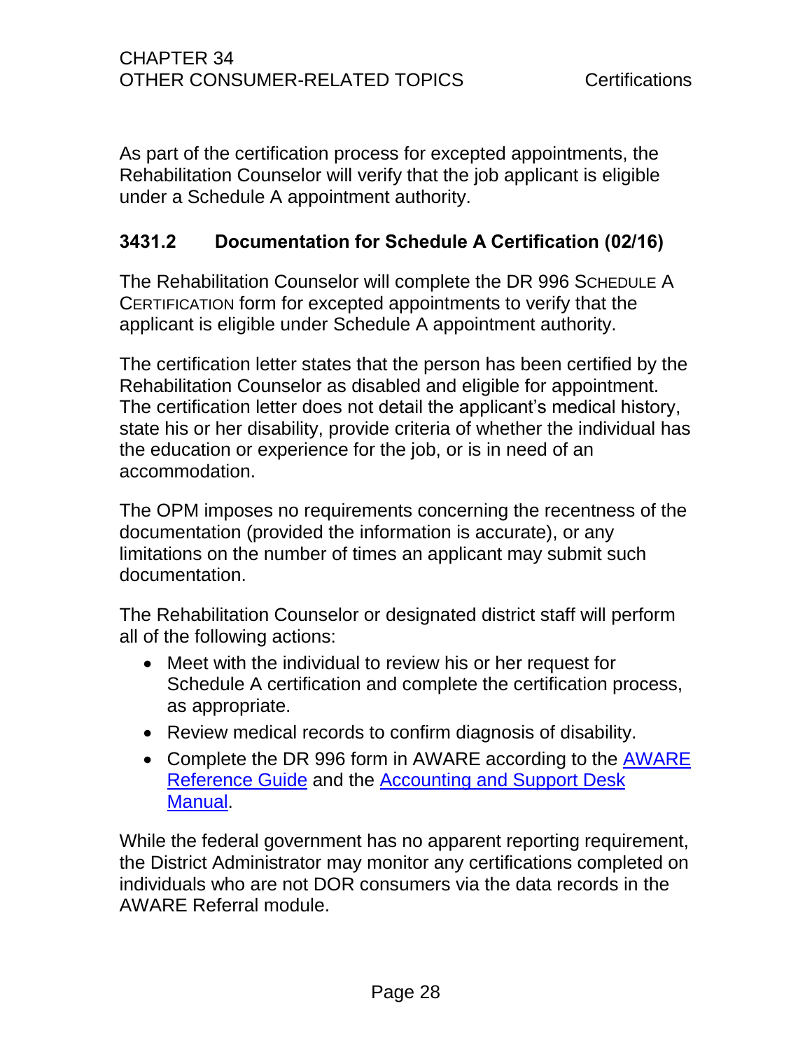As part of the certification process for excepted appointments, the Rehabilitation Counselor will verify that the job applicant is eligible under a Schedule A appointment authority.

### 3431.2 Documentation for Schedule A Certification (02/16)

The Rehabilitation Counselor will complete the DR 996 SCHEDULE A CERTIFICATION form for excepted appointments to verify that the applicant is eligible under Schedule A appointment authority.

The certification letter states that the person has been certified by the Rehabilitation Counselor as disabled and eligible for appointment. The certification letter does not detail the applicant's medical history, state his or her disability, provide criteria of whether the individual has the education or experience for the job, or is in need of an accommodation.

The OPM imposes no requirements concerning the recentness of the documentation (provided the information is accurate), or any limitations on the number of times an applicant may submit such documentation.

The Rehabilitation Counselor or designated district staff will perform all of the following actions:

- Meet with the individual to review his or her request for Schedule A certification and complete the certification process, as appropriate.
- Review medical records to confirm diagnosis of disability.
- Complete the DR 996 form in AWARE according to the AWARE Reference Guide and the Accounting and Support Desk Manual.

While the federal government has no apparent reporting requirement, the District Administrator may monitor any certifications completed on individuals who are not DOR consumers via the data records in the AWARE Referral module.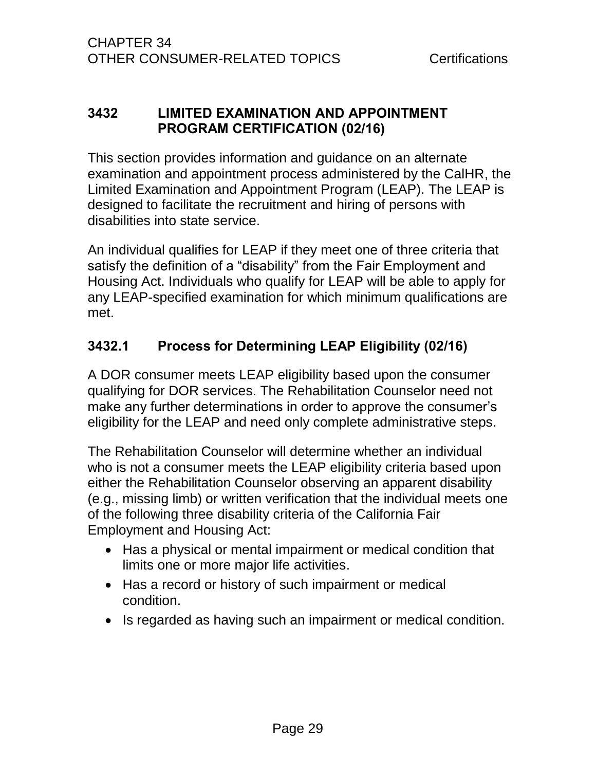## 3432 LIMITED EXAMINATION AND APPOINTMENT PROGRAM CERTIFICATION (02/16)

This section provides information and guidance on an alternate examination and appointment process administered by the CalHR, the Limited Examination and Appointment Program (LEAP). The LEAP is designed to facilitate the recruitment and hiring of persons with disabilities into state service.

An individual qualifies for LEAP if they meet one of three criteria that satisfy the definition of a "disability" from the Fair Employment and Housing Act. Individuals who qualify for LEAP will be able to apply for any LEAP-specified examination for which minimum qualifications are met.

### 3432.1 Process for Determining LEAP Eligibility (02/16)

A DOR consumer meets LEAP eligibility based upon the consumer qualifying for DOR services. The Rehabilitation Counselor need not make any further determinations in order to approve the consumer's eligibility for the LEAP and need only complete administrative steps.

The Rehabilitation Counselor will determine whether an individual who is not a consumer meets the LEAP eligibility criteria based upon either the Rehabilitation Counselor observing an apparent disability (e.g., missing limb) or written verification that the individual meets one of the following three disability criteria of the California Fair Employment and Housing Act:

- Has a physical or mental impairment or medical condition that limits one or more major life activities.
- Has a record or history of such impairment or medical condition.
- Is regarded as having such an impairment or medical condition.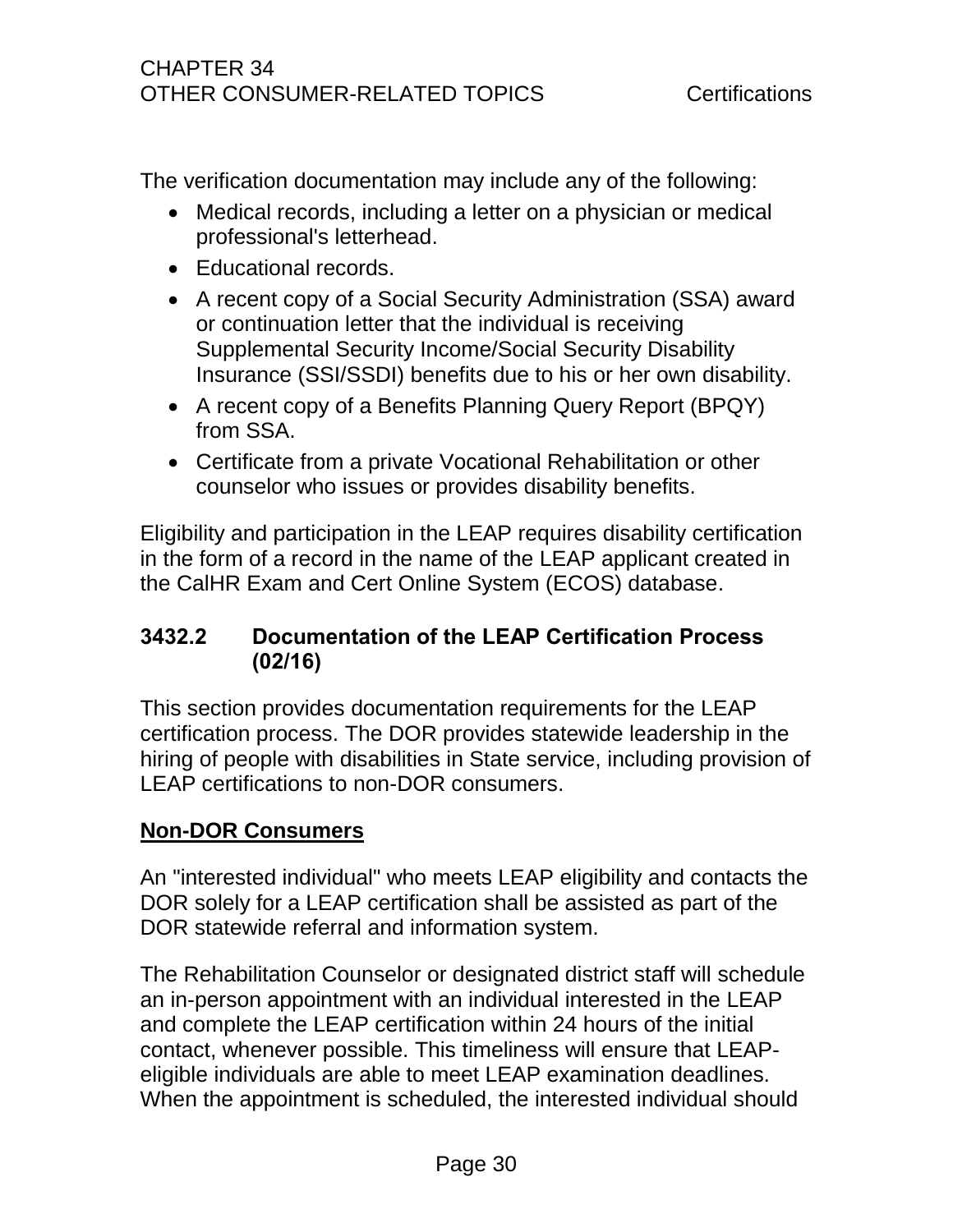The verification documentation may include any of the following:

- Medical records, including a letter on a physician or medical professional's letterhead.
- Educational records.
- A recent copy of a Social Security Administration (SSA) award or continuation letter that the individual is receiving Supplemental Security Income/Social Security Disability Insurance (SSI/SSDI) benefits due to his or her own disability.
- A recent copy of a Benefits Planning Query Report (BPQY) from SSA.
- Certificate from a private Vocational Rehabilitation or other counselor who issues or provides disability benefits.

Eligibility and participation in the LEAP requires disability certification in the form of a record in the name of the LEAP applicant created in the CalHR Exam and Cert Online System (ECOS) database.

### 3432.2 Documentation of the LEAP Certification Process (02/16)

This section provides documentation requirements for the LEAP certification process. The DOR provides statewide leadership in the hiring of people with disabilities in State service, including provision of LEAP certifications to non-DOR consumers.

**Non-DOR Consumers**

An "interested individual" who meets LEAP eligibility and contacts the DOR solely for a LEAP certification shall be assisted as part of the DOR statewide referral and information system.

The Rehabilitation Counselor or designated district staff will schedule an in-person appointment with an individual interested in the LEAP and complete the LEAP certification within 24 hours of the initial contact, whenever possible. This timeliness will ensure that LEAP-eligible individuals are able to meet LEAP examination deadlines. When the appointment is scheduled, the interested individual should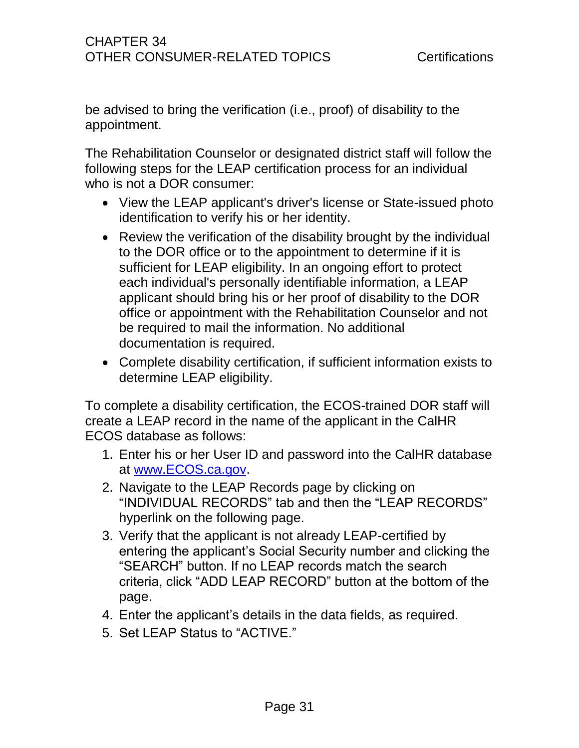be advised to bring the verification (i.e., proof) of disability to the appointment.

The Rehabilitation Counselor or designated district staff will follow the following steps for the LEAP certification process for an individual who is not a DOR consumer:

- View the LEAP applicant's driver's license or State-issued photo identification to verify his or her identity.
- Review the verification of the disability brought by the individual to the DOR office or to the appointment to determine if it is sufficient for LEAP eligibility. In an ongoing effort to protect each individual's personally identifiable information, a LEAP applicant should bring his or her proof of disability to the DOR office or appointment with the Rehabilitation Counselor and not be required to mail the information. No additional documentation is required.
- Complete disability certification, if sufficient information exists to determine LEAP eligibility.

To complete a disability certification, the ECOS-trained DOR staff will create a LEAP record in the name of the applicant in the CalHR ECOS database as follows:

1. Enter his or her User ID and password into the CalHR database at [www.ECOS.ca.gov](http://www.ECOS.ca.gov).
2. Navigate to the LEAP Records page by clicking on "INDIVIDUAL RECORDS" tab and then the "LEAP RECORDS" hyperlink on the following page.
3. Verify that the applicant is not already LEAP-certified by entering the applicant's Social Security number and clicking the "SEARCH" button. If no LEAP records match the search criteria, click "ADD LEAP RECORD" button at the bottom of the page.
4. Enter the applicant's details in the data fields, as required.
5. Set LEAP Status to "ACTIVE."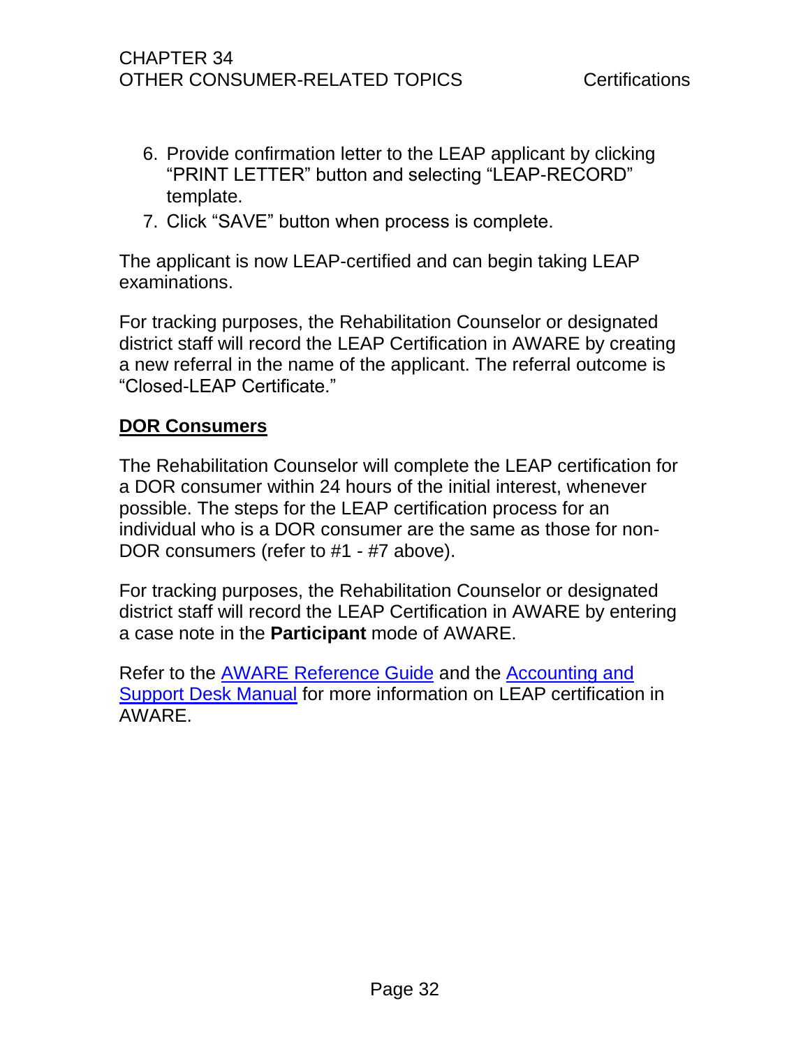6. Provide confirmation letter to the LEAP applicant by clicking “PRINT LETTER” button and selecting “LEAP-RECORD” template.
7. Click “SAVE” button when process is complete.

The applicant is now LEAP-certified and can begin taking LEAP examinations.

For tracking purposes, the Rehabilitation Counselor or designated district staff will record the LEAP Certification in AWARE by creating a new referral in the name of the applicant. The referral outcome is “Closed-LEAP Certificate.”

## DOR Consumers

The Rehabilitation Counselor will complete the LEAP certification for a DOR consumer within 24 hours of the initial interest, whenever possible. The steps for the LEAP certification process for an individual who is a DOR consumer are the same as those for non-DOR consumers (refer to #1 - #7 above).

For tracking purposes, the Rehabilitation Counselor or designated district staff will record the LEAP Certification in AWARE by entering a case note in the **Participant** mode of AWARE.

Refer to the AWARE Reference Guide and the Accounting and Support Desk Manual for more information on LEAP certification in AWARE.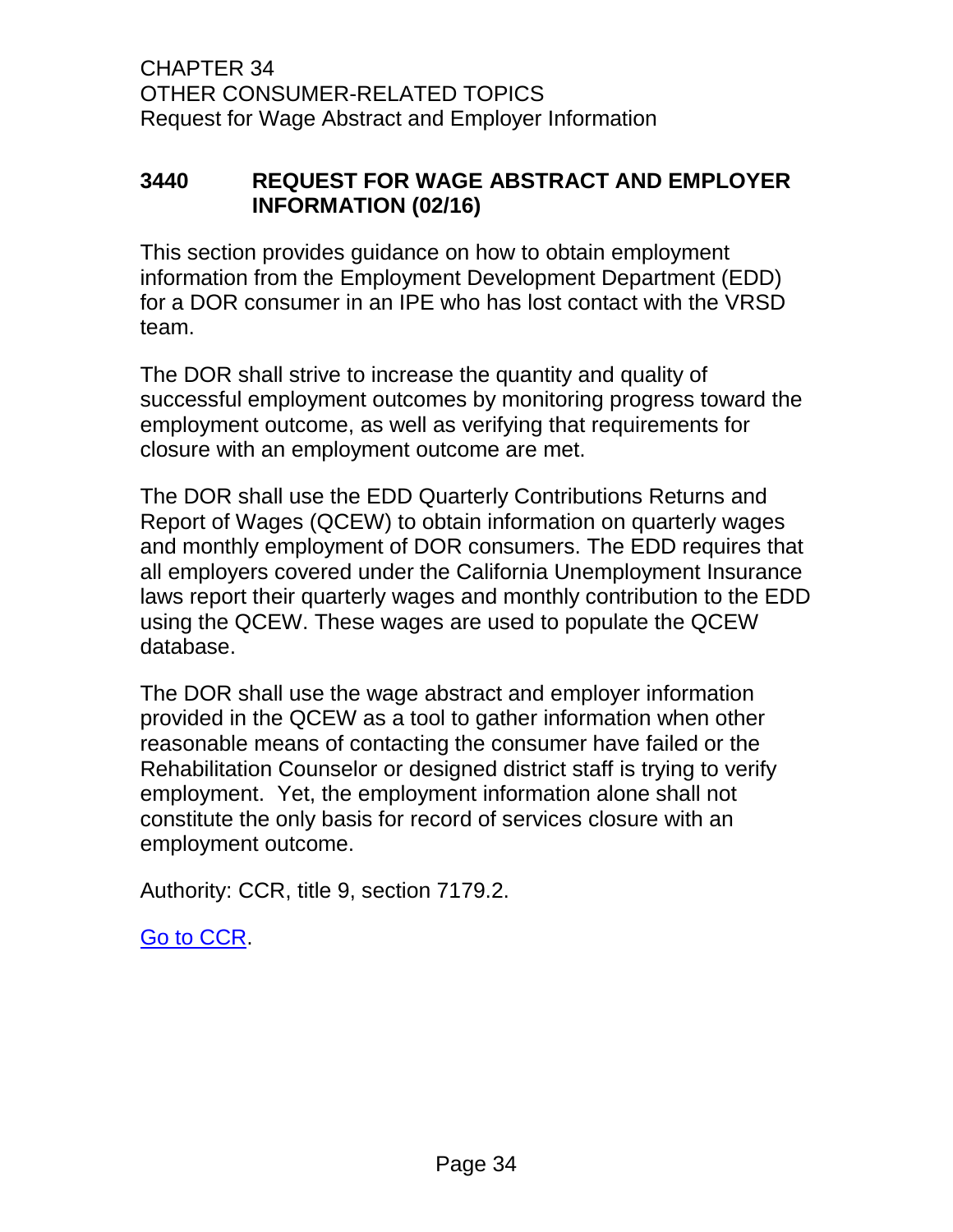CHAPTER 34
OTHER CONSUMER-RELATED TOPICS
Request for Wage Abstract and Employer Information

## 3440 REQUEST FOR WAGE ABSTRACT AND EMPLOYER INFORMATION (02/16)

This section provides guidance on how to obtain employment information from the Employment Development Department (EDD) for a DOR consumer in an IPE who has lost contact with the VRSD team.

The DOR shall strive to increase the quantity and quality of successful employment outcomes by monitoring progress toward the employment outcome, as well as verifying that requirements for closure with an employment outcome are met.

The DOR shall use the EDD Quarterly Contributions Returns and Report of Wages (QCEW) to obtain information on quarterly wages and monthly employment of DOR consumers. The EDD requires that all employers covered under the California Unemployment Insurance laws report their quarterly wages and monthly contribution to the EDD using the QCEW. These wages are used to populate the QCEW database.

The DOR shall use the wage abstract and employer information provided in the QCEW as a tool to gather information when other reasonable means of contacting the consumer have failed or the Rehabilitation Counselor or designed district staff is trying to verify employment. Yet, the employment information alone shall not constitute the only basis for record of services closure with an employment outcome.

Authority: CCR, title 9, section 7179.2.

Go to CCR.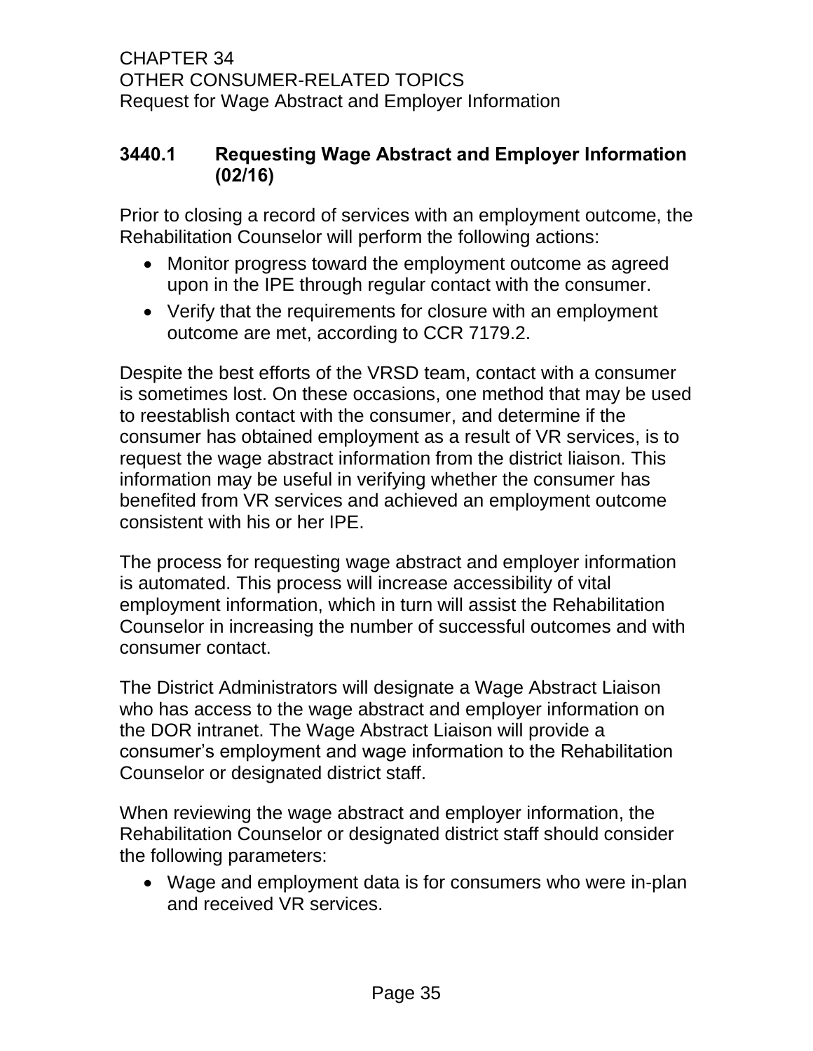CHAPTER 34
OTHER CONSUMER-RELATED TOPICS
Request for Wage Abstract and Employer Information

### 3440.1 Requesting Wage Abstract and Employer Information (02/16)

Prior to closing a record of services with an employment outcome, the Rehabilitation Counselor will perform the following actions:

- Monitor progress toward the employment outcome as agreed upon in the IPE through regular contact with the consumer.
- Verify that the requirements for closure with an employment outcome are met, according to CCR 7179.2.

Despite the best efforts of the VRSD team, contact with a consumer is sometimes lost. On these occasions, one method that may be used to reestablish contact with the consumer, and determine if the consumer has obtained employment as a result of VR services, is to request the wage abstract information from the district liaison. This information may be useful in verifying whether the consumer has benefited from VR services and achieved an employment outcome consistent with his or her IPE.

The process for requesting wage abstract and employer information is automated. This process will increase accessibility of vital employment information, which in turn will assist the Rehabilitation Counselor in increasing the number of successful outcomes and with consumer contact.

The District Administrators will designate a Wage Abstract Liaison who has access to the wage abstract and employer information on the DOR intranet. The Wage Abstract Liaison will provide a consumer's employment and wage information to the Rehabilitation Counselor or designated district staff.

When reviewing the wage abstract and employer information, the Rehabilitation Counselor or designated district staff should consider the following parameters:

- Wage and employment data is for consumers who were in-plan and received VR services.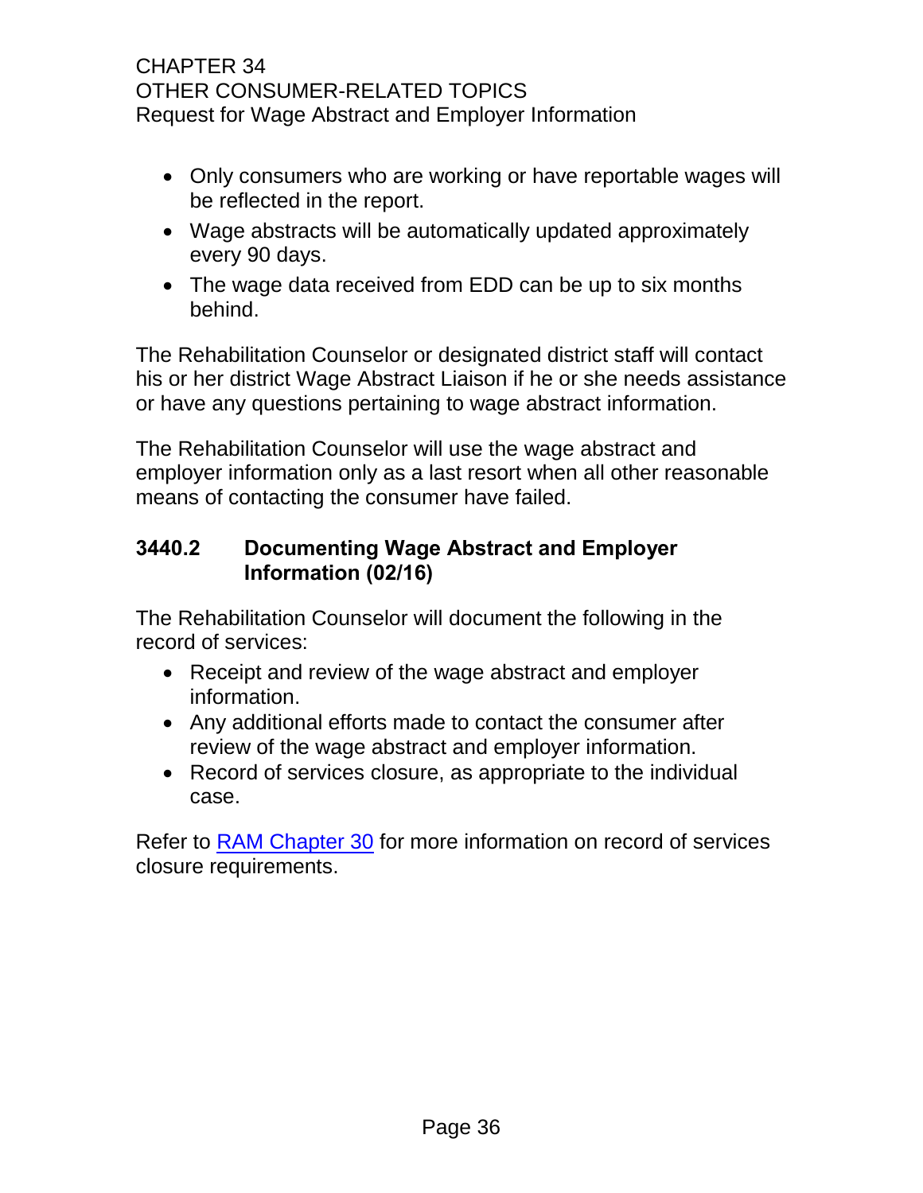- Only consumers who are working or have reportable wages will be reflected in the report.
- Wage abstracts will be automatically updated approximately every 90 days.
- The wage data received from EDD can be up to six months behind.

The Rehabilitation Counselor or designated district staff will contact his or her district Wage Abstract Liaison if he or she needs assistance or have any questions pertaining to wage abstract information.

The Rehabilitation Counselor will use the wage abstract and employer information only as a last resort when all other reasonable means of contacting the consumer have failed.

### 3440.2 Documenting Wage Abstract and Employer Information (02/16)

The Rehabilitation Counselor will document the following in the record of services:

- Receipt and review of the wage abstract and employer information.
- Any additional efforts made to contact the consumer after review of the wage abstract and employer information.
- Record of services closure, as appropriate to the individual case.

Refer to RAM Chapter 30 for more information on record of services closure requirements.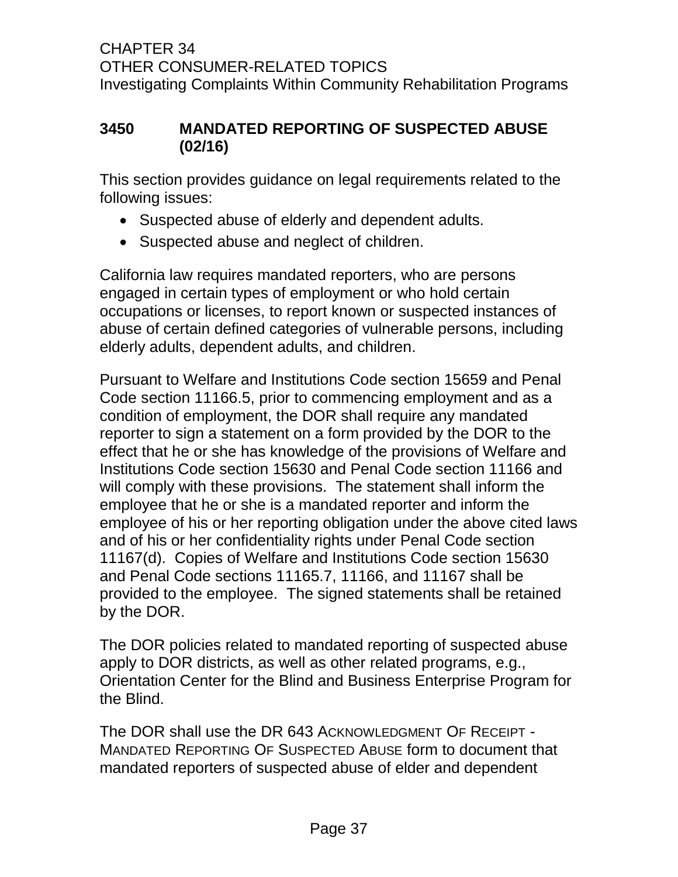## 3450 MANDATED REPORTING OF SUSPECTED ABUSE (02/16)

This section provides guidance on legal requirements related to the following issues:

- Suspected abuse of elderly and dependent adults.
- Suspected abuse and neglect of children.

California law requires mandated reporters, who are persons engaged in certain types of employment or who hold certain occupations or licenses, to report known or suspected instances of abuse of certain defined categories of vulnerable persons, including elderly adults, dependent adults, and children.

Pursuant to Welfare and Institutions Code section 15659 and Penal Code section 11166.5, prior to commencing employment and as a condition of employment, the DOR shall require any mandated reporter to sign a statement on a form provided by the DOR to the effect that he or she has knowledge of the provisions of Welfare and Institutions Code section 15630 and Penal Code section 11166 and will comply with these provisions. The statement shall inform the employee that he or she is a mandated reporter and inform the employee of his or her reporting obligation under the above cited laws and of his or her confidentiality rights under Penal Code section 11167(d). Copies of Welfare and Institutions Code section 15630 and Penal Code sections 11165.7, 11166, and 11167 shall be provided to the employee. The signed statements shall be retained by the DOR.

The DOR policies related to mandated reporting of suspected abuse apply to DOR districts, as well as other related programs, e.g., Orientation Center for the Blind and Business Enterprise Program for the Blind.

The DOR shall use the DR 643 ACKNOWLEDGMENT OF RECEIPT - MANDATED REPORTING OF SUSPECTED ABUSE form to document that mandated reporters of suspected abuse of elder and dependent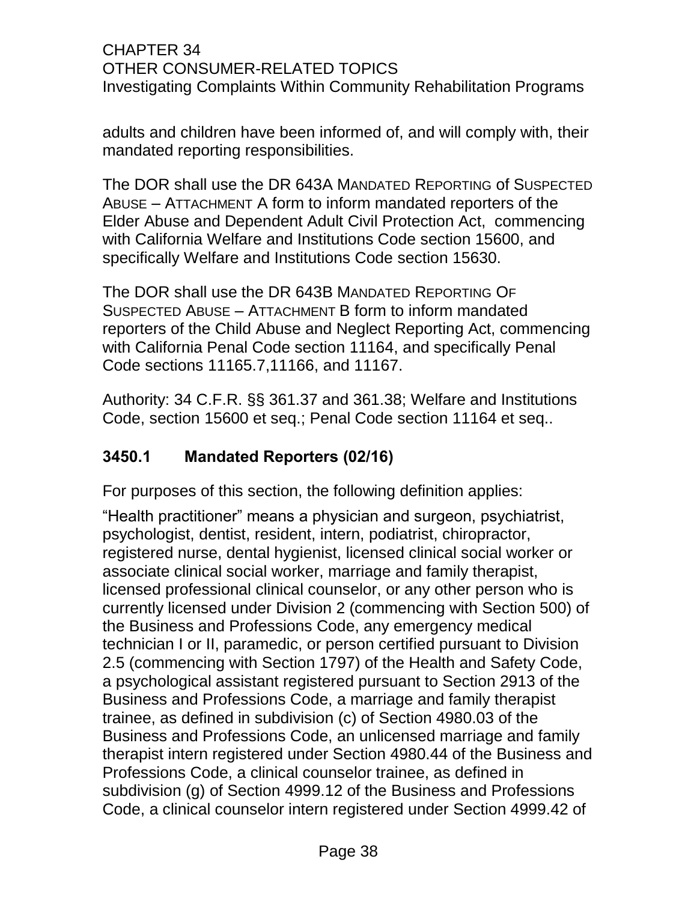adults and children have been informed of, and will comply with, their mandated reporting responsibilities.

The DOR shall use the DR 643A MANDATED REPORTING of SUSPECTED ABUSE – ATTACHMENT A form to inform mandated reporters of the Elder Abuse and Dependent Adult Civil Protection Act, commencing with California Welfare and Institutions Code section 15600, and specifically Welfare and Institutions Code section 15630.

The DOR shall use the DR 643B MANDATED REPORTING OF SUSPECTED ABUSE – ATTACHMENT B form to inform mandated reporters of the Child Abuse and Neglect Reporting Act, commencing with California Penal Code section 11164, and specifically Penal Code sections 11165.7,11166, and 11167.

Authority: 34 C.F.R. §§ 361.37 and 361.38; Welfare and Institutions Code, section 15600 et seq.; Penal Code section 11164 et seq..

### 3450.1 Mandated Reporters (02/16)

For purposes of this section, the following definition applies:

"Health practitioner" means a physician and surgeon, psychiatrist, psychologist, dentist, resident, intern, podiatrist, chiropractor, registered nurse, dental hygienist, licensed clinical social worker or associate clinical social worker, marriage and family therapist, licensed professional clinical counselor, or any other person who is currently licensed under Division 2 (commencing with Section 500) of the Business and Professions Code, any emergency medical technician I or II, paramedic, or person certified pursuant to Division 2.5 (commencing with Section 1797) of the Health and Safety Code, a psychological assistant registered pursuant to Section 2913 of the Business and Professions Code, a marriage and family therapist trainee, as defined in subdivision (c) of Section 4980.03 of the Business and Professions Code, an unlicensed marriage and family therapist intern registered under Section 4980.44 of the Business and Professions Code, a clinical counselor trainee, as defined in subdivision (g) of Section 4999.12 of the Business and Professions Code, a clinical counselor intern registered under Section 4999.42 of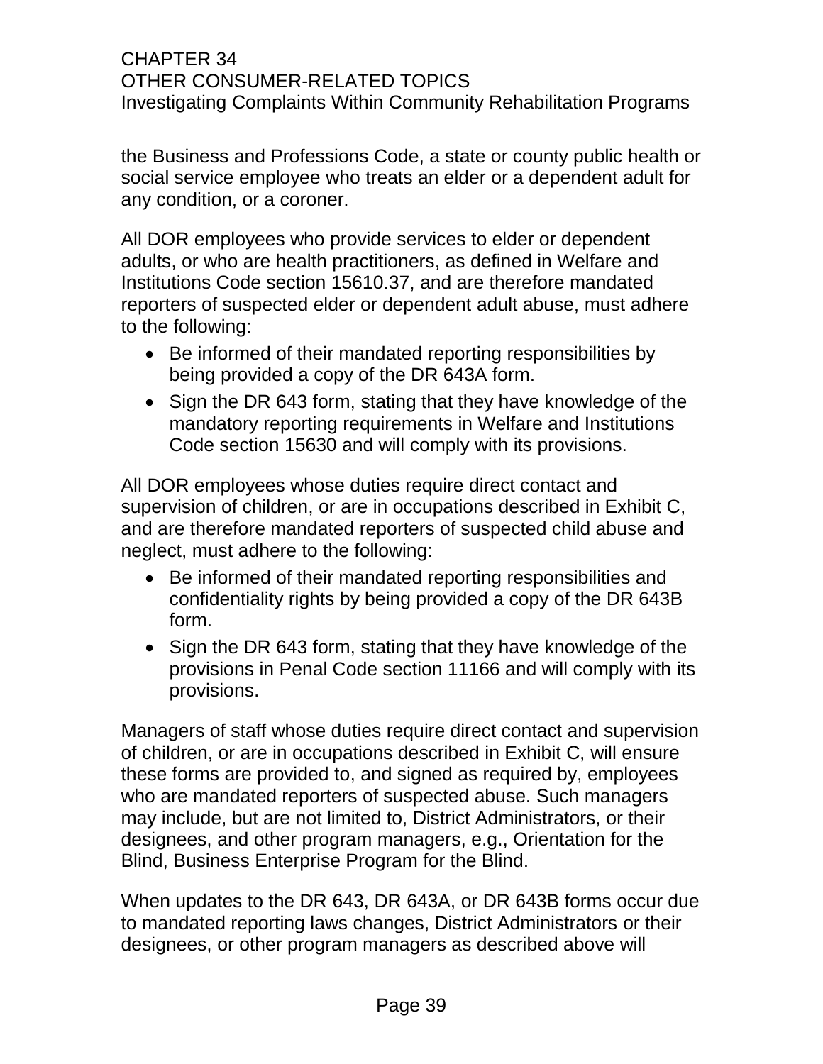the Business and Professions Code, a state or county public health or social service employee who treats an elder or a dependent adult for any condition, or a coroner.

All DOR employees who provide services to elder or dependent adults, or who are health practitioners, as defined in Welfare and Institutions Code section 15610.37, and are therefore mandated reporters of suspected elder or dependent adult abuse, must adhere to the following:

- Be informed of their mandated reporting responsibilities by being provided a copy of the DR 643A form.
- Sign the DR 643 form, stating that they have knowledge of the mandatory reporting requirements in Welfare and Institutions Code section 15630 and will comply with its provisions.

All DOR employees whose duties require direct contact and supervision of children, or are in occupations described in Exhibit C, and are therefore mandated reporters of suspected child abuse and neglect, must adhere to the following:

- Be informed of their mandated reporting responsibilities and confidentiality rights by being provided a copy of the DR 643B form.
- Sign the DR 643 form, stating that they have knowledge of the provisions in Penal Code section 11166 and will comply with its provisions.

Managers of staff whose duties require direct contact and supervision of children, or are in occupations described in Exhibit C, will ensure these forms are provided to, and signed as required by, employees who are mandated reporters of suspected abuse. Such managers may include, but are not limited to, District Administrators, or their designees, and other program managers, e.g., Orientation for the Blind, Business Enterprise Program for the Blind.

When updates to the DR 643, DR 643A, or DR 643B forms occur due to mandated reporting laws changes, District Administrators or their designees, or other program managers as described above will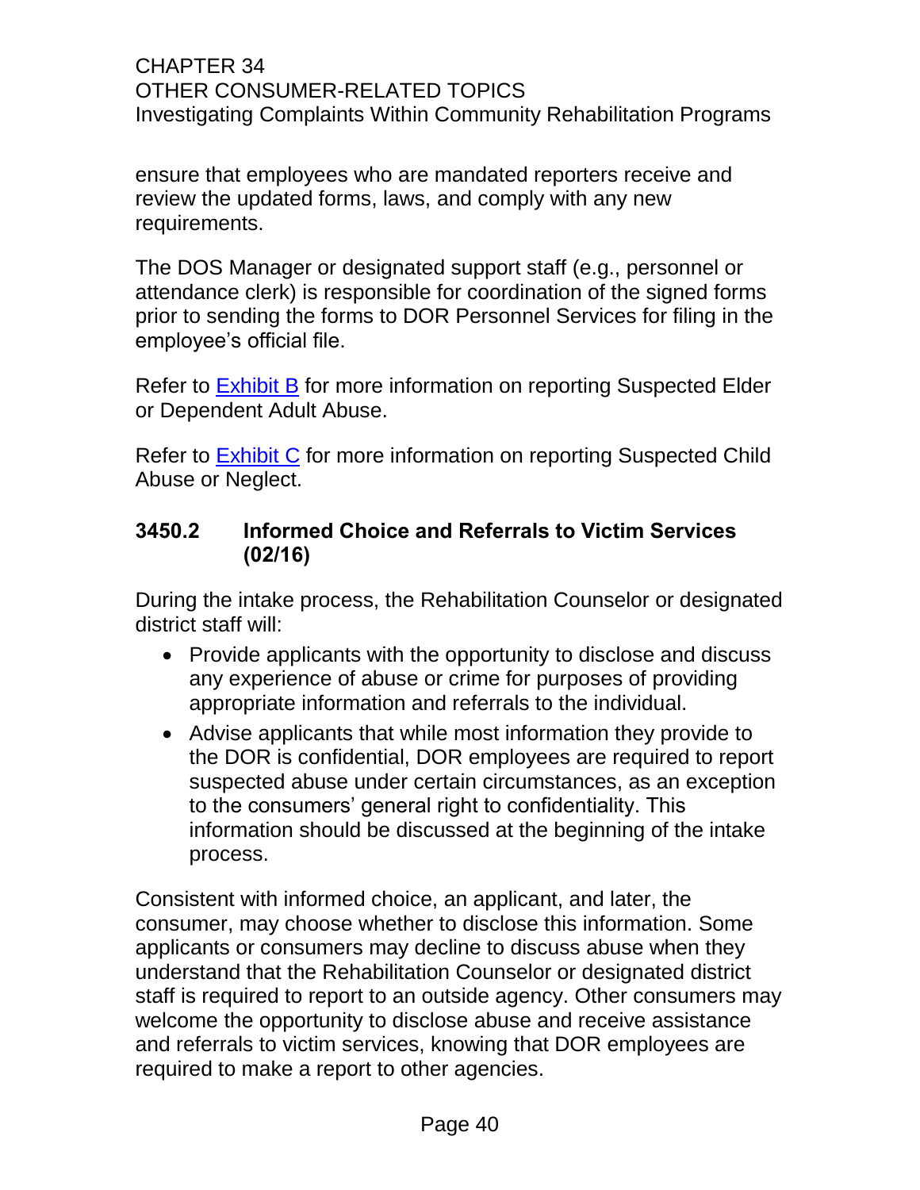ensure that employees who are mandated reporters receive and review the updated forms, laws, and comply with any new requirements.

The DOS Manager or designated support staff (e.g., personnel or attendance clerk) is responsible for coordination of the signed forms prior to sending the forms to DOR Personnel Services for filing in the employee's official file.

Refer to [Exhibit B](#) for more information on reporting Suspected Elder or Dependent Adult Abuse.

Refer to [Exhibit C](#) for more information on reporting Suspected Child Abuse or Neglect.

### 3450.2 Informed Choice and Referrals to Victim Services (02/16)

During the intake process, the Rehabilitation Counselor or designated district staff will:

- Provide applicants with the opportunity to disclose and discuss any experience of abuse or crime for purposes of providing appropriate information and referrals to the individual.
- Advise applicants that while most information they provide to the DOR is confidential, DOR employees are required to report suspected abuse under certain circumstances, as an exception to the consumers' general right to confidentiality. This information should be discussed at the beginning of the intake process.

Consistent with informed choice, an applicant, and later, the consumer, may choose whether to disclose this information. Some applicants or consumers may decline to discuss abuse when they understand that the Rehabilitation Counselor or designated district staff is required to report to an outside agency. Other consumers may welcome the opportunity to disclose abuse and receive assistance and referrals to victim services, knowing that DOR employees are required to make a report to other agencies.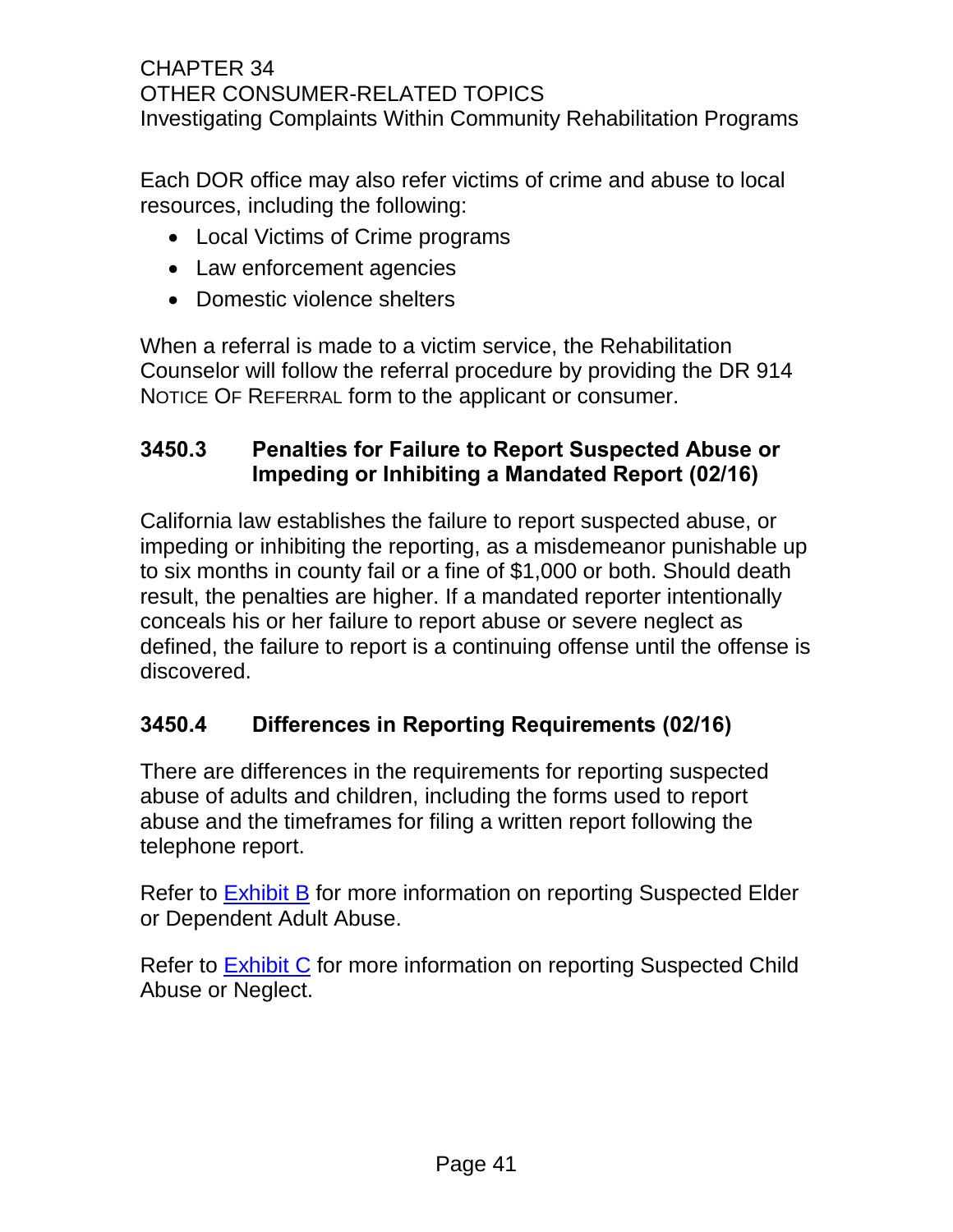Each DOR office may also refer victims of crime and abuse to local resources, including the following:

- Local Victims of Crime programs
- Law enforcement agencies
- Domestic violence shelters

When a referral is made to a victim service, the Rehabilitation Counselor will follow the referral procedure by providing the DR 914 NOTICE OF REFERRAL form to the applicant or consumer.

### 3450.3 Penalties for Failure to Report Suspected Abuse or Impeding or Inhibiting a Mandated Report (02/16)

California law establishes the failure to report suspected abuse, or impeding or inhibiting the reporting, as a misdemeanor punishable up to six months in county fail or a fine of $1,000 or both. Should death result, the penalties are higher. If a mandated reporter intentionally conceals his or her failure to report abuse or severe neglect as defined, the failure to report is a continuing offense until the offense is discovered.

### 3450.4 Differences in Reporting Requirements (02/16)

There are differences in the requirements for reporting suspected abuse of adults and children, including the forms used to report abuse and the timeframes for filing a written report following the telephone report.

Refer to Exhibit B for more information on reporting Suspected Elder or Dependent Adult Abuse.

Refer to Exhibit C for more information on reporting Suspected Child Abuse or Neglect.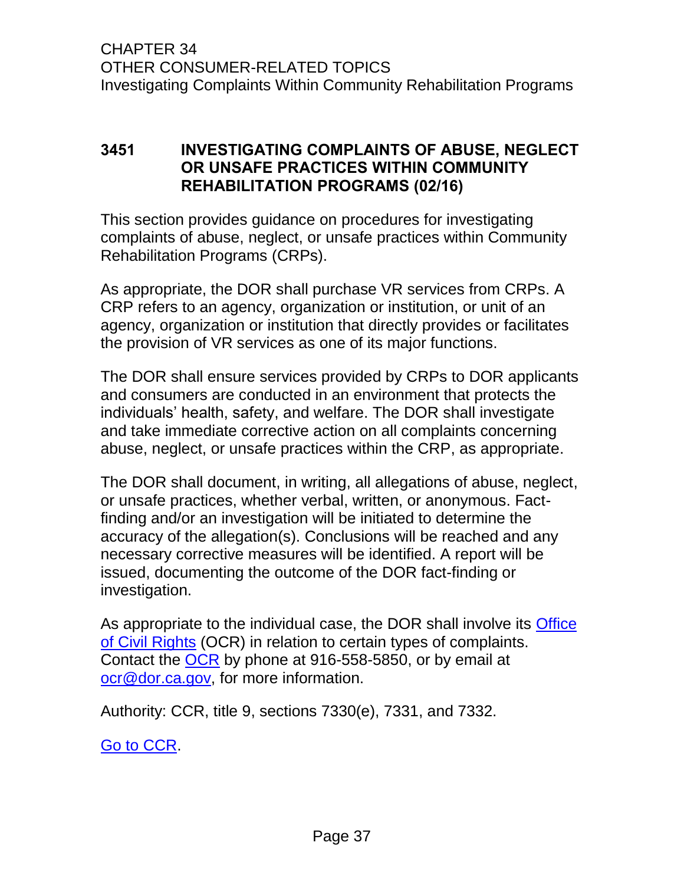## 3451 INVESTIGATING COMPLAINTS OF ABUSE, NEGLECT OR UNSAFE PRACTICES WITHIN COMMUNITY REHABILITATION PROGRAMS (02/16)

This section provides guidance on procedures for investigating complaints of abuse, neglect, or unsafe practices within Community Rehabilitation Programs (CRPs).

As appropriate, the DOR shall purchase VR services from CRPs. A CRP refers to an agency, organization or institution, or unit of an agency, organization or institution that directly provides or facilitates the provision of VR services as one of its major functions.

The DOR shall ensure services provided by CRPs to DOR applicants and consumers are conducted in an environment that protects the individuals' health, safety, and welfare. The DOR shall investigate and take immediate corrective action on all complaints concerning abuse, neglect, or unsafe practices within the CRP, as appropriate.

The DOR shall document, in writing, all allegations of abuse, neglect, or unsafe practices, whether verbal, written, or anonymous. Fact-finding and/or an investigation will be initiated to determine the accuracy of the allegation(s). Conclusions will be reached and any necessary corrective measures will be identified. A report will be issued, documenting the outcome of the DOR fact-finding or investigation.

As appropriate to the individual case, the DOR shall involve its Office of Civil Rights (OCR) in relation to certain types of complaints. Contact the OCR by phone at 916-558-5850, or by email at ocr@dor.ca.gov, for more information.

Authority: CCR, title 9, sections 7330(e), 7331, and 7332.

Go to CCR.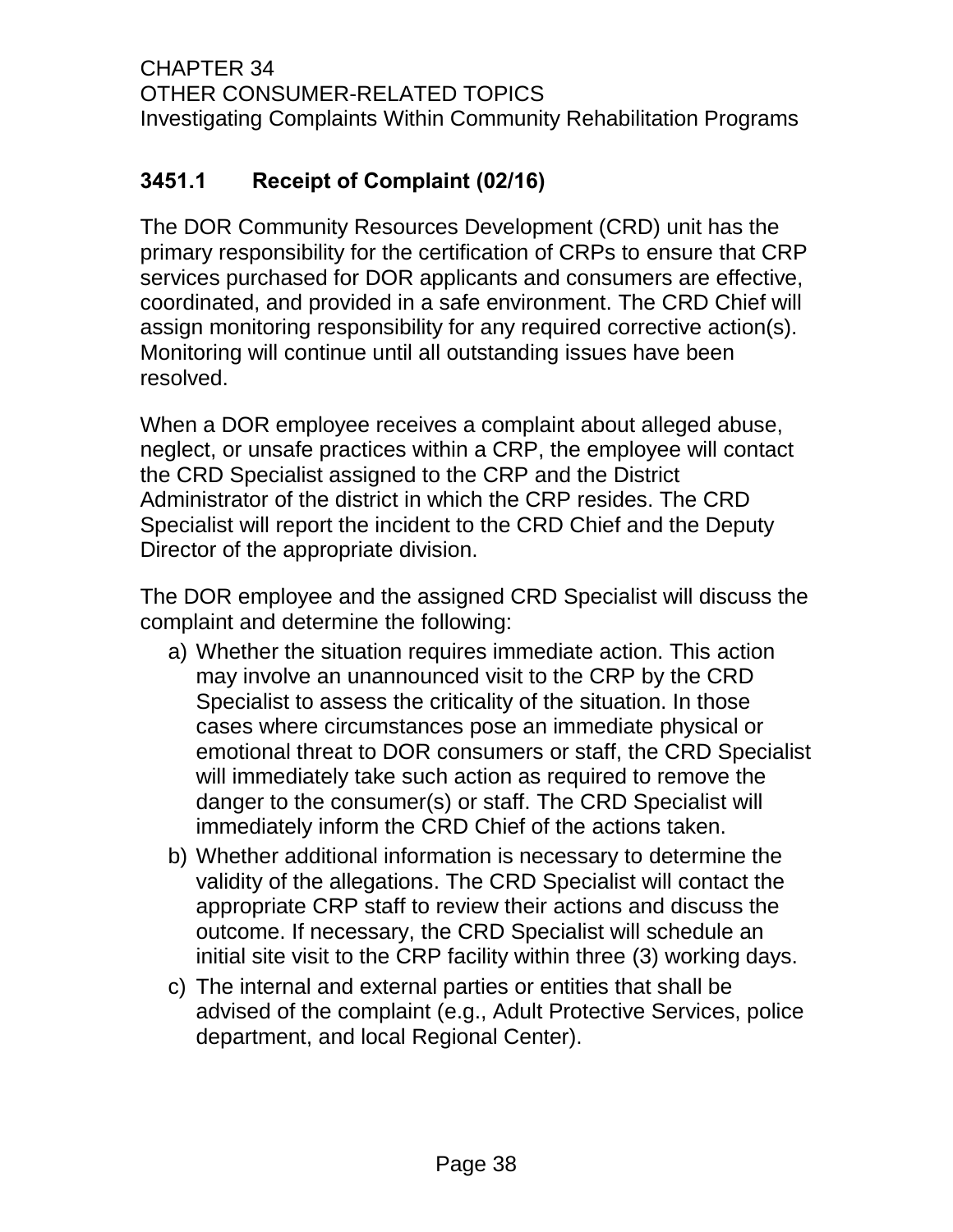### 3451.1 Receipt of Complaint (02/16)

The DOR Community Resources Development (CRD) unit has the primary responsibility for the certification of CRPs to ensure that CRP services purchased for DOR applicants and consumers are effective, coordinated, and provided in a safe environment. The CRD Chief will assign monitoring responsibility for any required corrective action(s). Monitoring will continue until all outstanding issues have been resolved.

When a DOR employee receives a complaint about alleged abuse, neglect, or unsafe practices within a CRP, the employee will contact the CRD Specialist assigned to the CRP and the District Administrator of the district in which the CRP resides. The CRD Specialist will report the incident to the CRD Chief and the Deputy Director of the appropriate division.

The DOR employee and the assigned CRD Specialist will discuss the complaint and determine the following:

a) Whether the situation requires immediate action. This action may involve an unannounced visit to the CRP by the CRD Specialist to assess the criticality of the situation. In those cases where circumstances pose an immediate physical or emotional threat to DOR consumers or staff, the CRD Specialist will immediately take such action as required to remove the danger to the consumer(s) or staff. The CRD Specialist will immediately inform the CRD Chief of the actions taken.
b) Whether additional information is necessary to determine the validity of the allegations. The CRD Specialist will contact the appropriate CRP staff to review their actions and discuss the outcome. If necessary, the CRD Specialist will schedule an initial site visit to the CRP facility within three (3) working days.
c) The internal and external parties or entities that shall be advised of the complaint (e.g., Adult Protective Services, police department, and local Regional Center).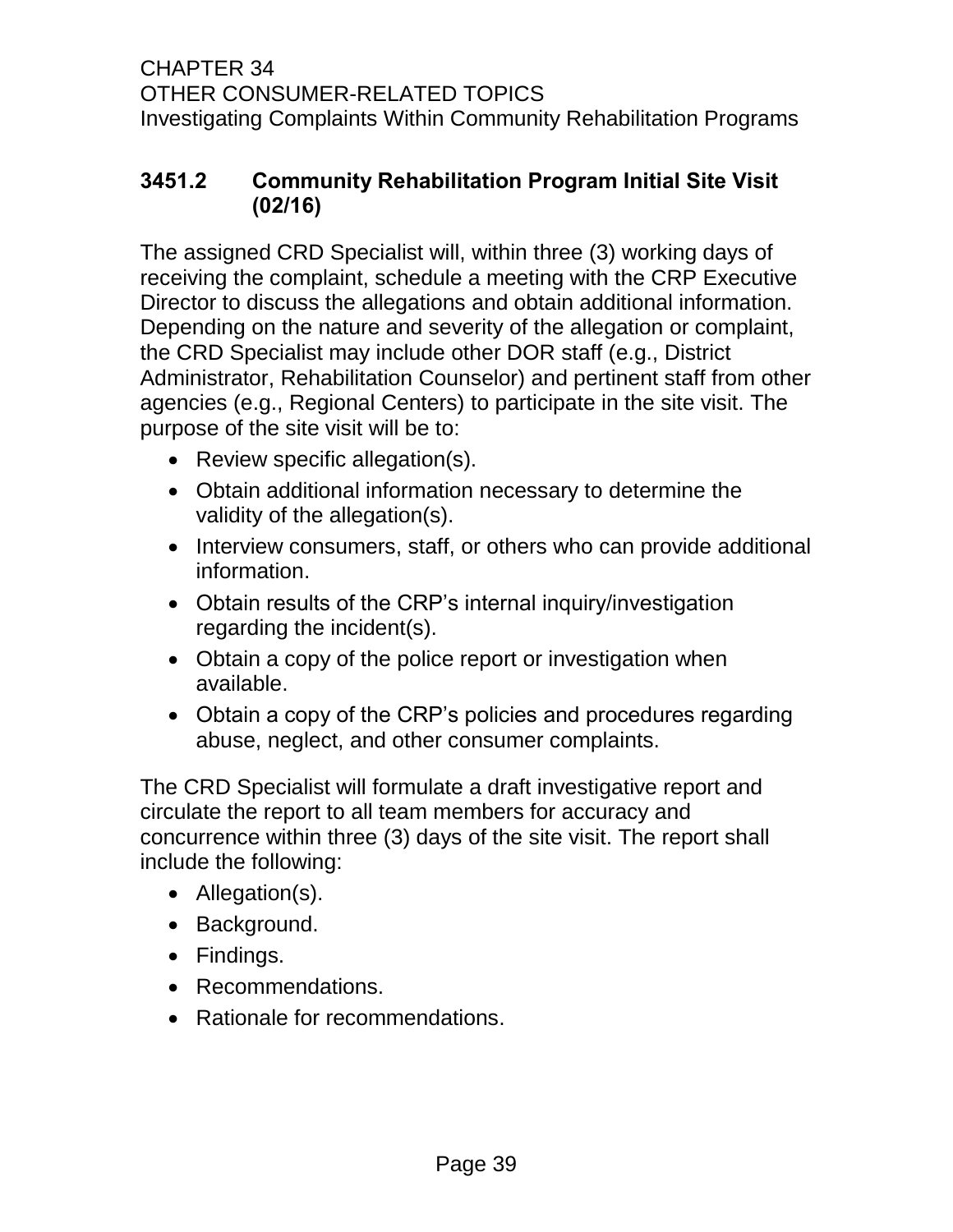### 3451.2 Community Rehabilitation Program Initial Site Visit (02/16)

The assigned CRD Specialist will, within three (3) working days of receiving the complaint, schedule a meeting with the CRP Executive Director to discuss the allegations and obtain additional information. Depending on the nature and severity of the allegation or complaint, the CRD Specialist may include other DOR staff (e.g., District Administrator, Rehabilitation Counselor) and pertinent staff from other agencies (e.g., Regional Centers) to participate in the site visit. The purpose of the site visit will be to:

- Review specific allegation(s).
- Obtain additional information necessary to determine the validity of the allegation(s).
- Interview consumers, staff, or others who can provide additional information.
- Obtain results of the CRP's internal inquiry/investigation regarding the incident(s).
- Obtain a copy of the police report or investigation when available.
- Obtain a copy of the CRP's policies and procedures regarding abuse, neglect, and other consumer complaints.

The CRD Specialist will formulate a draft investigative report and circulate the report to all team members for accuracy and concurrence within three (3) days of the site visit. The report shall include the following:

- Allegation(s).
- Background.
- Findings.
- Recommendations.
- Rationale for recommendations.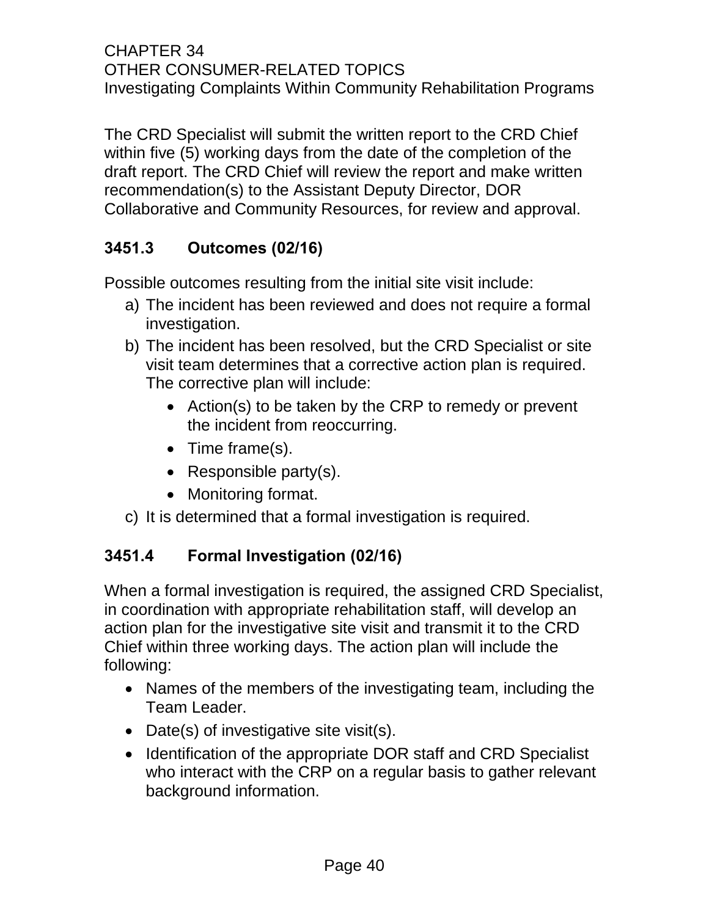The CRD Specialist will submit the written report to the CRD Chief within five (5) working days from the date of the completion of the draft report. The CRD Chief will review the report and make written recommendation(s) to the Assistant Deputy Director, DOR Collaborative and Community Resources, for review and approval.

### 3451.3 Outcomes (02/16)

Possible outcomes resulting from the initial site visit include:

a) The incident has been reviewed and does not require a formal investigation.
b) The incident has been resolved, but the CRD Specialist or site visit team determines that a corrective action plan is required. The corrective plan will include:
    - Action(s) to be taken by the CRP to remedy or prevent the incident from reoccurring.
    - Time frame(s).
    - Responsible party(s).
    - Monitoring format.
c) It is determined that a formal investigation is required.

### 3451.4 Formal Investigation (02/16)

When a formal investigation is required, the assigned CRD Specialist, in coordination with appropriate rehabilitation staff, will develop an action plan for the investigative site visit and transmit it to the CRD Chief within three working days. The action plan will include the following:

- Names of the members of the investigating team, including the Team Leader.
- Date(s) of investigative site visit(s).
- Identification of the appropriate DOR staff and CRD Specialist who interact with the CRP on a regular basis to gather relevant background information.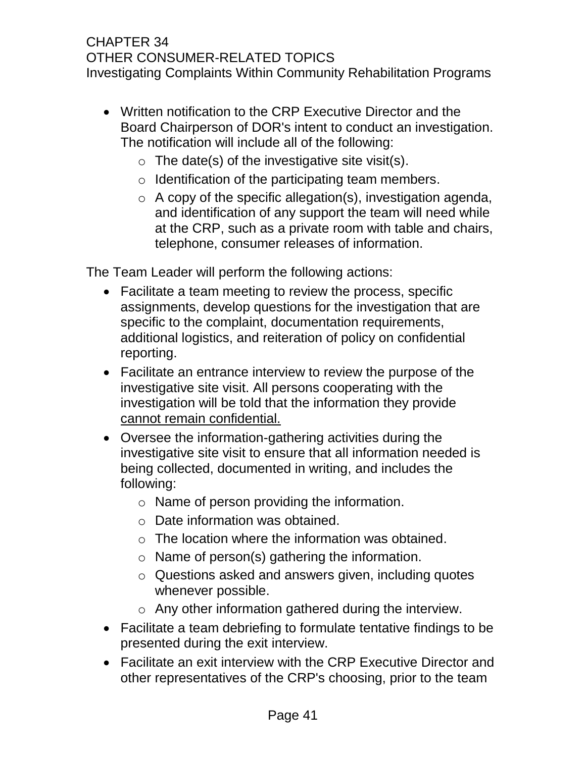- Written notification to the CRP Executive Director and the Board Chairperson of DOR's intent to conduct an investigation. The notification will include all of the following:
    - The date(s) of the investigative site visit(s).
    - Identification of the participating team members.
    - A copy of the specific allegation(s), investigation agenda, and identification of any support the team will need while at the CRP, such as a private room with table and chairs, telephone, consumer releases of information.

The Team Leader will perform the following actions:

- Facilitate a team meeting to review the process, specific assignments, develop questions for the investigation that are specific to the complaint, documentation requirements, additional logistics, and reiteration of policy on confidential reporting.
- Facilitate an entrance interview to review the purpose of the investigative site visit. All persons cooperating with the investigation will be told that the information they provide <u>cannot remain confidential.</u>
- Oversee the information-gathering activities during the investigative site visit to ensure that all information needed is being collected, documented in writing, and includes the following:
    - Name of person providing the information.
    - Date information was obtained.
    - The location where the information was obtained.
    - Name of person(s) gathering the information.
    - Questions asked and answers given, including quotes whenever possible.
    - Any other information gathered during the interview.
- Facilitate a team debriefing to formulate tentative findings to be presented during the exit interview.
- Facilitate an exit interview with the CRP Executive Director and other representatives of the CRP's choosing, prior to the team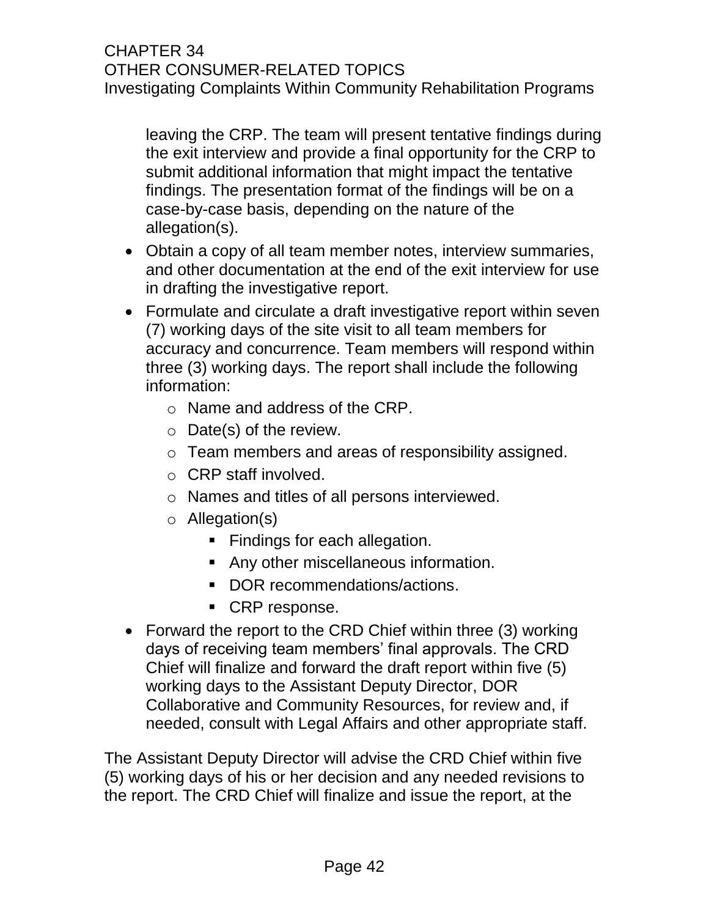leaving the CRP. The team will present tentative findings during the exit interview and provide a final opportunity for the CRP to submit additional information that might impact the tentative findings. The presentation format of the findings will be on a case-by-case basis, depending on the nature of the allegation(s).

- Obtain a copy of all team member notes, interview summaries, and other documentation at the end of the exit interview for use in drafting the investigative report.
- Formulate and circulate a draft investigative report within seven (7) working days of the site visit to all team members for accuracy and concurrence. Team members will respond within three (3) working days. The report shall include the following information:
  - Name and address of the CRP.
  - Date(s) of the review.
  - Team members and areas of responsibility assigned.
  - CRP staff involved.
  - Names and titles of all persons interviewed.
  - Allegation(s)
    - Findings for each allegation.
    - Any other miscellaneous information.
    - DOR recommendations/actions.
    - CRP response.
- Forward the report to the CRD Chief within three (3) working days of receiving team members' final approvals. The CRD Chief will finalize and forward the draft report within five (5) working days to the Assistant Deputy Director, DOR Collaborative and Community Resources, for review and, if needed, consult with Legal Affairs and other appropriate staff.

The Assistant Deputy Director will advise the CRD Chief within five (5) working days of his or her decision and any needed revisions to the report. The CRD Chief will finalize and issue the report, at the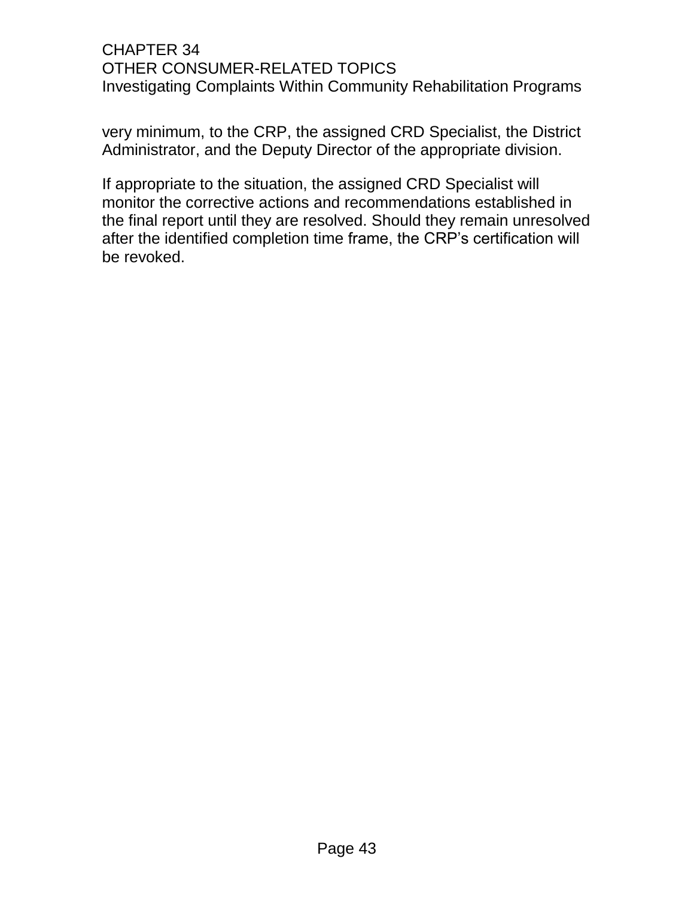very minimum, to the CRP, the assigned CRD Specialist, the District Administrator, and the Deputy Director of the appropriate division.

If appropriate to the situation, the assigned CRD Specialist will monitor the corrective actions and recommendations established in the final report until they are resolved. Should they remain unresolved after the identified completion time frame, the CRP's certification will be revoked.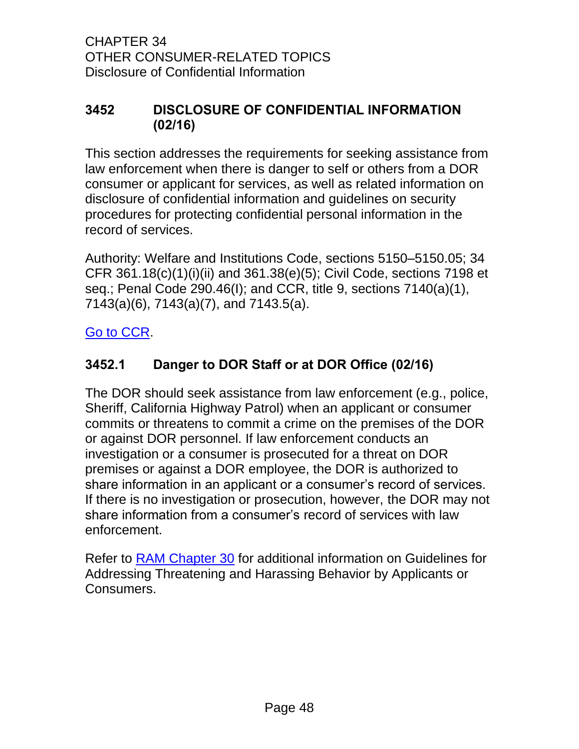CHAPTER 34
OTHER CONSUMER-RELATED TOPICS
Disclosure of Confidential Information

## 3452 DISCLOSURE OF CONFIDENTIAL INFORMATION (02/16)

This section addresses the requirements for seeking assistance from law enforcement when there is danger to self or others from a DOR consumer or applicant for services, as well as related information on disclosure of confidential information and guidelines on security procedures for protecting confidential personal information in the record of services.

Authority: Welfare and Institutions Code, sections 5150–5150.05; 34 CFR 361.18(c)(1)(i)(ii) and 361.38(e)(5); Civil Code, sections 7198 et seq.; Penal Code 290.46(I); and CCR, title 9, sections 7140(a)(1), 7143(a)(6), 7143(a)(7), and 7143.5(a).

[Go to CCR](#).

### 3452.1 Danger to DOR Staff or at DOR Office (02/16)

The DOR should seek assistance from law enforcement (e.g., police, Sheriff, California Highway Patrol) when an applicant or consumer commits or threatens to commit a crime on the premises of the DOR or against DOR personnel. If law enforcement conducts an investigation or a consumer is prosecuted for a threat on DOR premises or against a DOR employee, the DOR is authorized to share information in an applicant or a consumer's record of services. If there is no investigation or prosecution, however, the DOR may not share information from a consumer's record of services with law enforcement.

Refer to [RAM Chapter 30](#) for additional information on Guidelines for Addressing Threatening and Harassing Behavior by Applicants or Consumers.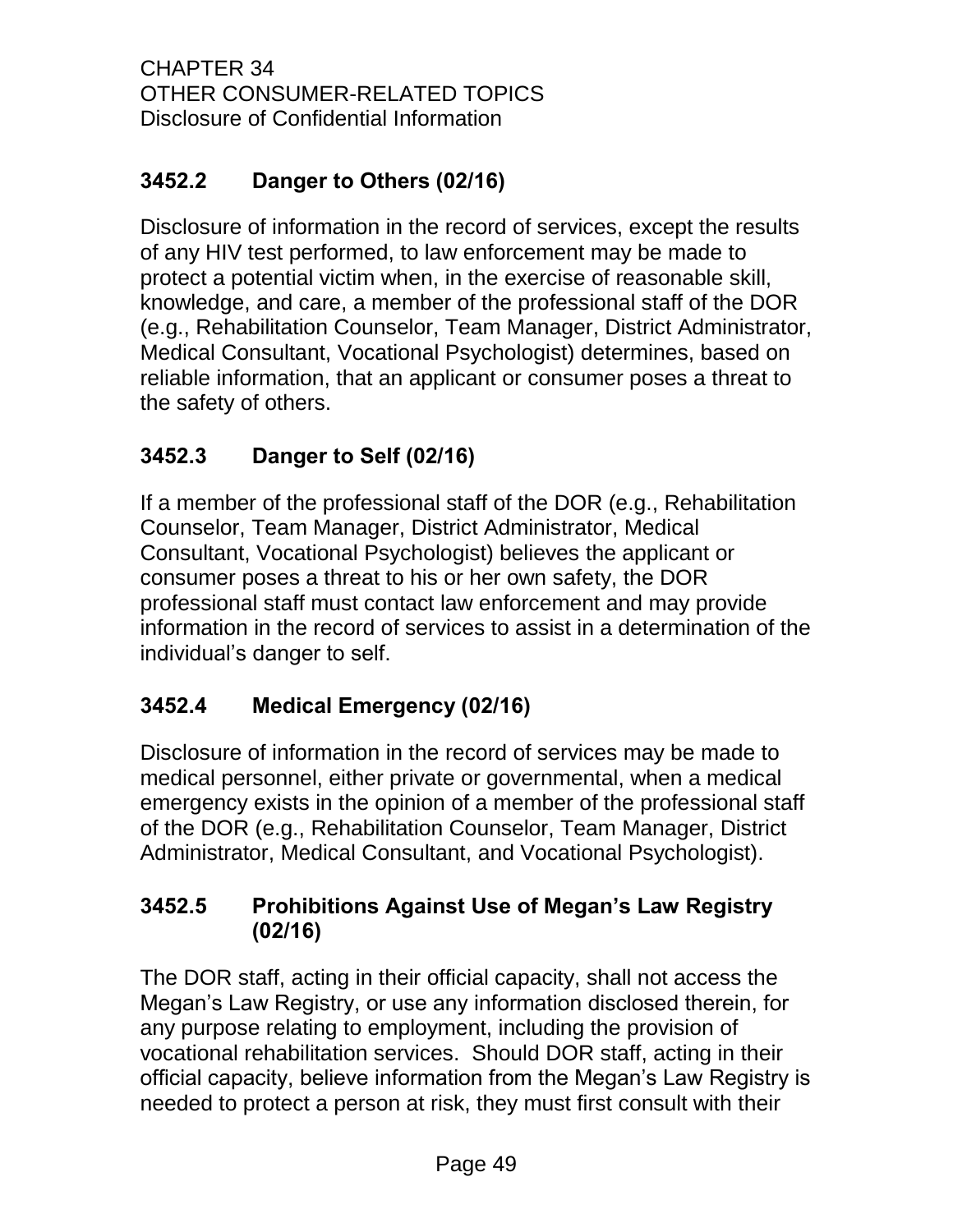### 3452.2 Danger to Others (02/16)

Disclosure of information in the record of services, except the results of any HIV test performed, to law enforcement may be made to protect a potential victim when, in the exercise of reasonable skill, knowledge, and care, a member of the professional staff of the DOR (e.g., Rehabilitation Counselor, Team Manager, District Administrator, Medical Consultant, Vocational Psychologist) determines, based on reliable information, that an applicant or consumer poses a threat to the safety of others.

### 3452.3 Danger to Self (02/16)

If a member of the professional staff of the DOR (e.g., Rehabilitation Counselor, Team Manager, District Administrator, Medical Consultant, Vocational Psychologist) believes the applicant or consumer poses a threat to his or her own safety, the DOR professional staff must contact law enforcement and may provide information in the record of services to assist in a determination of the individual's danger to self.

### 3452.4 Medical Emergency (02/16)

Disclosure of information in the record of services may be made to medical personnel, either private or governmental, when a medical emergency exists in the opinion of a member of the professional staff of the DOR (e.g., Rehabilitation Counselor, Team Manager, District Administrator, Medical Consultant, and Vocational Psychologist).

### 3452.5 Prohibitions Against Use of Megan's Law Registry (02/16)

The DOR staff, acting in their official capacity, shall not access the Megan's Law Registry, or use any information disclosed therein, for any purpose relating to employment, including the provision of vocational rehabilitation services. Should DOR staff, acting in their official capacity, believe information from the Megan's Law Registry is needed to protect a person at risk, they must first consult with their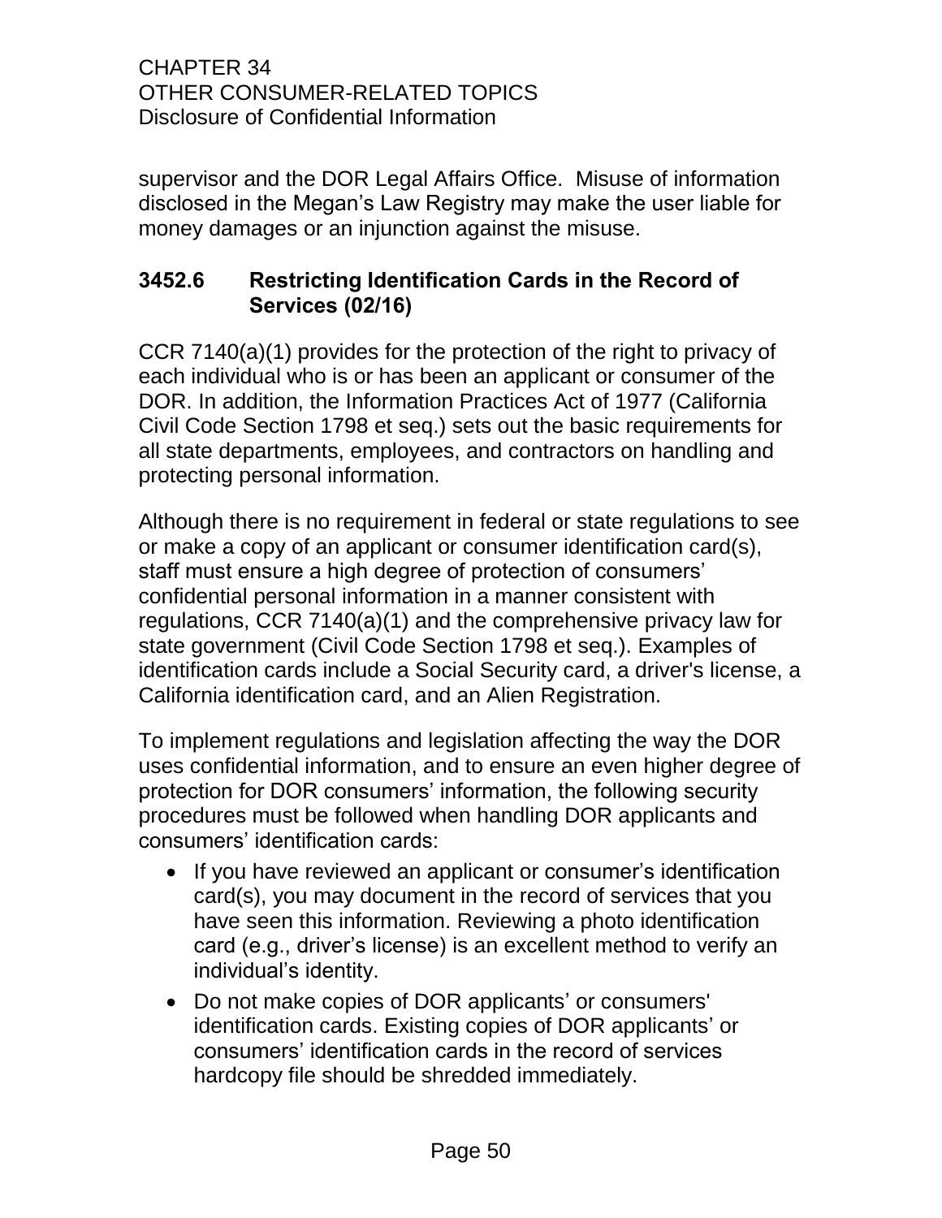supervisor and the DOR Legal Affairs Office. Misuse of information disclosed in the Megan's Law Registry may make the user liable for money damages or an injunction against the misuse.

### 3452.6 Restricting Identification Cards in the Record of Services (02/16)

CCR 7140(a)(1) provides for the protection of the right to privacy of each individual who is or has been an applicant or consumer of the DOR. In addition, the Information Practices Act of 1977 (California Civil Code Section 1798 et seq.) sets out the basic requirements for all state departments, employees, and contractors on handling and protecting personal information.

Although there is no requirement in federal or state regulations to see or make a copy of an applicant or consumer identification card(s), staff must ensure a high degree of protection of consumers' confidential personal information in a manner consistent with regulations, CCR 7140(a)(1) and the comprehensive privacy law for state government (Civil Code Section 1798 et seq.). Examples of identification cards include a Social Security card, a driver's license, a California identification card, and an Alien Registration.

To implement regulations and legislation affecting the way the DOR uses confidential information, and to ensure an even higher degree of protection for DOR consumers' information, the following security procedures must be followed when handling DOR applicants and consumers' identification cards:

- If you have reviewed an applicant or consumer's identification card(s), you may document in the record of services that you have seen this information. Reviewing a photo identification card (e.g., driver's license) is an excellent method to verify an individual's identity.
- Do not make copies of DOR applicants' or consumers' identification cards. Existing copies of DOR applicants' or consumers' identification cards in the record of services hardcopy file should be shredded immediately.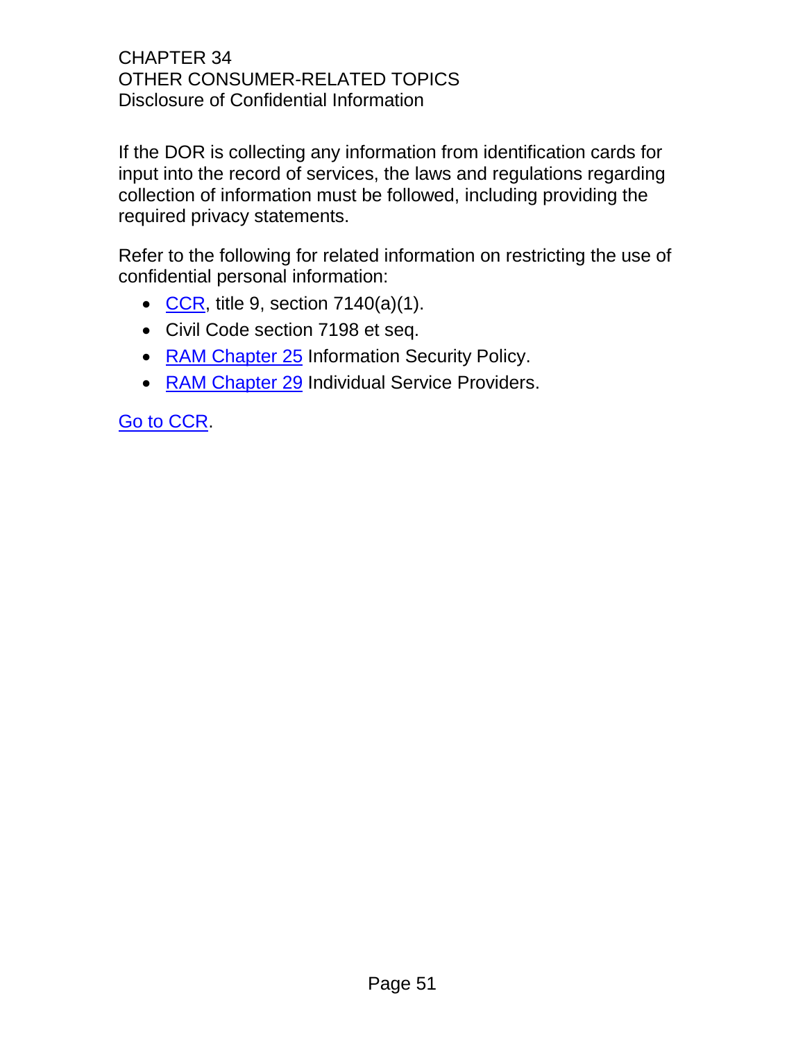CHAPTER 34
OTHER CONSUMER-RELATED TOPICS
Disclosure of Confidential Information

If the DOR is collecting any information from identification cards for input into the record of services, the laws and regulations regarding collection of information must be followed, including providing the required privacy statements.

Refer to the following for related information on restricting the use of confidential personal information:

- CCR, title 9, section 7140(a)(1).
- Civil Code section 7198 et seq.
- RAM Chapter 25 Information Security Policy.
- RAM Chapter 29 Individual Service Providers.

Go to CCR.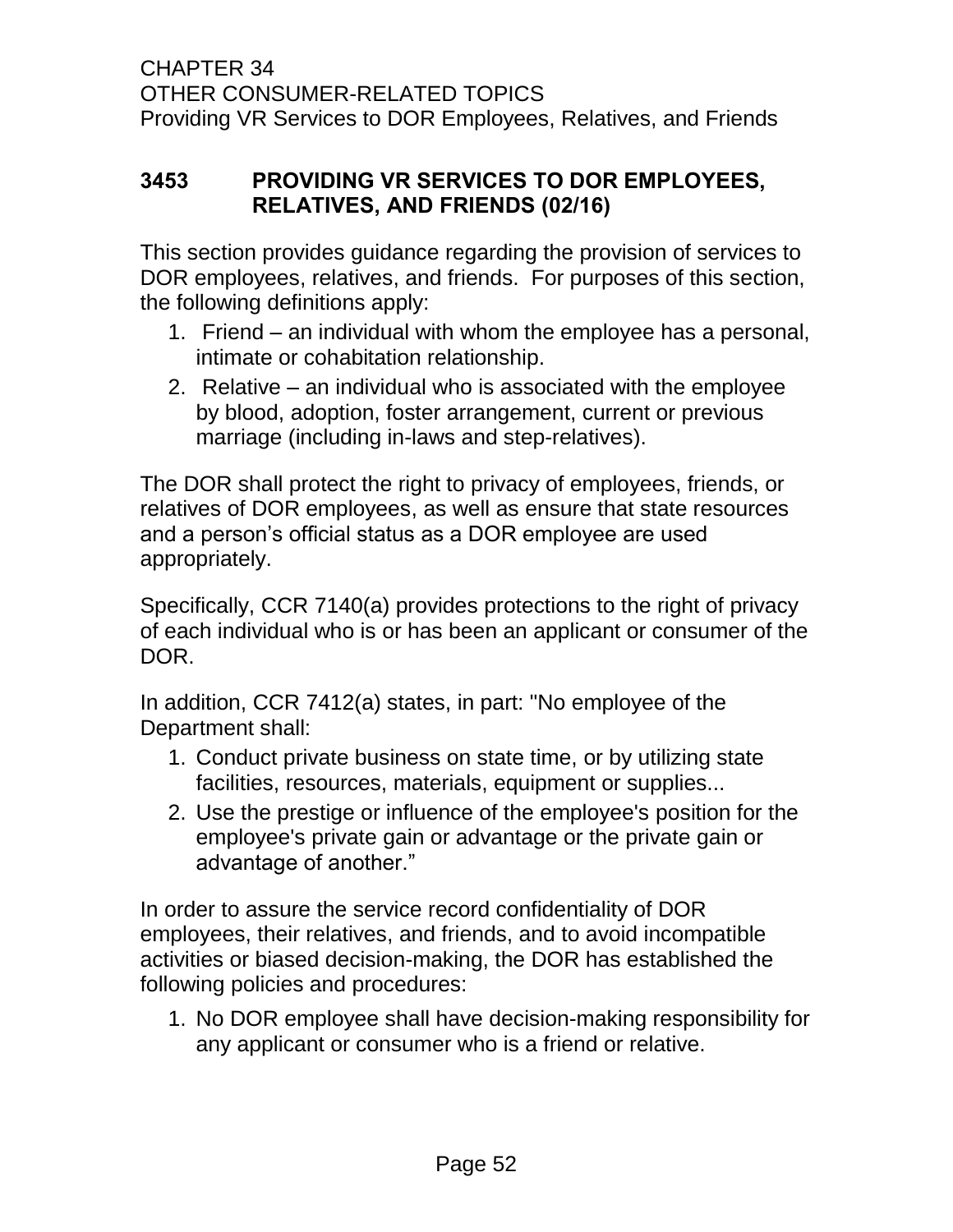## 3453 PROVIDING VR SERVICES TO DOR EMPLOYEES, RELATIVES, AND FRIENDS (02/16)

This section provides guidance regarding the provision of services to DOR employees, relatives, and friends. For purposes of this section, the following definitions apply:

1. Friend – an individual with whom the employee has a personal, intimate or cohabitation relationship.
2. Relative – an individual who is associated with the employee by blood, adoption, foster arrangement, current or previous marriage (including in-laws and step-relatives).

The DOR shall protect the right to privacy of employees, friends, or relatives of DOR employees, as well as ensure that state resources and a person's official status as a DOR employee are used appropriately.

Specifically, CCR 7140(a) provides protections to the right of privacy of each individual who is or has been an applicant or consumer of the DOR.

In addition, CCR 7412(a) states, in part: "No employee of the Department shall:

1. Conduct private business on state time, or by utilizing state facilities, resources, materials, equipment or supplies...
2. Use the prestige or influence of the employee's position for the employee's private gain or advantage or the private gain or advantage of another."

In order to assure the service record confidentiality of DOR employees, their relatives, and friends, and to avoid incompatible activities or biased decision-making, the DOR has established the following policies and procedures:

1. No DOR employee shall have decision-making responsibility for any applicant or consumer who is a friend or relative.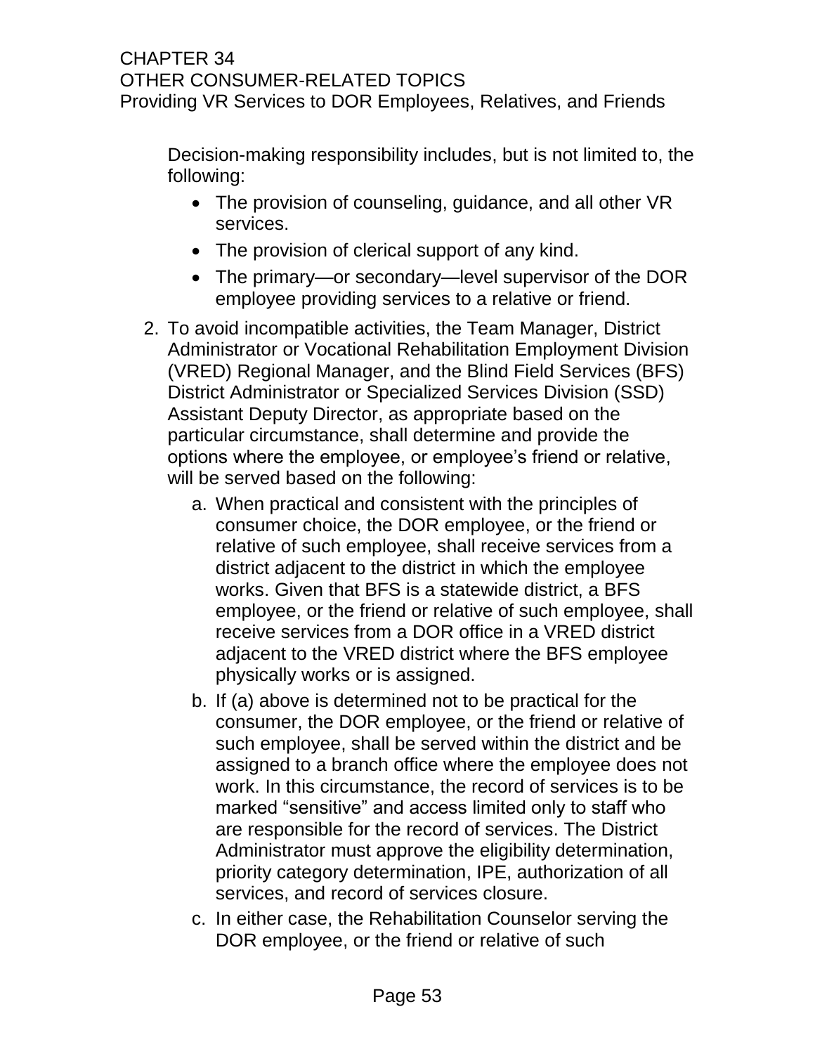Decision-making responsibility includes, but is not limited to, the following:

- The provision of counseling, guidance, and all other VR services.
- The provision of clerical support of any kind.
- The primary—or secondary—level supervisor of the DOR employee providing services to a relative or friend.

2. To avoid incompatible activities, the Team Manager, District Administrator or Vocational Rehabilitation Employment Division (VRED) Regional Manager, and the Blind Field Services (BFS) District Administrator or Specialized Services Division (SSD) Assistant Deputy Director, as appropriate based on the particular circumstance, shall determine and provide the options where the employee, or employee's friend or relative, will be served based on the following:
   a. When practical and consistent with the principles of consumer choice, the DOR employee, or the friend or relative of such employee, shall receive services from a district adjacent to the district in which the employee works. Given that BFS is a statewide district, a BFS employee, or the friend or relative of such employee, shall receive services from a DOR office in a VRED district adjacent to the VRED district where the BFS employee physically works or is assigned.
   b. If (a) above is determined not to be practical for the consumer, the DOR employee, or the friend or relative of such employee, shall be served within the district and be assigned to a branch office where the employee does not work. In this circumstance, the record of services is to be marked "sensitive" and access limited only to staff who are responsible for the record of services. The District Administrator must approve the eligibility determination, priority category determination, IPE, authorization of all services, and record of services closure.
   c. In either case, the Rehabilitation Counselor serving the DOR employee, or the friend or relative of such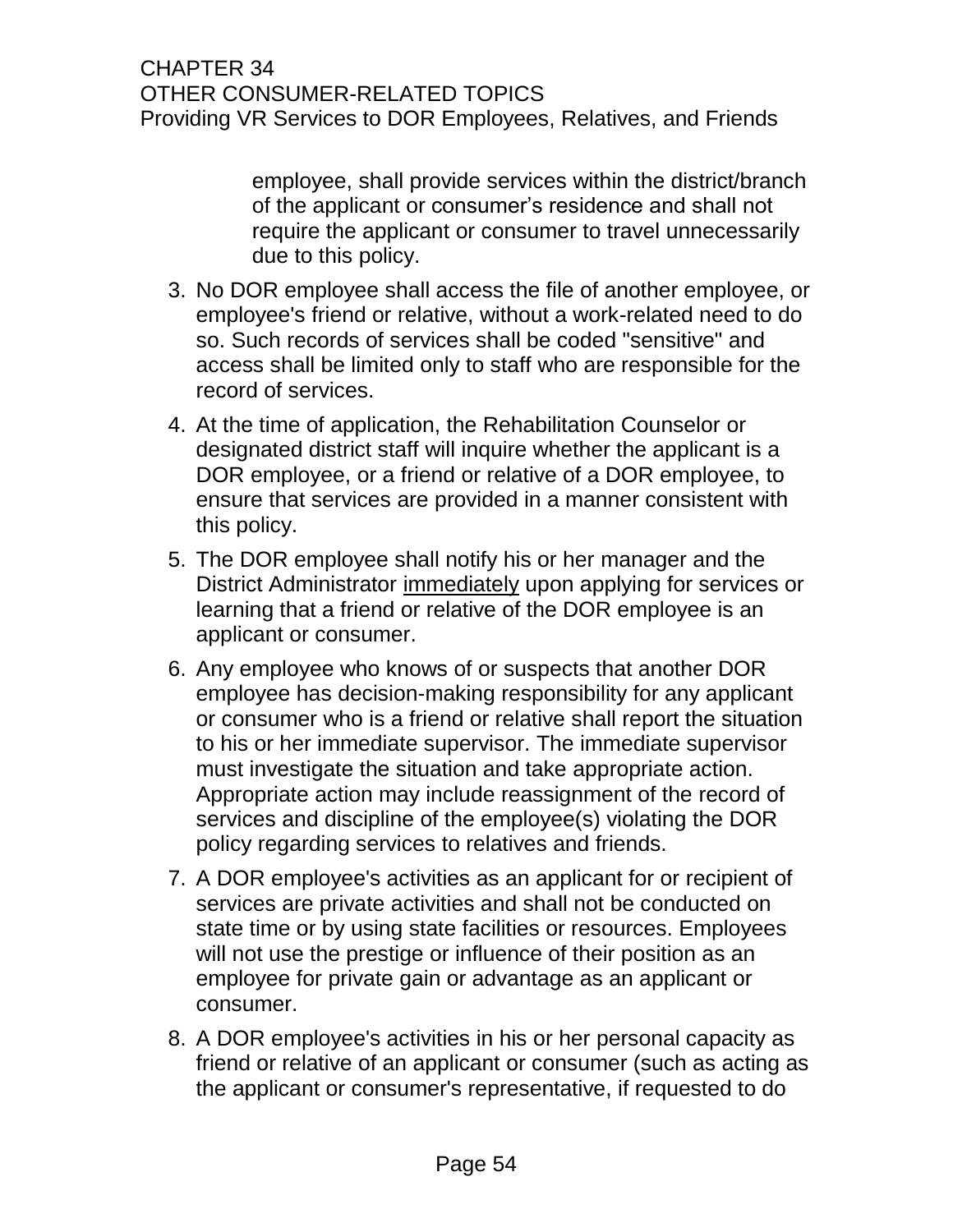employee, shall provide services within the district/branch of the applicant or consumer's residence and shall not require the applicant or consumer to travel unnecessarily due to this policy.

3. No DOR employee shall access the file of another employee, or employee's friend or relative, without a work-related need to do so. Such records of services shall be coded "sensitive" and access shall be limited only to staff who are responsible for the record of services.
4. At the time of application, the Rehabilitation Counselor or designated district staff will inquire whether the applicant is a DOR employee, or a friend or relative of a DOR employee, to ensure that services are provided in a manner consistent with this policy.
5. The DOR employee shall notify his or her manager and the District Administrator <u>immediately</u> upon applying for services or learning that a friend or relative of the DOR employee is an applicant or consumer.
6. Any employee who knows of or suspects that another DOR employee has decision-making responsibility for any applicant or consumer who is a friend or relative shall report the situation to his or her immediate supervisor. The immediate supervisor must investigate the situation and take appropriate action. Appropriate action may include reassignment of the record of services and discipline of the employee(s) violating the DOR policy regarding services to relatives and friends.
7. A DOR employee's activities as an applicant for or recipient of services are private activities and shall not be conducted on state time or by using state facilities or resources. Employees will not use the prestige or influence of their position as an employee for private gain or advantage as an applicant or consumer.
8. A DOR employee's activities in his or her personal capacity as friend or relative of an applicant or consumer (such as acting as the applicant or consumer's representative, if requested to do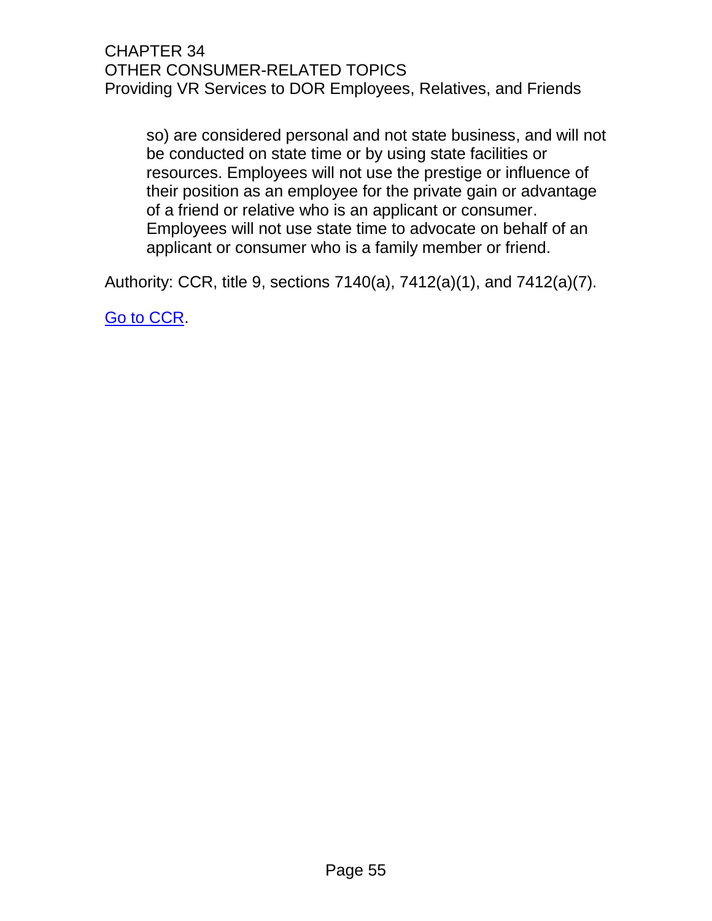so) are considered personal and not state business, and will not be conducted on state time or by using state facilities or resources. Employees will not use the prestige or influence of their position as an employee for the private gain or advantage of a friend or relative who is an applicant or consumer. Employees will not use state time to advocate on behalf of an applicant or consumer who is a family member or friend.

Authority: CCR, title 9, sections 7140(a), 7412(a)(1), and 7412(a)(7).

Go to CCR.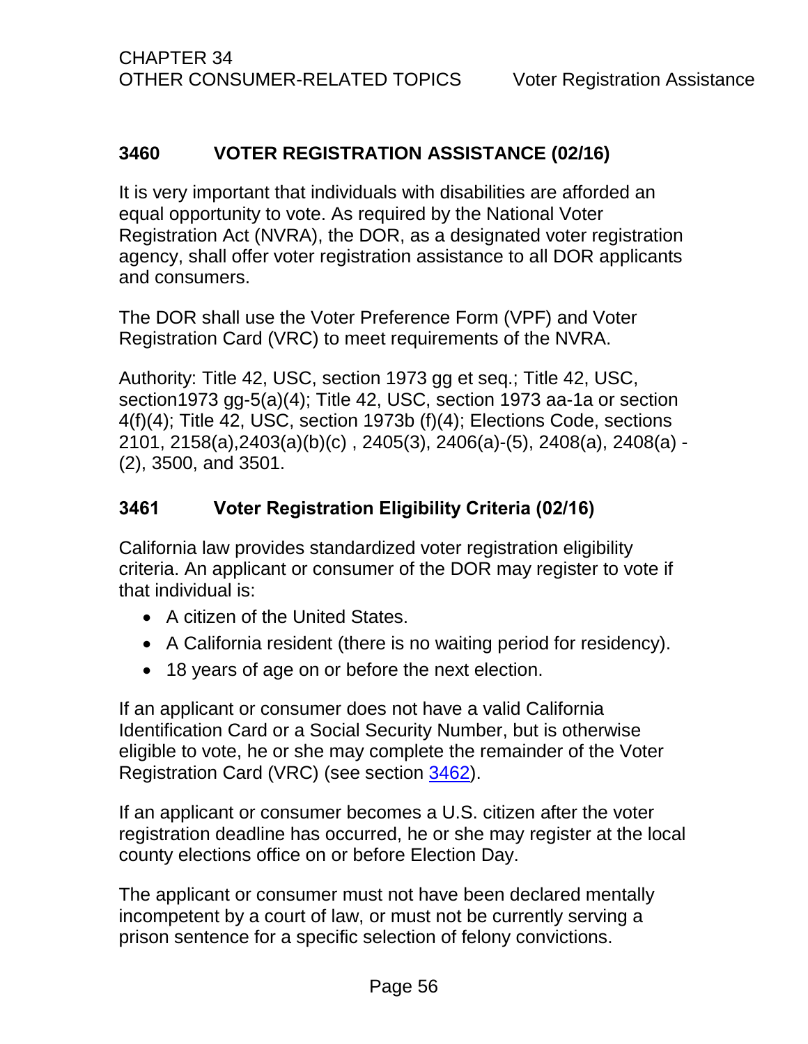## 3460 VOTER REGISTRATION ASSISTANCE (02/16)

It is very important that individuals with disabilities are afforded an equal opportunity to vote. As required by the National Voter Registration Act (NVRA), the DOR, as a designated voter registration agency, shall offer voter registration assistance to all DOR applicants and consumers.

The DOR shall use the Voter Preference Form (VPF) and Voter Registration Card (VRC) to meet requirements of the NVRA.

Authority: Title 42, USC, section 1973 gg et seq.; Title 42, USC, section1973 gg-5(a)(4); Title 42, USC, section 1973 aa-1a or section 4(f)(4); Title 42, USC, section 1973b (f)(4); Elections Code, sections 2101, 2158(a),2403(a)(b)(c) , 2405(3), 2406(a)-(5), 2408(a), 2408(a) - (2), 3500, and 3501.

### 3461 Voter Registration Eligibility Criteria (02/16)

California law provides standardized voter registration eligibility criteria. An applicant or consumer of the DOR may register to vote if that individual is:

- A citizen of the United States.
- A California resident (there is no waiting period for residency).
- 18 years of age on or before the next election.

If an applicant or consumer does not have a valid California Identification Card or a Social Security Number, but is otherwise eligible to vote, he or she may complete the remainder of the Voter Registration Card (VRC) (see section 3462).

If an applicant or consumer becomes a U.S. citizen after the voter registration deadline has occurred, he or she may register at the local county elections office on or before Election Day.

The applicant or consumer must not have been declared mentally incompetent by a court of law, or must not be currently serving a prison sentence for a specific selection of felony convictions.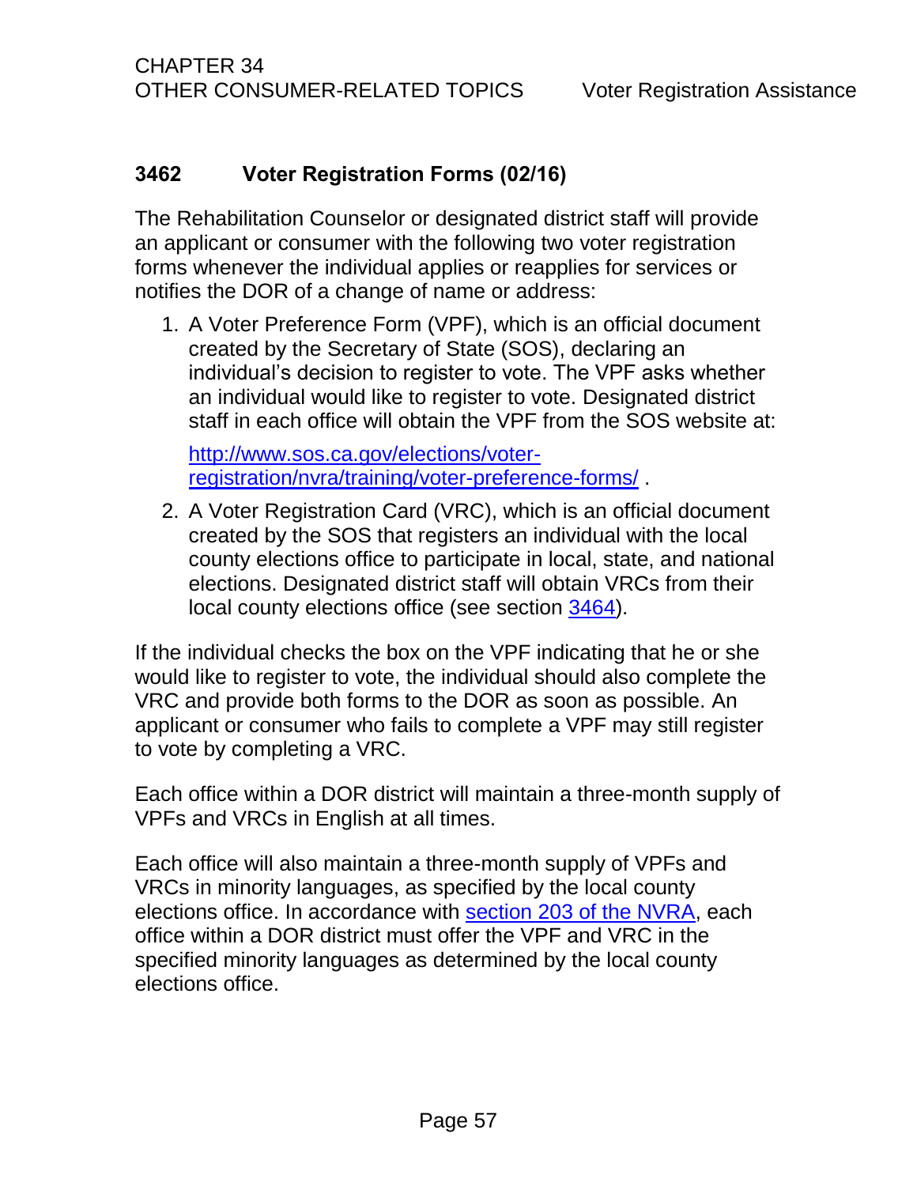### 3462 Voter Registration Forms (02/16)

The Rehabilitation Counselor or designated district staff will provide an applicant or consumer with the following two voter registration forms whenever the individual applies or reapplies for services or notifies the DOR of a change of name or address:

1. A Voter Preference Form (VPF), which is an official document created by the Secretary of State (SOS), declaring an individual's decision to register to vote. The VPF asks whether an individual would like to register to vote. Designated district staff in each office will obtain the VPF from the SOS website at:

   [http://www.sos.ca.gov/elections/voter-registration/nvra/training/voter-preference-forms/](http://www.sos.ca.gov/elections/voter-registration/nvra/training/voter-preference-forms/) .

2. A Voter Registration Card (VRC), which is an official document created by the SOS that registers an individual with the local county elections office to participate in local, state, and national elections. Designated district staff will obtain VRCs from their local county elections office (see section [3464](#)).

If the individual checks the box on the VPF indicating that he or she would like to register to vote, the individual should also complete the VRC and provide both forms to the DOR as soon as possible. An applicant or consumer who fails to complete a VPF may still register to vote by completing a VRC.

Each office within a DOR district will maintain a three-month supply of VPFs and VRCs in English at all times.

Each office will also maintain a three-month supply of VPFs and VRCs in minority languages, as specified by the local county elections office. In accordance with [section 203 of the NVRA](#), each office within a DOR district must offer the VPF and VRC in the specified minority languages as determined by the local county elections office.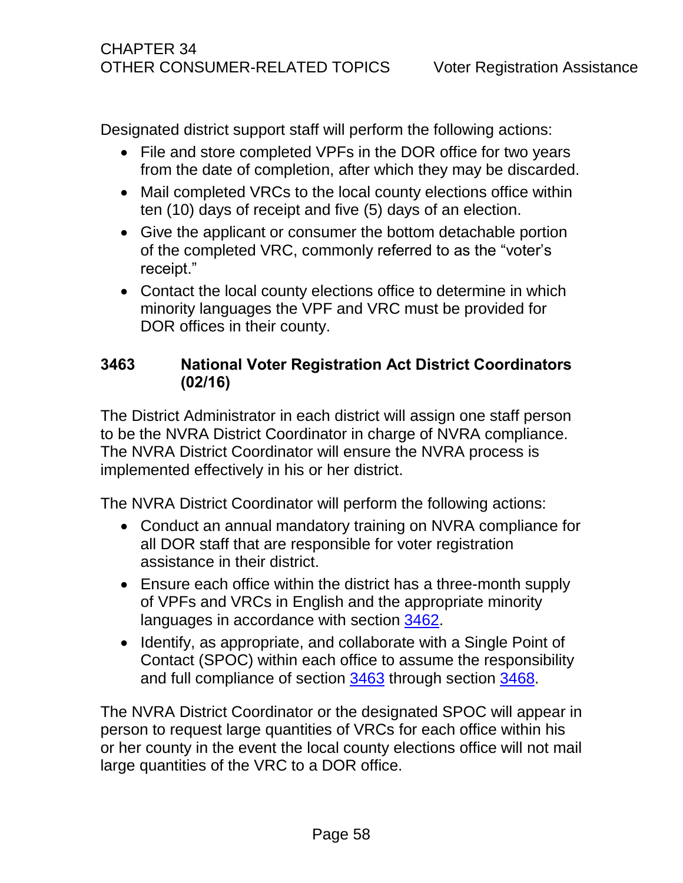Designated district support staff will perform the following actions:

- File and store completed VPFs in the DOR office for two years from the date of completion, after which they may be discarded.
- Mail completed VRCs to the local county elections office within ten (10) days of receipt and five (5) days of an election.
- Give the applicant or consumer the bottom detachable portion of the completed VRC, commonly referred to as the "voter's receipt."
- Contact the local county elections office to determine in which minority languages the VPF and VRC must be provided for DOR offices in their county.

### 3463 National Voter Registration Act District Coordinators (02/16)

The District Administrator in each district will assign one staff person to be the NVRA District Coordinator in charge of NVRA compliance. The NVRA District Coordinator will ensure the NVRA process is implemented effectively in his or her district.

The NVRA District Coordinator will perform the following actions:

- Conduct an annual mandatory training on NVRA compliance for all DOR staff that are responsible for voter registration assistance in their district.
- Ensure each office within the district has a three-month supply of VPFs and VRCs in English and the appropriate minority languages in accordance with section 3462.
- Identify, as appropriate, and collaborate with a Single Point of Contact (SPOC) within each office to assume the responsibility and full compliance of section 3463 through section 3468.

The NVRA District Coordinator or the designated SPOC will appear in person to request large quantities of VRCs for each office within his or her county in the event the local county elections office will not mail large quantities of the VRC to a DOR office.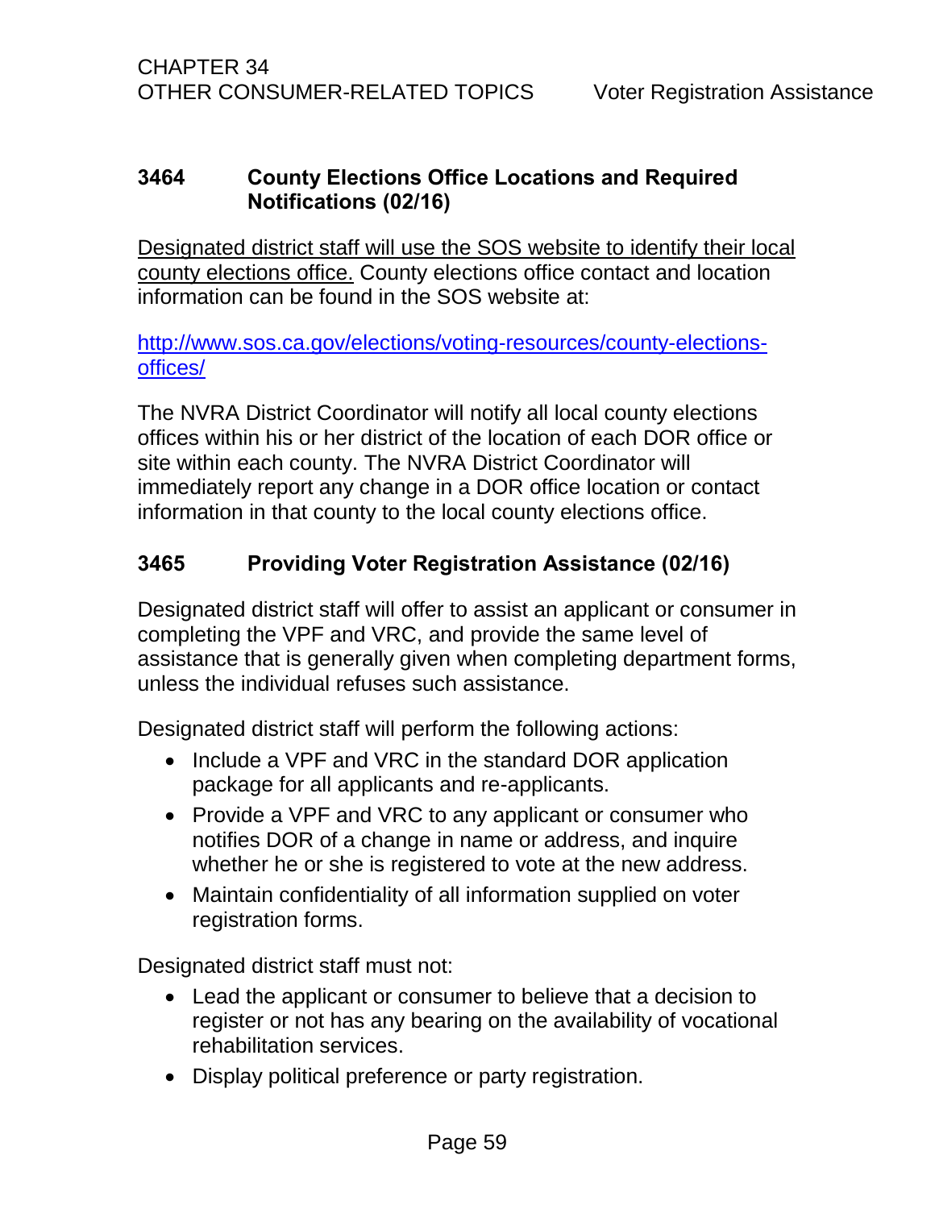### 3464 County Elections Office Locations and Required Notifications (02/16)

<u>Designated district staff will use the SOS website to identify their local county elections office.</u> County elections office contact and location information can be found in the SOS website at:

[http://www.sos.ca.gov/elections/voting-resources/county-elections-offices/](http://www.sos.ca.gov/elections/voting-resources/county-elections-offices/)

The NVRA District Coordinator will notify all local county elections offices within his or her district of the location of each DOR office or site within each county. The NVRA District Coordinator will immediately report any change in a DOR office location or contact information in that county to the local county elections office.

### 3465 Providing Voter Registration Assistance (02/16)

Designated district staff will offer to assist an applicant or consumer in completing the VPF and VRC, and provide the same level of assistance that is generally given when completing department forms, unless the individual refuses such assistance.

Designated district staff will perform the following actions:

- Include a VPF and VRC in the standard DOR application package for all applicants and re-applicants.
- Provide a VPF and VRC to any applicant or consumer who notifies DOR of a change in name or address, and inquire whether he or she is registered to vote at the new address.
- Maintain confidentiality of all information supplied on voter registration forms.

Designated district staff must not:

- Lead the applicant or consumer to believe that a decision to register or not has any bearing on the availability of vocational rehabilitation services.
- Display political preference or party registration.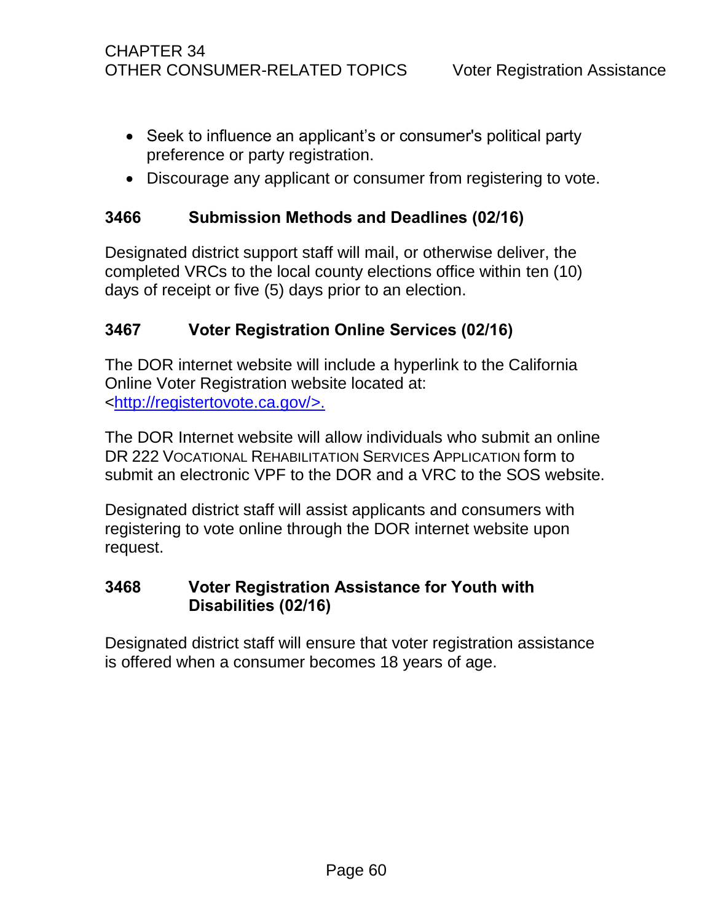- Seek to influence an applicant's or consumer's political party preference or party registration.
- Discourage any applicant or consumer from registering to vote.

### 3466 Submission Methods and Deadlines (02/16)

Designated district support staff will mail, or otherwise deliver, the completed VRCs to the local county elections office within ten (10) days of receipt or five (5) days prior to an election.

### 3467 Voter Registration Online Services (02/16)

The DOR internet website will include a hyperlink to the California Online Voter Registration website located at: <http://registertovote.ca.gov/>.

The DOR Internet website will allow individuals who submit an online DR 222 VOCATIONAL REHABILITATION SERVICES APPLICATION form to submit an electronic VPF to the DOR and a VRC to the SOS website.

Designated district staff will assist applicants and consumers with registering to vote online through the DOR internet website upon request.

### 3468 Voter Registration Assistance for Youth with Disabilities (02/16)

Designated district staff will ensure that voter registration assistance is offered when a consumer becomes 18 years of age.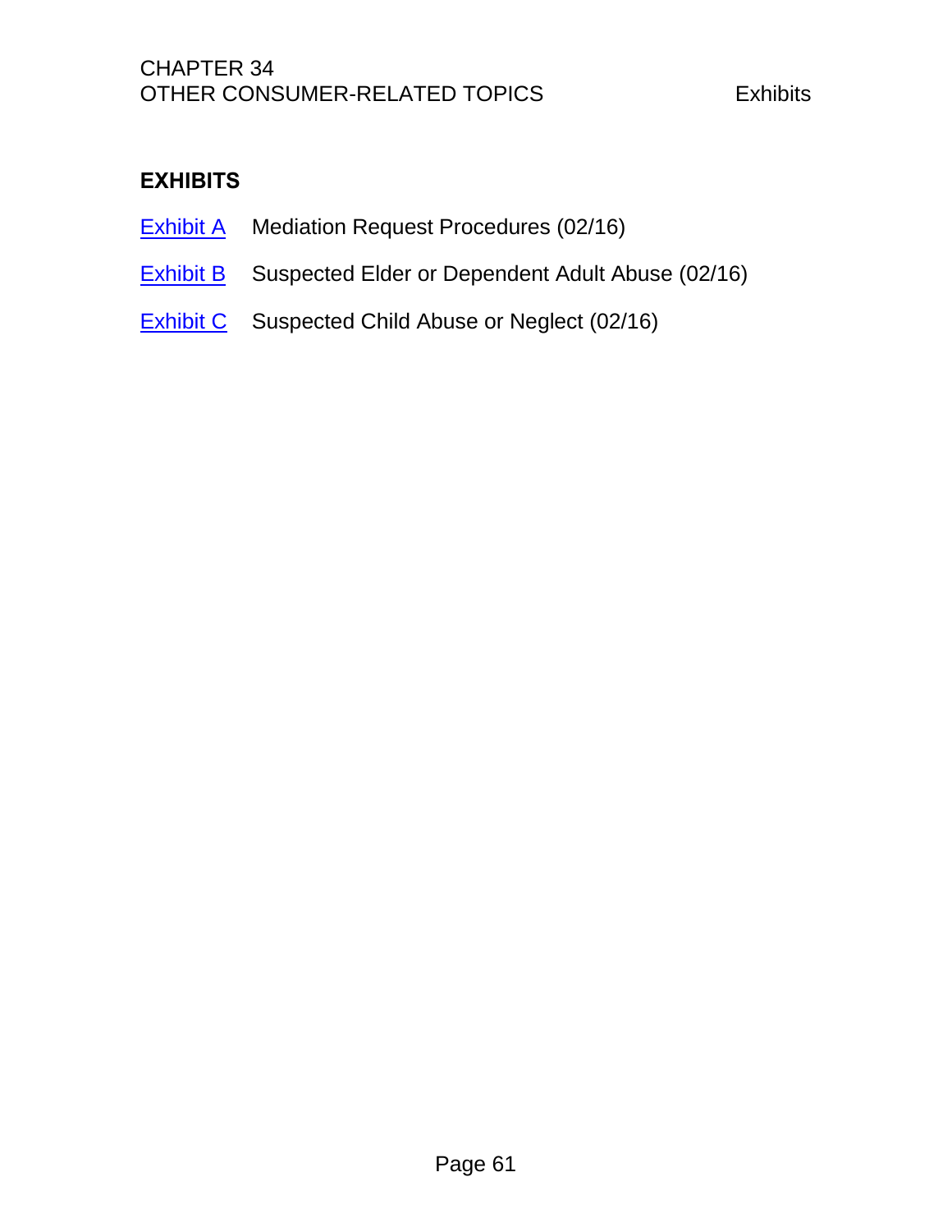## EXHIBITS

Exhibit A Mediation Request Procedures (02/16)

Exhibit B Suspected Elder or Dependent Adult Abuse (02/16)

Exhibit C Suspected Child Abuse or Neglect (02/16)